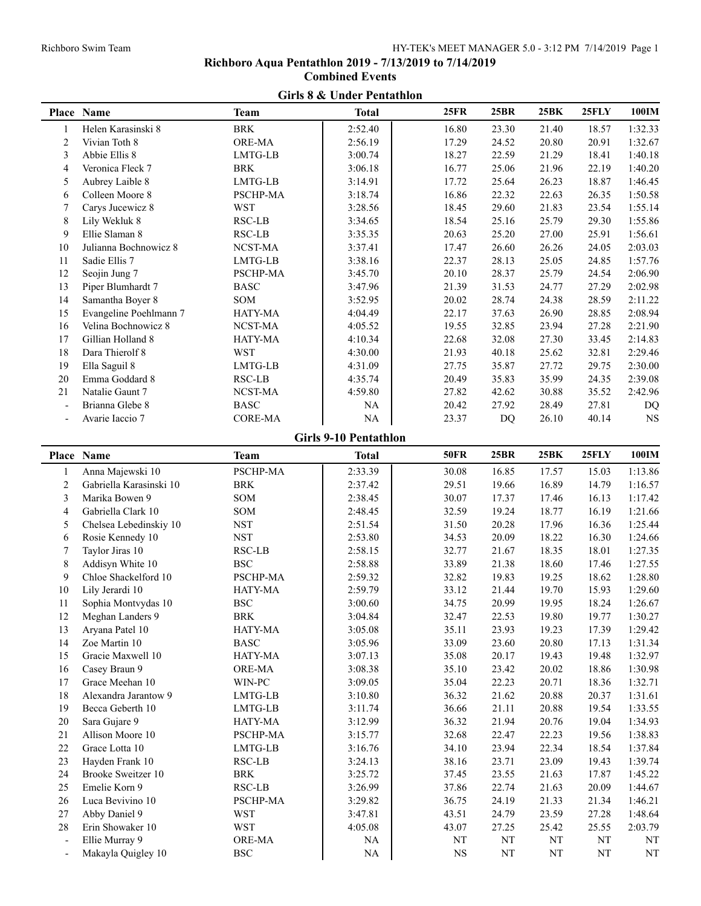# Richboro Aqua Pentathlon 2019 - 7/13/2019 to 7/14/2019

## Combined Events

### Girls 8 & Under Pentathlon

| Place | Name | Team | Total | 25FR | 25BR | 25BK | 25FLY | 100IM |
|---|---|---|---|---|---|---|---|---|
| 1 | Helen Karasinski 8 | BRK | 2:52.40 | 16.80 | 23.30 | 21.40 | 18.57 | 1:32.33 |
| 2 | Vivian Toth 8 | ORE-MA | 2:56.19 | 17.29 | 24.52 | 20.80 | 20.91 | 1:32.67 |
| 3 | Abbie Ellis 8 | LMTG-LB | 3:00.74 | 18.27 | 22.59 | 21.29 | 18.41 | 1:40.18 |
| 4 | Veronica Fleck 7 | BRK | 3:06.18 | 16.77 | 25.06 | 21.96 | 22.19 | 1:40.20 |
| 5 | Aubrey Laible 8 | LMTG-LB | 3:14.91 | 17.72 | 25.64 | 26.23 | 18.87 | 1:46.45 |
| 6 | Colleen Moore 8 | PSCHP-MA | 3:18.74 | 16.86 | 22.32 | 22.63 | 26.35 | 1:50.58 |
| 7 | Carys Jucewicz 8 | WST | 3:28.56 | 18.45 | 29.60 | 21.83 | 23.54 | 1:55.14 |
| 8 | Lily Wekluk 8 | RSC-LB | 3:34.65 | 18.54 | 25.16 | 25.79 | 29.30 | 1:55.86 |
| 9 | Ellie Slaman 8 | RSC-LB | 3:35.35 | 20.63 | 25.20 | 27.00 | 25.91 | 1:56.61 |
| 10 | Julianna Bochnowicz 8 | NCST-MA | 3:37.41 | 17.47 | 26.60 | 26.26 | 24.05 | 2:03.03 |
| 11 | Sadie Ellis 7 | LMTG-LB | 3:38.16 | 22.37 | 28.13 | 25.05 | 24.85 | 1:57.76 |
| 12 | Seojin Jung 7 | PSCHP-MA | 3:45.70 | 20.10 | 28.37 | 25.79 | 24.54 | 2:06.90 |
| 13 | Piper Blumhardt 7 | BASC | 3:47.96 | 21.39 | 31.53 | 24.77 | 27.29 | 2:02.98 |
| 14 | Samantha Boyer 8 | SOM | 3:52.95 | 20.02 | 28.74 | 24.38 | 28.59 | 2:11.22 |
| 15 | Evangeline Poehlmann 7 | HATY-MA | 4:04.49 | 22.17 | 37.63 | 26.90 | 28.85 | 2:08.94 |
| 16 | Velina Bochnowicz 8 | NCST-MA | 4:05.52 | 19.55 | 32.85 | 23.94 | 27.28 | 2:21.90 |
| 17 | Gillian Holland 8 | HATY-MA | 4:10.34 | 22.68 | 32.08 | 27.30 | 33.45 | 2:14.83 |
| 18 | Dara Thierolf 8 | WST | 4:30.00 | 21.93 | 40.18 | 25.62 | 32.81 | 2:29.46 |
| 19 | Ella Saguil 8 | LMTG-LB | 4:31.09 | 27.75 | 35.87 | 27.72 | 29.75 | 2:30.00 |
| 20 | Emma Goddard 8 | RSC-LB | 4:35.74 | 20.49 | 35.83 | 35.99 | 24.35 | 2:39.08 |
| 21 | Natalie Gaunt 7 | NCST-MA | 4:59.80 | 27.82 | 42.62 | 30.88 | 35.52 | 2:42.96 |
| - | Brianna Glebe 8 | BASC | NA | 20.42 | 27.92 | 28.49 | 27.81 | DQ |
| - | Avarie Iaccio 7 | CORE-MA | NA | 23.37 | DQ | 26.10 | 40.14 | NS |

### Girls 9-10 Pentathlon

| Place | Name | Team | Total | 50FR | 25BR | 25BK | 25FLY | 100IM |
|---|---|---|---|---|---|---|---|---|
| 1 | Anna Majewski 10 | PSCHP-MA | 2:33.39 | 30.08 | 16.85 | 17.57 | 15.03 | 1:13.86 |
| 2 | Gabriella Karasinski 10 | BRK | 2:37.42 | 29.51 | 19.66 | 16.89 | 14.79 | 1:16.57 |
| 3 | Marika Bowen 9 | SOM | 2:38.45 | 30.07 | 17.37 | 17.46 | 16.13 | 1:17.42 |
| 4 | Gabriella Clark 10 | SOM | 2:48.45 | 32.59 | 19.24 | 18.77 | 16.19 | 1:21.66 |
| 5 | Chelsea Lebedinskiy 10 | NST | 2:51.54 | 31.50 | 20.28 | 17.96 | 16.36 | 1:25.44 |
| 6 | Rosie Kennedy 10 | NST | 2:53.80 | 34.53 | 20.09 | 18.22 | 16.30 | 1:24.66 |
| 7 | Taylor Jiras 10 | RSC-LB | 2:58.15 | 32.77 | 21.67 | 18.35 | 18.01 | 1:27.35 |
| 8 | Addisyn White 10 | BSC | 2:58.88 | 33.89 | 21.38 | 18.60 | 17.46 | 1:27.55 |
| 9 | Chloe Shackelford 10 | PSCHP-MA | 2:59.32 | 32.82 | 19.83 | 19.25 | 18.62 | 1:28.80 |
| 10 | Lily Jerardi 10 | HATY-MA | 2:59.79 | 33.12 | 21.44 | 19.70 | 15.93 | 1:29.60 |
| 11 | Sophia Montvydas 10 | BSC | 3:00.60 | 34.75 | 20.99 | 19.95 | 18.24 | 1:26.67 |
| 12 | Meghan Landers 9 | BRK | 3:04.84 | 32.47 | 22.53 | 19.80 | 19.77 | 1:30.27 |
| 13 | Aryana Patel 10 | HATY-MA | 3:05.08 | 35.11 | 23.93 | 19.23 | 17.39 | 1:29.42 |
| 14 | Zoe Martin 10 | BASC | 3:05.96 | 33.09 | 23.60 | 20.80 | 17.13 | 1:31.34 |
| 15 | Gracie Maxwell 10 | HATY-MA | 3:07.13 | 35.08 | 20.17 | 19.43 | 19.48 | 1:32.97 |
| 16 | Casey Braun 9 | ORE-MA | 3:08.38 | 35.10 | 23.42 | 20.02 | 18.86 | 1:30.98 |
| 17 | Grace Meehan 10 | WIN-PC | 3:09.05 | 35.04 | 22.23 | 20.71 | 18.36 | 1:32.71 |
| 18 | Alexandra Jarantow 9 | LMTG-LB | 3:10.80 | 36.32 | 21.62 | 20.88 | 20.37 | 1:31.61 |
| 19 | Becca Geberth 10 | LMTG-LB | 3:11.74 | 36.66 | 21.11 | 20.88 | 19.54 | 1:33.55 |
| 20 | Sara Gujare 9 | HATY-MA | 3:12.99 | 36.32 | 21.94 | 20.76 | 19.04 | 1:34.93 |
| 21 | Allison Moore 10 | PSCHP-MA | 3:15.77 | 32.68 | 22.47 | 22.23 | 19.56 | 1:38.83 |
| 22 | Grace Lotta 10 | LMTG-LB | 3:16.76 | 34.10 | 23.94 | 22.34 | 18.54 | 1:37.84 |
| 23 | Hayden Frank 10 | RSC-LB | 3:24.13 | 38.16 | 23.71 | 23.09 | 19.43 | 1:39.74 |
| 24 | Brooke Sweitzer 10 | BRK | 3:25.72 | 37.45 | 23.55 | 21.63 | 17.87 | 1:45.22 |
| 25 | Emelie Korn 9 | RSC-LB | 3:26.99 | 37.86 | 22.74 | 21.63 | 20.09 | 1:44.67 |
| 26 | Luca Bevivino 10 | PSCHP-MA | 3:29.82 | 36.75 | 24.19 | 21.33 | 21.34 | 1:46.21 |
| 27 | Abby Daniel 9 | WST | 3:47.81 | 43.51 | 24.79 | 23.59 | 27.28 | 1:48.64 |
| 28 | Erin Showaker 10 | WST | 4:05.08 | 43.07 | 27.25 | 25.42 | 25.55 | 2:03.79 |
| - | Ellie Murray 9 | ORE-MA | NA | NT | NT | NT | NT | NT |
| - | Makayla Quigley 10 | BSC | NA | NS | NT | NT | NT | NT |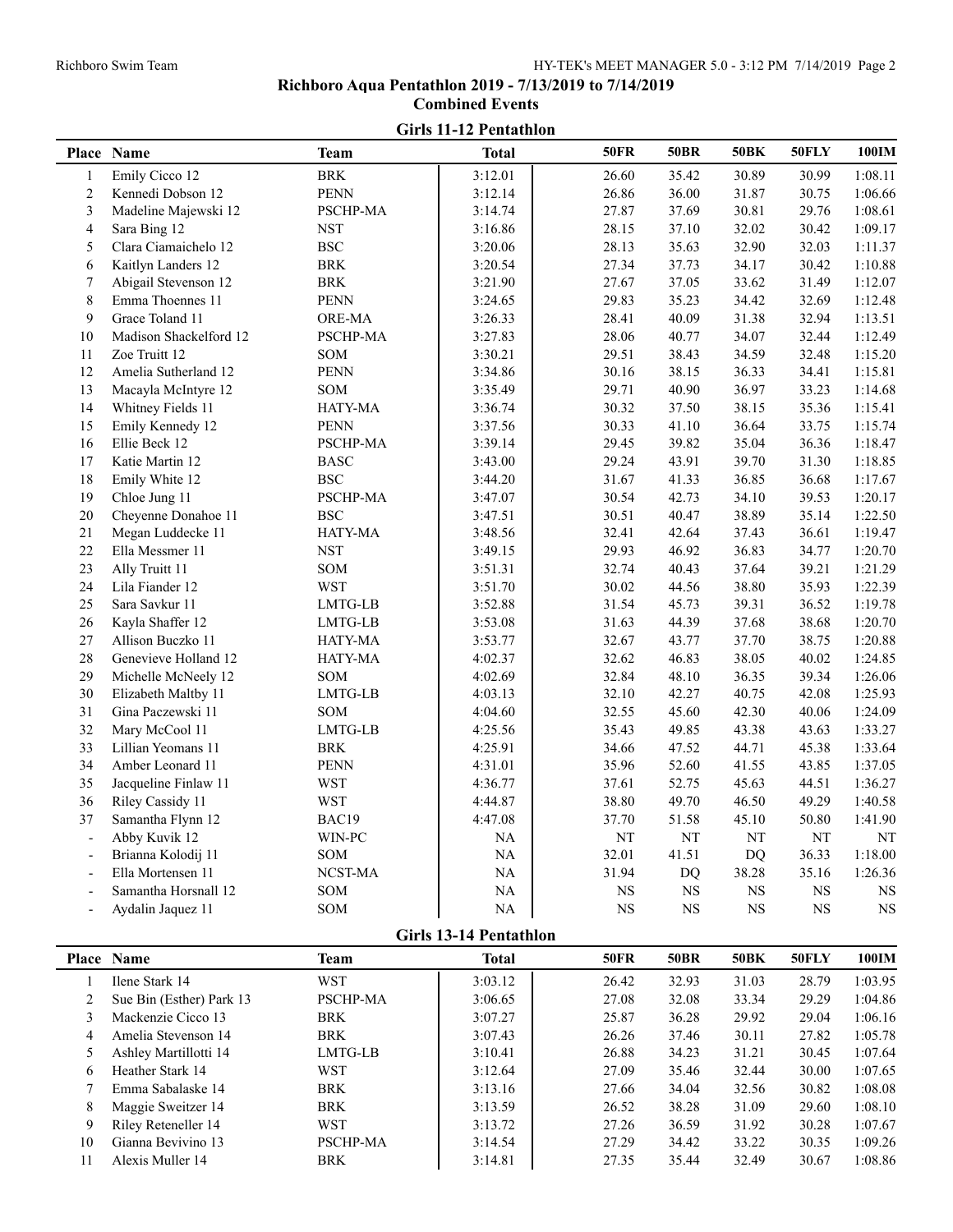# Richboro Aqua Pentathlon 2019 - 7/13/2019 to 7/14/2019

## Combined Events

### Girls 11-12 Pentathlon

| Place | Name | Team | Total | 50FR | 50BR | 50BK | 50FLY | 100IM |
|---|---|---|---|---|---|---|---|---|
| 1 | Emily Cicco 12 | BRK | 3:12.01 | 26.60 | 35.42 | 30.89 | 30.99 | 1:08.11 |
| 2 | Kennedi Dobson 12 | PENN | 3:12.14 | 26.86 | 36.00 | 31.87 | 30.75 | 1:06.66 |
| 3 | Madeline Majewski 12 | PSCHP-MA | 3:14.74 | 27.87 | 37.69 | 30.81 | 29.76 | 1:08.61 |
| 4 | Sara Bing 12 | NST | 3:16.86 | 28.15 | 37.10 | 32.02 | 30.42 | 1:09.17 |
| 5 | Clara Ciamaichelo 12 | BSC | 3:20.06 | 28.13 | 35.63 | 32.90 | 32.03 | 1:11.37 |
| 6 | Kaitlyn Landers 12 | BRK | 3:20.54 | 27.34 | 37.73 | 34.17 | 30.42 | 1:10.88 |
| 7 | Abigail Stevenson 12 | BRK | 3:21.90 | 27.67 | 37.05 | 33.62 | 31.49 | 1:12.07 |
| 8 | Emma Thoennes 11 | PENN | 3:24.65 | 29.83 | 35.23 | 34.42 | 32.69 | 1:12.48 |
| 9 | Grace Toland 11 | ORE-MA | 3:26.33 | 28.41 | 40.09 | 31.38 | 32.94 | 1:13.51 |
| 10 | Madison Shackelford 12 | PSCHP-MA | 3:27.83 | 28.06 | 40.77 | 34.07 | 32.44 | 1:12.49 |
| 11 | Zoe Truitt 12 | SOM | 3:30.21 | 29.51 | 38.43 | 34.59 | 32.48 | 1:15.20 |
| 12 | Amelia Sutherland 12 | PENN | 3:34.86 | 30.16 | 38.15 | 36.33 | 34.41 | 1:15.81 |
| 13 | Macayla McIntyre 12 | SOM | 3:35.49 | 29.71 | 40.90 | 36.97 | 33.23 | 1:14.68 |
| 14 | Whitney Fields 11 | HATY-MA | 3:36.74 | 30.32 | 37.50 | 38.15 | 35.36 | 1:15.41 |
| 15 | Emily Kennedy 12 | PENN | 3:37.56 | 30.33 | 41.10 | 36.64 | 33.75 | 1:15.74 |
| 16 | Ellie Beck 12 | PSCHP-MA | 3:39.14 | 29.45 | 39.82 | 35.04 | 36.36 | 1:18.47 |
| 17 | Katie Martin 12 | BASC | 3:43.00 | 29.24 | 43.91 | 39.70 | 31.30 | 1:18.85 |
| 18 | Emily White 12 | BSC | 3:44.20 | 31.67 | 41.33 | 36.85 | 36.68 | 1:17.67 |
| 19 | Chloe Jung 11 | PSCHP-MA | 3:47.07 | 30.54 | 42.73 | 34.10 | 39.53 | 1:20.17 |
| 20 | Cheyenne Donahoe 11 | BSC | 3:47.51 | 30.51 | 40.47 | 38.89 | 35.14 | 1:22.50 |
| 21 | Megan Luddecke 11 | HATY-MA | 3:48.56 | 32.41 | 42.64 | 37.43 | 36.61 | 1:19.47 |
| 22 | Ella Messmer 11 | NST | 3:49.15 | 29.93 | 46.92 | 36.83 | 34.77 | 1:20.70 |
| 23 | Ally Truitt 11 | SOM | 3:51.31 | 32.74 | 40.43 | 37.64 | 39.21 | 1:21.29 |
| 24 | Lila Fiander 12 | WST | 3:51.70 | 30.02 | 44.56 | 38.80 | 35.93 | 1:22.39 |
| 25 | Sara Savkur 11 | LMTG-LB | 3:52.88 | 31.54 | 45.73 | 39.31 | 36.52 | 1:19.78 |
| 26 | Kayla Shaffer 12 | LMTG-LB | 3:53.08 | 31.63 | 44.39 | 37.68 | 38.68 | 1:20.70 |
| 27 | Allison Buczko 11 | HATY-MA | 3:53.77 | 32.67 | 43.77 | 37.70 | 38.75 | 1:20.88 |
| 28 | Genevieve Holland 12 | HATY-MA | 4:02.37 | 32.62 | 46.83 | 38.05 | 40.02 | 1:24.85 |
| 29 | Michelle McNeely 12 | SOM | 4:02.69 | 32.84 | 48.10 | 36.35 | 39.34 | 1:26.06 |
| 30 | Elizabeth Maltby 11 | LMTG-LB | 4:03.13 | 32.10 | 42.27 | 40.75 | 42.08 | 1:25.93 |
| 31 | Gina Paczewski 11 | SOM | 4:04.60 | 32.55 | 45.60 | 42.30 | 40.06 | 1:24.09 |
| 32 | Mary McCool 11 | LMTG-LB | 4:25.56 | 35.43 | 49.85 | 43.38 | 43.63 | 1:33.27 |
| 33 | Lillian Yeomans 11 | BRK | 4:25.91 | 34.66 | 47.52 | 44.71 | 45.38 | 1:33.64 |
| 34 | Amber Leonard 11 | PENN | 4:31.01 | 35.96 | 52.60 | 41.55 | 43.85 | 1:37.05 |
| 35 | Jacqueline Finlaw 11 | WST | 4:36.77 | 37.61 | 52.75 | 45.63 | 44.51 | 1:36.27 |
| 36 | Riley Cassidy 11 | WST | 4:44.87 | 38.80 | 49.70 | 46.50 | 49.29 | 1:40.58 |
| 37 | Samantha Flynn 12 | BAC19 | 4:47.08 | 37.70 | 51.58 | 45.10 | 50.80 | 1:41.90 |
| - | Abby Kuvik 12 | WIN-PC | NA | NT | NT | NT | NT | NT |
| - | Brianna Kolodij 11 | SOM | NA | 32.01 | 41.51 | DQ | 36.33 | 1:18.00 |
| - | Ella Mortensen 11 | NCST-MA | NA | 31.94 | DQ | 38.28 | 35.16 | 1:26.36 |
| - | Samantha Horsnall 12 | SOM | NA | NS | NS | NS | NS | NS |
| - | Aydalin Jaquez 11 | SOM | NA | NS | NS | NS | NS | NS |

### Girls 13-14 Pentathlon

| Place | Name | Team | Total | 50FR | 50BR | 50BK | 50FLY | 100IM |
|---|---|---|---|---|---|---|---|---|
| 1 | Ilene Stark 14 | WST | 3:03.12 | 26.42 | 32.93 | 31.03 | 28.79 | 1:03.95 |
| 2 | Sue Bin (Esther) Park 13 | PSCHP-MA | 3:06.65 | 27.08 | 32.08 | 33.34 | 29.29 | 1:04.86 |
| 3 | Mackenzie Cicco 13 | BRK | 3:07.27 | 25.87 | 36.28 | 29.92 | 29.04 | 1:06.16 |
| 4 | Amelia Stevenson 14 | BRK | 3:07.43 | 26.26 | 37.46 | 30.11 | 27.82 | 1:05.78 |
| 5 | Ashley Martillotti 14 | LMTG-LB | 3:10.41 | 26.88 | 34.23 | 31.21 | 30.45 | 1:07.64 |
| 6 | Heather Stark 14 | WST | 3:12.64 | 27.09 | 35.46 | 32.44 | 30.00 | 1:07.65 |
| 7 | Emma Sabalaske 14 | BRK | 3:13.16 | 27.66 | 34.04 | 32.56 | 30.82 | 1:08.08 |
| 8 | Maggie Sweitzer 14 | BRK | 3:13.59 | 26.52 | 38.28 | 31.09 | 29.60 | 1:08.10 |
| 9 | Riley Reteneller 14 | WST | 3:13.72 | 27.26 | 36.59 | 31.92 | 30.28 | 1:07.67 |
| 10 | Gianna Bevivino 13 | PSCHP-MA | 3:14.54 | 27.29 | 34.42 | 33.22 | 30.35 | 1:09.26 |
| 11 | Alexis Muller 14 | BRK | 3:14.81 | 27.35 | 35.44 | 32.49 | 30.67 | 1:08.86 |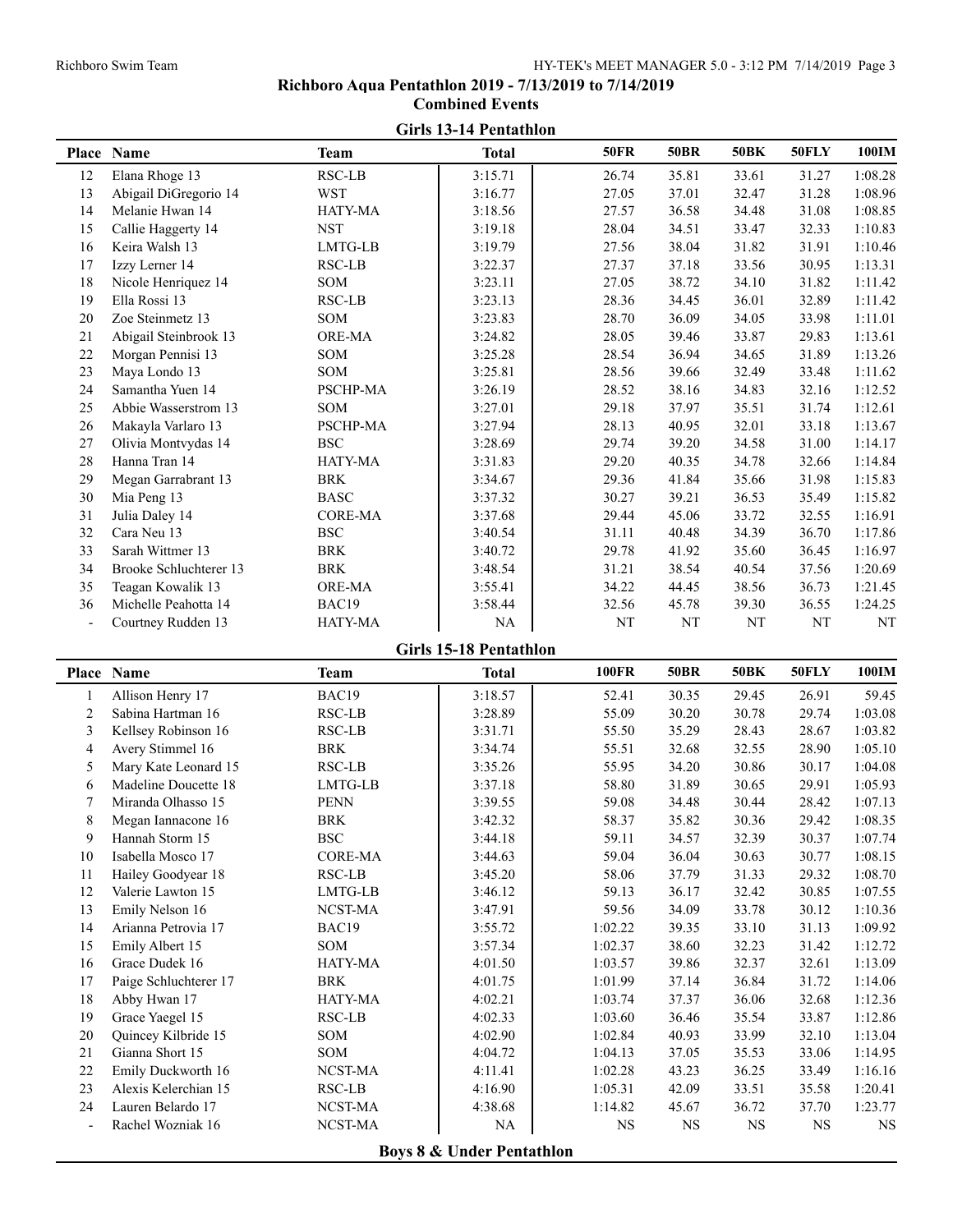**Richboro Aqua Pentathlon 2019 - 7/13/2019 to 7/14/2019**

**Combined Events**

### Girls 13-14 Pentathlon

| Place | Name | Team | Total | 50FR | 50BR | 50BK | 50FLY | 100IM |
|---|---|---|---|---|---|---|---|---|
| 12 | Elana Rhoge 13 | RSC-LB | 3:15.71 | 26.74 | 35.81 | 33.61 | 31.27 | 1:08.28 |
| 13 | Abigail DiGregorio 14 | WST | 3:16.77 | 27.05 | 37.01 | 32.47 | 31.28 | 1:08.96 |
| 14 | Melanie Hwan 14 | HATY-MA | 3:18.56 | 27.57 | 36.58 | 34.48 | 31.08 | 1:08.85 |
| 15 | Callie Haggerty 14 | NST | 3:19.18 | 28.04 | 34.51 | 33.47 | 32.33 | 1:10.83 |
| 16 | Keira Walsh 13 | LMTG-LB | 3:19.79 | 27.56 | 38.04 | 31.82 | 31.91 | 1:10.46 |
| 17 | Izzy Lerner 14 | RSC-LB | 3:22.37 | 27.37 | 37.18 | 33.56 | 30.95 | 1:13.31 |
| 18 | Nicole Henriquez 14 | SOM | 3:23.11 | 27.05 | 38.72 | 34.10 | 31.82 | 1:11.42 |
| 19 | Ella Rossi 13 | RSC-LB | 3:23.13 | 28.36 | 34.45 | 36.01 | 32.89 | 1:11.42 |
| 20 | Zoe Steinmetz 13 | SOM | 3:23.83 | 28.70 | 36.09 | 34.05 | 33.98 | 1:11.01 |
| 21 | Abigail Steinbrook 13 | ORE-MA | 3:24.82 | 28.05 | 39.46 | 33.87 | 29.83 | 1:13.61 |
| 22 | Morgan Pennisi 13 | SOM | 3:25.28 | 28.54 | 36.94 | 34.65 | 31.89 | 1:13.26 |
| 23 | Maya Londo 13 | SOM | 3:25.81 | 28.56 | 39.66 | 32.49 | 33.48 | 1:11.62 |
| 24 | Samantha Yuen 14 | PSCHP-MA | 3:26.19 | 28.52 | 38.16 | 34.83 | 32.16 | 1:12.52 |
| 25 | Abbie Wasserstrom 13 | SOM | 3:27.01 | 29.18 | 37.97 | 35.51 | 31.74 | 1:12.61 |
| 26 | Makayla Varlaro 13 | PSCHP-MA | 3:27.94 | 28.13 | 40.95 | 32.01 | 33.18 | 1:13.67 |
| 27 | Olivia Montvydas 14 | BSC | 3:28.69 | 29.74 | 39.20 | 34.58 | 31.00 | 1:14.17 |
| 28 | Hanna Tran 14 | HATY-MA | 3:31.83 | 29.20 | 40.35 | 34.78 | 32.66 | 1:14.84 |
| 29 | Megan Garrabrant 13 | BRK | 3:34.67 | 29.36 | 41.84 | 35.66 | 31.98 | 1:15.83 |
| 30 | Mia Peng 13 | BASC | 3:37.32 | 30.27 | 39.21 | 36.53 | 35.49 | 1:15.82 |
| 31 | Julia Daley 14 | CORE-MA | 3:37.68 | 29.44 | 45.06 | 33.72 | 32.55 | 1:16.91 |
| 32 | Cara Neu 13 | BSC | 3:40.54 | 31.11 | 40.48 | 34.39 | 36.70 | 1:17.86 |
| 33 | Sarah Wittmer 13 | BRK | 3:40.72 | 29.78 | 41.92 | 35.60 | 36.45 | 1:16.97 |
| 34 | Brooke Schluchterer 13 | BRK | 3:48.54 | 31.21 | 38.54 | 40.54 | 37.56 | 1:20.69 |
| 35 | Teagan Kowalik 13 | ORE-MA | 3:55.41 | 34.22 | 44.45 | 38.56 | 36.73 | 1:21.45 |
| 36 | Michelle Peahotta 14 | BAC19 | 3:58.44 | 32.56 | 45.78 | 39.30 | 36.55 | 1:24.25 |
| - | Courtney Rudden 13 | HATY-MA | NA | NT | NT | NT | NT | NT |

### Girls 15-18 Pentathlon

| Place | Name | Team | Total | 100FR | 50BR | 50BK | 50FLY | 100IM |
|---|---|---|---|---|---|---|---|---|
| 1 | Allison Henry 17 | BAC19 | 3:18.57 | 52.41 | 30.35 | 29.45 | 26.91 | 59.45 |
| 2 | Sabina Hartman 16 | RSC-LB | 3:28.89 | 55.09 | 30.20 | 30.78 | 29.74 | 1:03.08 |
| 3 | Kellsey Robinson 16 | RSC-LB | 3:31.71 | 55.50 | 35.29 | 28.43 | 28.67 | 1:03.82 |
| 4 | Avery Stimmel 16 | BRK | 3:34.74 | 55.51 | 32.68 | 32.55 | 28.90 | 1:05.10 |
| 5 | Mary Kate Leonard 15 | RSC-LB | 3:35.26 | 55.95 | 34.20 | 30.86 | 30.17 | 1:04.08 |
| 6 | Madeline Doucette 18 | LMTG-LB | 3:37.18 | 58.80 | 31.89 | 30.65 | 29.91 | 1:05.93 |
| 7 | Miranda Olhasso 15 | PENN | 3:39.55 | 59.08 | 34.48 | 30.44 | 28.42 | 1:07.13 |
| 8 | Megan Iannacone 16 | BRK | 3:42.32 | 58.37 | 35.82 | 30.36 | 29.42 | 1:08.35 |
| 9 | Hannah Storm 15 | BSC | 3:44.18 | 59.11 | 34.57 | 32.39 | 30.37 | 1:07.74 |
| 10 | Isabella Mosco 17 | CORE-MA | 3:44.63 | 59.04 | 36.04 | 30.63 | 30.77 | 1:08.15 |
| 11 | Hailey Goodyear 18 | RSC-LB | 3:45.20 | 58.06 | 37.79 | 31.33 | 29.32 | 1:08.70 |
| 12 | Valerie Lawton 15 | LMTG-LB | 3:46.12 | 59.13 | 36.17 | 32.42 | 30.85 | 1:07.55 |
| 13 | Emily Nelson 16 | NCST-MA | 3:47.91 | 59.56 | 34.09 | 33.78 | 30.12 | 1:10.36 |
| 14 | Arianna Petrovia 17 | BAC19 | 3:55.72 | 1:02.22 | 39.35 | 33.10 | 31.13 | 1:09.92 |
| 15 | Emily Albert 15 | SOM | 3:57.34 | 1:02.37 | 38.60 | 32.23 | 31.42 | 1:12.72 |
| 16 | Grace Dudek 16 | HATY-MA | 4:01.50 | 1:03.57 | 39.86 | 32.37 | 32.61 | 1:13.09 |
| 17 | Paige Schluchterer 17 | BRK | 4:01.75 | 1:01.99 | 37.14 | 36.84 | 31.72 | 1:14.06 |
| 18 | Abby Hwan 17 | HATY-MA | 4:02.21 | 1:03.74 | 37.37 | 36.06 | 32.68 | 1:12.36 |
| 19 | Grace Yaegel 15 | RSC-LB | 4:02.33 | 1:03.60 | 36.46 | 35.54 | 33.87 | 1:12.86 |
| 20 | Quincey Kilbride 15 | SOM | 4:02.90 | 1:02.84 | 40.93 | 33.99 | 32.10 | 1:13.04 |
| 21 | Gianna Short 15 | SOM | 4:04.72 | 1:04.13 | 37.05 | 35.53 | 33.06 | 1:14.95 |
| 22 | Emily Duckworth 16 | NCST-MA | 4:11.41 | 1:02.28 | 43.23 | 36.25 | 33.49 | 1:16.16 |
| 23 | Alexis Kelerchian 15 | RSC-LB | 4:16.90 | 1:05.31 | 42.09 | 33.51 | 35.58 | 1:20.41 |
| 24 | Lauren Belardo 17 | NCST-MA | 4:38.68 | 1:14.82 | 45.67 | 36.72 | 37.70 | 1:23.77 |
| - | Rachel Wozniak 16 | NCST-MA | NA | NS | NS | NS | NS | NS |

### Boys 8 & Under Pentathlon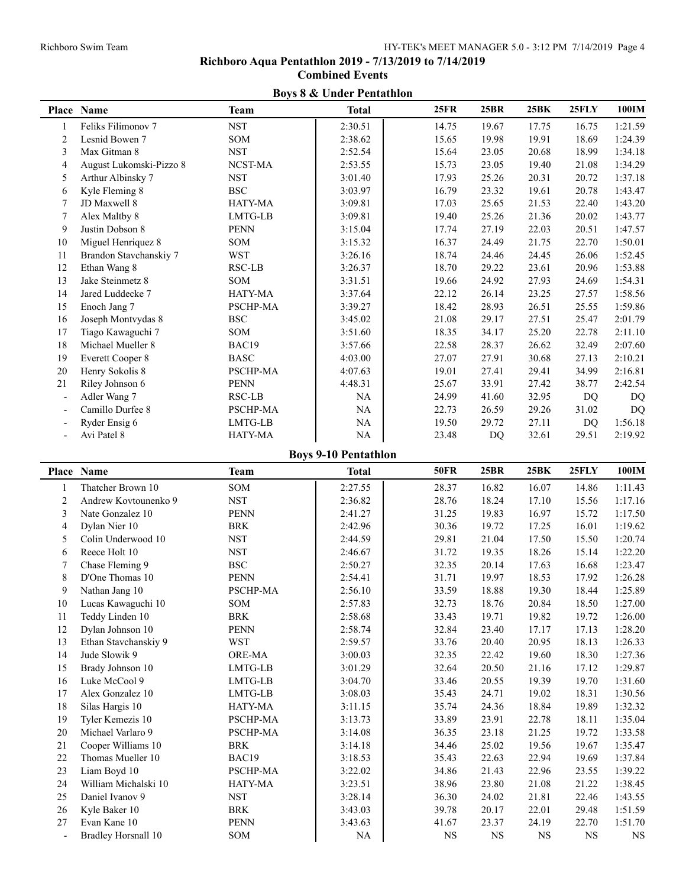## Richboro Aqua Pentathlon 2019 - 7/13/2019 to 7/14/2019

### Combined Events

### Boys 8 & Under Pentathlon

| Place | Name | Team | Total | 25FR | 25BR | 25BK | 25FLY | 100IM |
|---|---|---|---|---|---|---|---|---|
| 1 | Feliks Filimonov 7 | NST | 2:30.51 | 14.75 | 19.67 | 17.75 | 16.75 | 1:21.59 |
| 2 | Lesnid Bowen 7 | SOM | 2:38.62 | 15.65 | 19.98 | 19.91 | 18.69 | 1:24.39 |
| 3 | Max Gitman 8 | NST | 2:52.54 | 15.64 | 23.05 | 20.68 | 18.99 | 1:34.18 |
| 4 | August Lukomski-Pizzo 8 | NCST-MA | 2:53.55 | 15.73 | 23.05 | 19.40 | 21.08 | 1:34.29 |
| 5 | Arthur Albinsky 7 | NST | 3:01.40 | 17.93 | 25.26 | 20.31 | 20.72 | 1:37.18 |
| 6 | Kyle Fleming 8 | BSC | 3:03.97 | 16.79 | 23.32 | 19.61 | 20.78 | 1:43.47 |
| 7 | JD Maxwell 8 | HATY-MA | 3:09.81 | 17.03 | 25.65 | 21.53 | 22.40 | 1:43.20 |
| 7 | Alex Maltby 8 | LMTG-LB | 3:09.81 | 19.40 | 25.26 | 21.36 | 20.02 | 1:43.77 |
| 9 | Justin Dobson 8 | PENN | 3:15.04 | 17.74 | 27.19 | 22.03 | 20.51 | 1:47.57 |
| 10 | Miguel Henriquez 8 | SOM | 3:15.32 | 16.37 | 24.49 | 21.75 | 22.70 | 1:50.01 |
| 11 | Brandon Stavchanskiy 7 | WST | 3:26.16 | 18.74 | 24.46 | 24.45 | 26.06 | 1:52.45 |
| 12 | Ethan Wang 8 | RSC-LB | 3:26.37 | 18.70 | 29.22 | 23.61 | 20.96 | 1:53.88 |
| 13 | Jake Steinmetz 8 | SOM | 3:31.51 | 19.66 | 24.92 | 27.93 | 24.69 | 1:54.31 |
| 14 | Jared Luddecke 7 | HATY-MA | 3:37.64 | 22.12 | 26.14 | 23.25 | 27.57 | 1:58.56 |
| 15 | Enoch Jang 7 | PSCHP-MA | 3:39.27 | 18.42 | 28.93 | 26.51 | 25.55 | 1:59.86 |
| 16 | Joseph Montvydas 8 | BSC | 3:45.02 | 21.08 | 29.17 | 27.51 | 25.47 | 2:01.79 |
| 17 | Tiago Kawaguchi 7 | SOM | 3:51.60 | 18.35 | 34.17 | 25.20 | 22.78 | 2:11.10 |
| 18 | Michael Mueller 8 | BAC19 | 3:57.66 | 22.58 | 28.37 | 26.62 | 32.49 | 2:07.60 |
| 19 | Everett Cooper 8 | BASC | 4:03.00 | 27.07 | 27.91 | 30.68 | 27.13 | 2:10.21 |
| 20 | Henry Sokolis 8 | PSCHP-MA | 4:07.63 | 19.01 | 27.41 | 29.41 | 34.99 | 2:16.81 |
| 21 | Riley Johnson 6 | PENN | 4:48.31 | 25.67 | 33.91 | 27.42 | 38.77 | 2:42.54 |
| - | Adler Wang 7 | RSC-LB | NA | 24.99 | 41.60 | 32.95 | DQ | DQ |
| - | Camillo Durfee 8 | PSCHP-MA | NA | 22.73 | 26.59 | 29.26 | 31.02 | DQ |
| - | Ryder Ensig 6 | LMTG-LB | NA | 19.50 | 29.72 | 27.11 | DQ | 1:56.18 |
| - | Avi Patel 8 | HATY-MA | NA | 23.48 | DQ | 32.61 | 29.51 | 2:19.92 |

### Boys 9-10 Pentathlon

| Place | Name | Team | Total | 50FR | 25BR | 25BK | 25FLY | 100IM |
|---|---|---|---|---|---|---|---|---|
| 1 | Thatcher Brown 10 | SOM | 2:27.55 | 28.37 | 16.82 | 16.07 | 14.86 | 1:11.43 |
| 2 | Andrew Kovtounenko 9 | NST | 2:36.82 | 28.76 | 18.24 | 17.10 | 15.56 | 1:17.16 |
| 3 | Nate Gonzalez 10 | PENN | 2:41.27 | 31.25 | 19.83 | 16.97 | 15.72 | 1:17.50 |
| 4 | Dylan Nier 10 | BRK | 2:42.96 | 30.36 | 19.72 | 17.25 | 16.01 | 1:19.62 |
| 5 | Colin Underwood 10 | NST | 2:44.59 | 29.81 | 21.04 | 17.50 | 15.50 | 1:20.74 |
| 6 | Reece Holt 10 | NST | 2:46.67 | 31.72 | 19.35 | 18.26 | 15.14 | 1:22.20 |
| 7 | Chase Fleming 9 | BSC | 2:50.27 | 32.35 | 20.14 | 17.63 | 16.68 | 1:23.47 |
| 8 | D'One Thomas 10 | PENN | 2:54.41 | 31.71 | 19.97 | 18.53 | 17.92 | 1:26.28 |
| 9 | Nathan Jang 10 | PSCHP-MA | 2:56.10 | 33.59 | 18.88 | 19.30 | 18.44 | 1:25.89 |
| 10 | Lucas Kawaguchi 10 | SOM | 2:57.83 | 32.73 | 18.76 | 20.84 | 18.50 | 1:27.00 |
| 11 | Teddy Linden 10 | BRK | 2:58.68 | 33.43 | 19.71 | 19.82 | 19.72 | 1:26.00 |
| 12 | Dylan Johnson 10 | PENN | 2:58.74 | 32.84 | 23.40 | 17.17 | 17.13 | 1:28.20 |
| 13 | Ethan Stavchanskiy 9 | WST | 2:59.57 | 33.76 | 20.40 | 20.95 | 18.13 | 1:26.33 |
| 14 | Jude Slowik 9 | ORE-MA | 3:00.03 | 32.35 | 22.42 | 19.60 | 18.30 | 1:27.36 |
| 15 | Brady Johnson 10 | LMTG-LB | 3:01.29 | 32.64 | 20.50 | 21.16 | 17.12 | 1:29.87 |
| 16 | Luke McCool 9 | LMTG-LB | 3:04.70 | 33.46 | 20.55 | 19.39 | 19.70 | 1:31.60 |
| 17 | Alex Gonzalez 10 | LMTG-LB | 3:08.03 | 35.43 | 24.71 | 19.02 | 18.31 | 1:30.56 |
| 18 | Silas Hargis 10 | HATY-MA | 3:11.15 | 35.74 | 24.36 | 18.84 | 19.89 | 1:32.32 |
| 19 | Tyler Kemezis 10 | PSCHP-MA | 3:13.73 | 33.89 | 23.91 | 22.78 | 18.11 | 1:35.04 |
| 20 | Michael Varlaro 9 | PSCHP-MA | 3:14.08 | 36.35 | 23.18 | 21.25 | 19.72 | 1:33.58 |
| 21 | Cooper Williams 10 | BRK | 3:14.18 | 34.46 | 25.02 | 19.56 | 19.67 | 1:35.47 |
| 22 | Thomas Mueller 10 | BAC19 | 3:18.53 | 35.43 | 22.63 | 22.94 | 19.69 | 1:37.84 |
| 23 | Liam Boyd 10 | PSCHP-MA | 3:22.02 | 34.86 | 21.43 | 22.96 | 23.55 | 1:39.22 |
| 24 | William Michalski 10 | HATY-MA | 3:23.51 | 38.96 | 23.80 | 21.08 | 21.22 | 1:38.45 |
| 25 | Daniel Ivanov 9 | NST | 3:28.14 | 36.30 | 24.02 | 21.81 | 22.46 | 1:43.55 |
| 26 | Kyle Baker 10 | BRK | 3:43.03 | 39.78 | 20.17 | 22.01 | 29.48 | 1:51.59 |
| 27 | Evan Kane 10 | PENN | 3:43.63 | 41.67 | 23.37 | 24.19 | 22.70 | 1:51.70 |
| - | Bradley Horsnall 10 | SOM | NA | NS | NS | NS | NS | NS |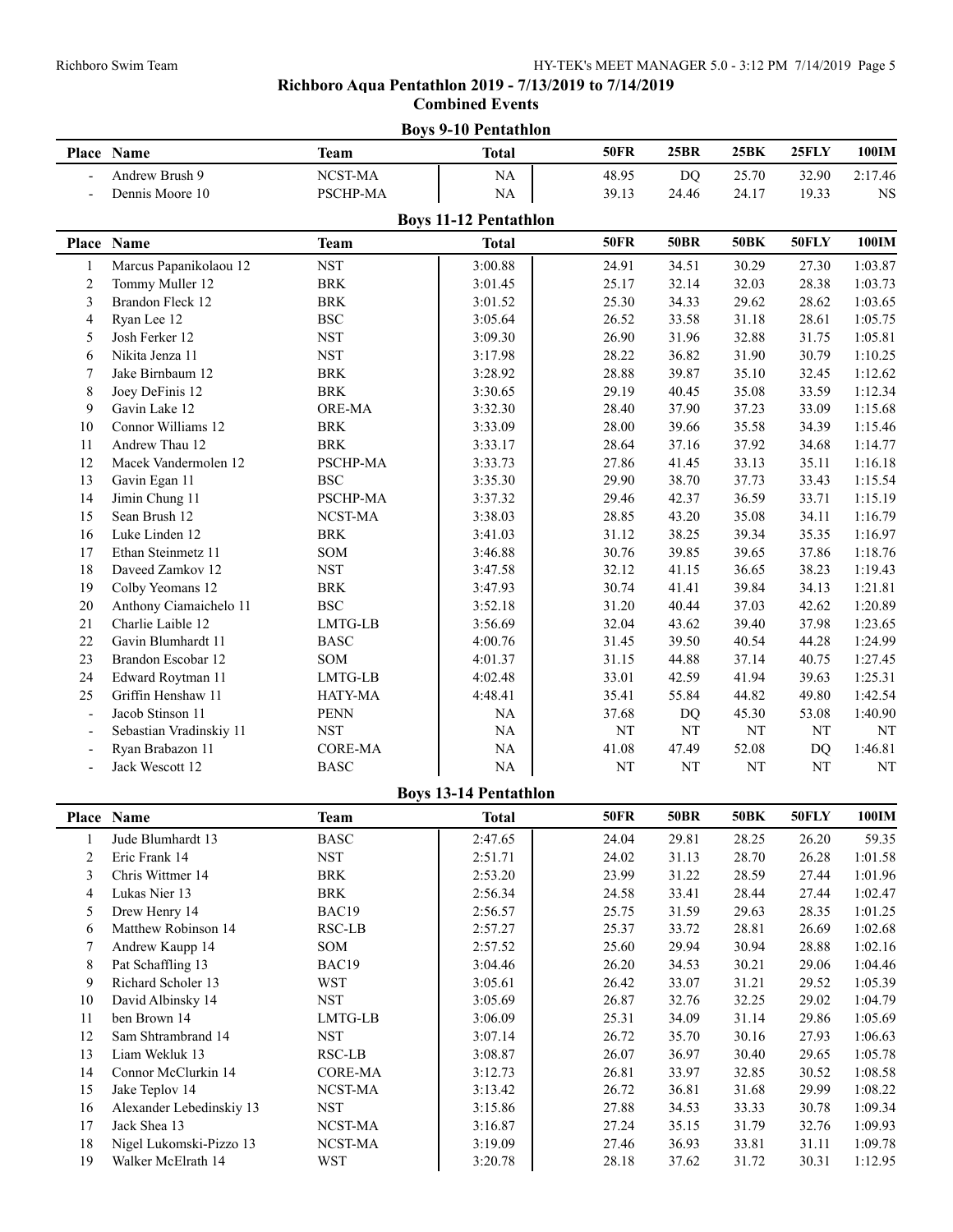**Richboro Aqua Pentathlon 2019 - 7/13/2019 to 7/14/2019**

**Combined Events**

## Boys 9-10 Pentathlon

| Place | Name | Team | Total | 50FR | 25BR | 25BK | 25FLY | 100IM |
|---|---|---|---|---|---|---|---|---|
| - | Andrew Brush 9 | NCST-MA | NA | 48.95 | DQ | 25.70 | 32.90 | 2:17.46 |
| - | Dennis Moore 10 | PSCHP-MA | NA | 39.13 | 24.46 | 24.17 | 19.33 | NS |

## Boys 11-12 Pentathlon

| Place | Name | Team | Total | 50FR | 50BR | 50BK | 50FLY | 100IM |
|---|---|---|---|---|---|---|---|---|
| 1 | Marcus Papanikolaou 12 | NST | 3:00.88 | 24.91 | 34.51 | 30.29 | 27.30 | 1:03.87 |
| 2 | Tommy Muller 12 | BRK | 3:01.45 | 25.17 | 32.14 | 32.03 | 28.38 | 1:03.73 |
| 3 | Brandon Fleck 12 | BRK | 3:01.52 | 25.30 | 34.33 | 29.62 | 28.62 | 1:03.65 |
| 4 | Ryan Lee 12 | BSC | 3:05.64 | 26.52 | 33.58 | 31.18 | 28.61 | 1:05.75 |
| 5 | Josh Ferker 12 | NST | 3:09.30 | 26.90 | 31.96 | 32.88 | 31.75 | 1:05.81 |
| 6 | Nikita Jenza 11 | NST | 3:17.98 | 28.22 | 36.82 | 31.90 | 30.79 | 1:10.25 |
| 7 | Jake Birnbaum 12 | BRK | 3:28.92 | 28.88 | 39.87 | 35.10 | 32.45 | 1:12.62 |
| 8 | Joey DeFinis 12 | BRK | 3:30.65 | 29.19 | 40.45 | 35.08 | 33.59 | 1:12.34 |
| 9 | Gavin Lake 12 | ORE-MA | 3:32.30 | 28.40 | 37.90 | 37.23 | 33.09 | 1:15.68 |
| 10 | Connor Williams 12 | BRK | 3:33.09 | 28.00 | 39.66 | 35.58 | 34.39 | 1:15.46 |
| 11 | Andrew Thau 12 | BRK | 3:33.17 | 28.64 | 37.16 | 37.92 | 34.68 | 1:14.77 |
| 12 | Macek Vandermolen 12 | PSCHP-MA | 3:33.73 | 27.86 | 41.45 | 33.13 | 35.11 | 1:16.18 |
| 13 | Gavin Egan 11 | BSC | 3:35.30 | 29.90 | 38.70 | 37.73 | 33.43 | 1:15.54 |
| 14 | Jimin Chung 11 | PSCHP-MA | 3:37.32 | 29.46 | 42.37 | 36.59 | 33.71 | 1:15.19 |
| 15 | Sean Brush 12 | NCST-MA | 3:38.03 | 28.85 | 43.20 | 35.08 | 34.11 | 1:16.79 |
| 16 | Luke Linden 12 | BRK | 3:41.03 | 31.12 | 38.25 | 39.34 | 35.35 | 1:16.97 |
| 17 | Ethan Steinmetz 11 | SOM | 3:46.88 | 30.76 | 39.85 | 39.65 | 37.86 | 1:18.76 |
| 18 | Daveed Zamkov 12 | NST | 3:47.58 | 32.12 | 41.15 | 36.65 | 38.23 | 1:19.43 |
| 19 | Colby Yeomans 12 | BRK | 3:47.93 | 30.74 | 41.41 | 39.84 | 34.13 | 1:21.81 |
| 20 | Anthony Ciamaichelo 11 | BSC | 3:52.18 | 31.20 | 40.44 | 37.03 | 42.62 | 1:20.89 |
| 21 | Charlie Laible 12 | LMTG-LB | 3:56.69 | 32.04 | 43.62 | 39.40 | 37.98 | 1:23.65 |
| 22 | Gavin Blumhardt 11 | BASC | 4:00.76 | 31.45 | 39.50 | 40.54 | 44.28 | 1:24.99 |
| 23 | Brandon Escobar 12 | SOM | 4:01.37 | 31.15 | 44.88 | 37.14 | 40.75 | 1:27.45 |
| 24 | Edward Roytman 11 | LMTG-LB | 4:02.48 | 33.01 | 42.59 | 41.94 | 39.63 | 1:25.31 |
| 25 | Griffin Henshaw 11 | HATY-MA | 4:48.41 | 35.41 | 55.84 | 44.82 | 49.80 | 1:42.54 |
| - | Jacob Stinson 11 | PENN | NA | 37.68 | DQ | 45.30 | 53.08 | 1:40.90 |
| - | Sebastian Vradinskiy 11 | NST | NA | NT | NT | NT | NT | NT |
| - | Ryan Brabazon 11 | CORE-MA | NA | 41.08 | 47.49 | 52.08 | DQ | 1:46.81 |
| - | Jack Wescott 12 | BASC | NA | NT | NT | NT | NT | NT |

## Boys 13-14 Pentathlon

| Place | Name | Team | Total | 50FR | 50BR | 50BK | 50FLY | 100IM |
|---|---|---|---|---|---|---|---|---|
| 1 | Jude Blumhardt 13 | BASC | 2:47.65 | 24.04 | 29.81 | 28.25 | 26.20 | 59.35 |
| 2 | Eric Frank 14 | NST | 2:51.71 | 24.02 | 31.13 | 28.70 | 26.28 | 1:01.58 |
| 3 | Chris Wittmer 14 | BRK | 2:53.20 | 23.99 | 31.22 | 28.59 | 27.44 | 1:01.96 |
| 4 | Lukas Nier 13 | BRK | 2:56.34 | 24.58 | 33.41 | 28.44 | 27.44 | 1:02.47 |
| 5 | Drew Henry 14 | BAC19 | 2:56.57 | 25.75 | 31.59 | 29.63 | 28.35 | 1:01.25 |
| 6 | Matthew Robinson 14 | RSC-LB | 2:57.27 | 25.37 | 33.72 | 28.81 | 26.69 | 1:02.68 |
| 7 | Andrew Kaupp 14 | SOM | 2:57.52 | 25.60 | 29.94 | 30.94 | 28.88 | 1:02.16 |
| 8 | Pat Schaffling 13 | BAC19 | 3:04.46 | 26.20 | 34.53 | 30.21 | 29.06 | 1:04.46 |
| 9 | Richard Scholer 13 | WST | 3:05.61 | 26.42 | 33.07 | 31.21 | 29.52 | 1:05.39 |
| 10 | David Albinsky 14 | NST | 3:05.69 | 26.87 | 32.76 | 32.25 | 29.02 | 1:04.79 |
| 11 | ben Brown 14 | LMTG-LB | 3:06.09 | 25.31 | 34.09 | 31.14 | 29.86 | 1:05.69 |
| 12 | Sam Shtrambrand 14 | NST | 3:07.14 | 26.72 | 35.70 | 30.16 | 27.93 | 1:06.63 |
| 13 | Liam Wekluk 13 | RSC-LB | 3:08.87 | 26.07 | 36.97 | 30.40 | 29.65 | 1:05.78 |
| 14 | Connor McClurkin 14 | CORE-MA | 3:12.73 | 26.81 | 33.97 | 32.85 | 30.52 | 1:08.58 |
| 15 | Jake Teplov 14 | NCST-MA | 3:13.42 | 26.72 | 36.81 | 31.68 | 29.99 | 1:08.22 |
| 16 | Alexander Lebedinskiy 13 | NST | 3:15.86 | 27.88 | 34.53 | 33.33 | 30.78 | 1:09.34 |
| 17 | Jack Shea 13 | NCST-MA | 3:16.87 | 27.24 | 35.15 | 31.79 | 32.76 | 1:09.93 |
| 18 | Nigel Lukomski-Pizzo 13 | NCST-MA | 3:19.09 | 27.46 | 36.93 | 33.81 | 31.11 | 1:09.78 |
| 19 | Walker McElrath 14 | WST | 3:20.78 | 28.18 | 37.62 | 31.72 | 30.31 | 1:12.95 |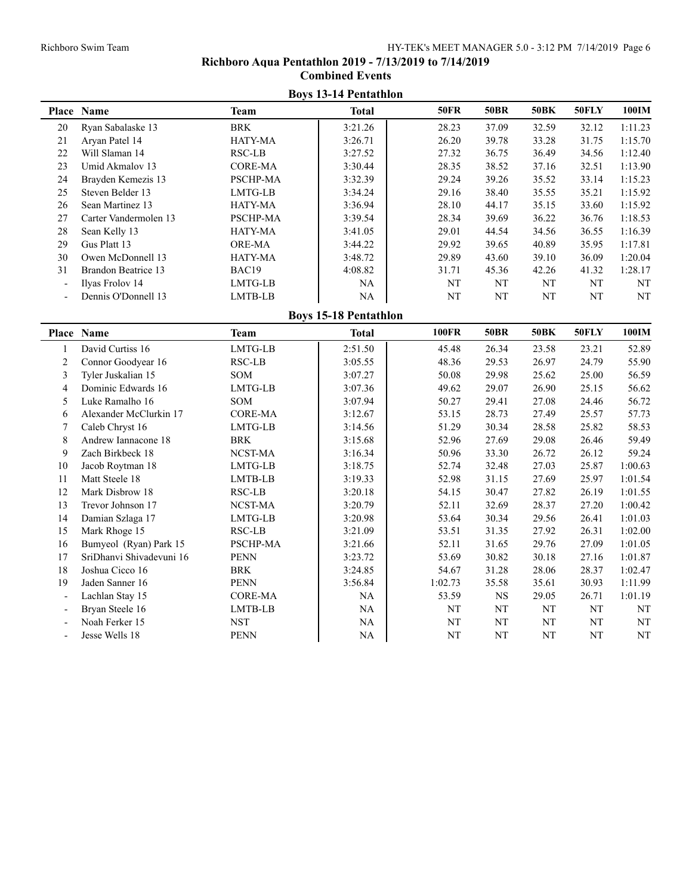# Richboro Aqua Pentathlon 2019 - 7/13/2019 to 7/14/2019

## Combined Events

### Boys 13-14 Pentathlon

| Place | Name | Team | Total | 50FR | 50BR | 50BK | 50FLY | 100IM |
|---|---|---|---|---|---|---|---|---|
| 20 | Ryan Sabalaske 13 | BRK | 3:21.26 | 28.23 | 37.09 | 32.59 | 32.12 | 1:11.23 |
| 21 | Aryan Patel 14 | HATY-MA | 3:26.71 | 26.20 | 39.78 | 33.28 | 31.75 | 1:15.70 |
| 22 | Will Slaman 14 | RSC-LB | 3:27.52 | 27.32 | 36.75 | 36.49 | 34.56 | 1:12.40 |
| 23 | Umid Akmalov 13 | CORE-MA | 3:30.44 | 28.35 | 38.52 | 37.16 | 32.51 | 1:13.90 |
| 24 | Brayden Kemezis 13 | PSCHP-MA | 3:32.39 | 29.24 | 39.26 | 35.52 | 33.14 | 1:15.23 |
| 25 | Steven Belder 13 | LMTG-LB | 3:34.24 | 29.16 | 38.40 | 35.55 | 35.21 | 1:15.92 |
| 26 | Sean Martinez 13 | HATY-MA | 3:36.94 | 28.10 | 44.17 | 35.15 | 33.60 | 1:15.92 |
| 27 | Carter Vandermolen 13 | PSCHP-MA | 3:39.54 | 28.34 | 39.69 | 36.22 | 36.76 | 1:18.53 |
| 28 | Sean Kelly 13 | HATY-MA | 3:41.05 | 29.01 | 44.54 | 34.56 | 36.55 | 1:16.39 |
| 29 | Gus Platt 13 | ORE-MA | 3:44.22 | 29.92 | 39.65 | 40.89 | 35.95 | 1:17.81 |
| 30 | Owen McDonnell 13 | HATY-MA | 3:48.72 | 29.89 | 43.60 | 39.10 | 36.09 | 1:20.04 |
| 31 | Brandon Beatrice 13 | BAC19 | 4:08.82 | 31.71 | 45.36 | 42.26 | 41.32 | 1:28.17 |
| - | Ilyas Frolov 14 | LMTG-LB | NA | NT | NT | NT | NT | NT |
| - | Dennis O'Donnell 13 | LMTB-LB | NA | NT | NT | NT | NT | NT |

### Boys 15-18 Pentathlon

| Place | Name | Team | Total | 100FR | 50BR | 50BK | 50FLY | 100IM |
|---|---|---|---|---|---|---|---|---|
| 1 | David Curtiss 16 | LMTG-LB | 2:51.50 | 45.48 | 26.34 | 23.58 | 23.21 | 52.89 |
| 2 | Connor Goodyear 16 | RSC-LB | 3:05.55 | 48.36 | 29.53 | 26.97 | 24.79 | 55.90 |
| 3 | Tyler Juskalian 15 | SOM | 3:07.27 | 50.08 | 29.98 | 25.62 | 25.00 | 56.59 |
| 4 | Dominic Edwards 16 | LMTG-LB | 3:07.36 | 49.62 | 29.07 | 26.90 | 25.15 | 56.62 |
| 5 | Luke Ramalho 16 | SOM | 3:07.94 | 50.27 | 29.41 | 27.08 | 24.46 | 56.72 |
| 6 | Alexander McClurkin 17 | CORE-MA | 3:12.67 | 53.15 | 28.73 | 27.49 | 25.57 | 57.73 |
| 7 | Caleb Chryst 16 | LMTG-LB | 3:14.56 | 51.29 | 30.34 | 28.58 | 25.82 | 58.53 |
| 8 | Andrew Iannacone 18 | BRK | 3:15.68 | 52.96 | 27.69 | 29.08 | 26.46 | 59.49 |
| 9 | Zach Birkbeck 18 | NCST-MA | 3:16.34 | 50.96 | 33.30 | 26.72 | 26.12 | 59.24 |
| 10 | Jacob Roytman 18 | LMTG-LB | 3:18.75 | 52.74 | 32.48 | 27.03 | 25.87 | 1:00.63 |
| 11 | Matt Steele 18 | LMTB-LB | 3:19.33 | 52.98 | 31.15 | 27.69 | 25.97 | 1:01.54 |
| 12 | Mark Disbrow 18 | RSC-LB | 3:20.18 | 54.15 | 30.47 | 27.82 | 26.19 | 1:01.55 |
| 13 | Trevor Johnson 17 | NCST-MA | 3:20.79 | 52.11 | 32.69 | 28.37 | 27.20 | 1:00.42 |
| 14 | Damian Szlaga 17 | LMTG-LB | 3:20.98 | 53.64 | 30.34 | 29.56 | 26.41 | 1:01.03 |
| 15 | Mark Rhoge 15 | RSC-LB | 3:21.09 | 53.51 | 31.35 | 27.92 | 26.31 | 1:02.00 |
| 16 | Bumyeol (Ryan) Park 15 | PSCHP-MA | 3:21.66 | 52.11 | 31.65 | 29.76 | 27.09 | 1:01.05 |
| 17 | SriDhanvi Shivadevuni 16 | PENN | 3:23.72 | 53.69 | 30.82 | 30.18 | 27.16 | 1:01.87 |
| 18 | Joshua Cicco 16 | BRK | 3:24.85 | 54.67 | 31.28 | 28.06 | 28.37 | 1:02.47 |
| 19 | Jaden Sanner 16 | PENN | 3:56.84 | 1:02.73 | 35.58 | 35.61 | 30.93 | 1:11.99 |
| - | Lachlan Stay 15 | CORE-MA | NA | 53.59 | NS | 29.05 | 26.71 | 1:01.19 |
| - | Bryan Steele 16 | LMTB-LB | NA | NT | NT | NT | NT | NT |
| - | Noah Ferker 15 | NST | NA | NT | NT | NT | NT | NT |
| - | Jesse Wells 18 | PENN | NA | NT | NT | NT | NT | NT |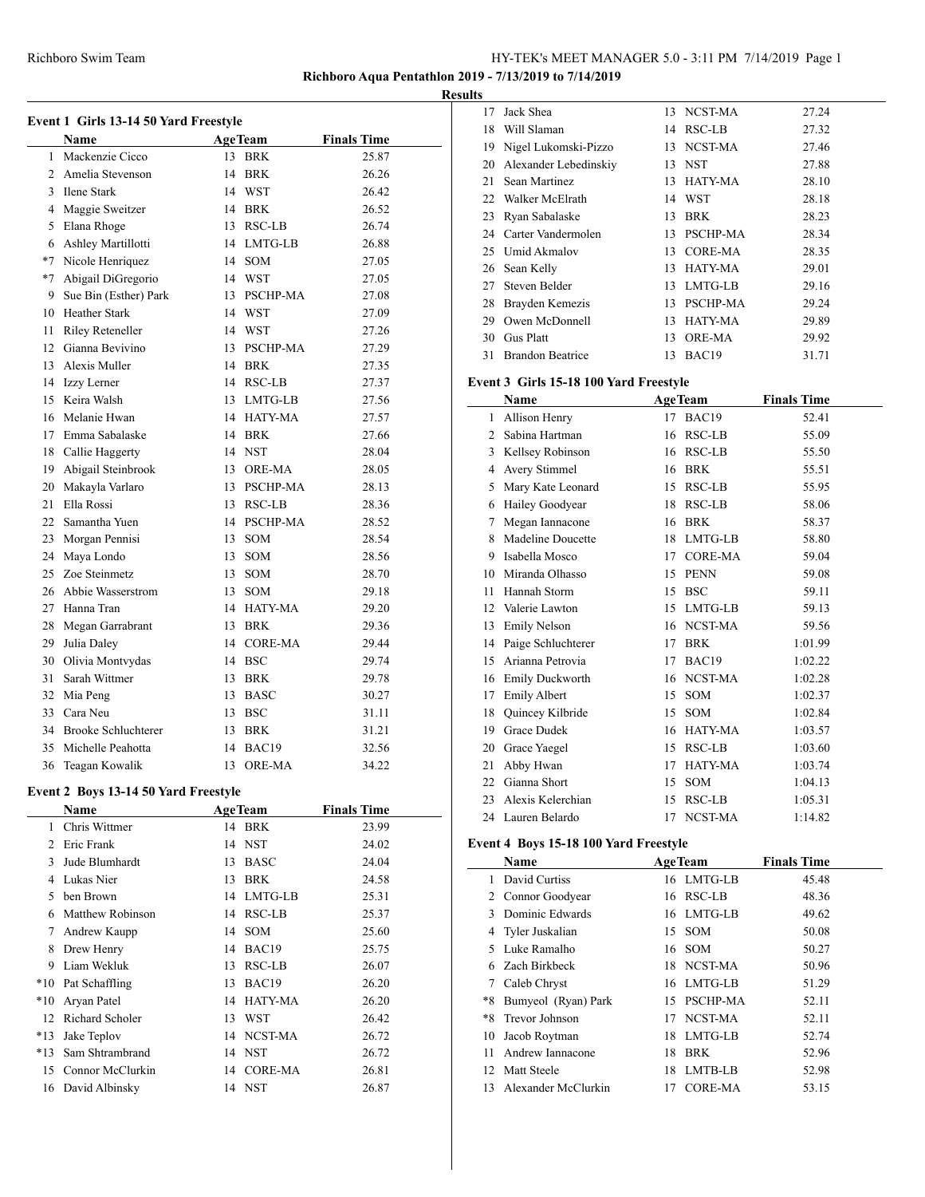**Richboro Aqua Pentathlon 2019 - 7/13/2019 to 7/14/2019**

**Results**

### Event 1 Girls 13-14 50 Yard Freestyle

| | Name | Age | Team | Finals Time |
|---|---|---|---|---|
| 1 | Mackenzie Cicco | 13 | BRK | 25.87 |
| 2 | Amelia Stevenson | 14 | BRK | 26.26 |
| 3 | Ilene Stark | 14 | WST | 26.42 |
| 4 | Maggie Sweitzer | 14 | BRK | 26.52 |
| 5 | Elana Rhoge | 13 | RSC-LB | 26.74 |
| 6 | Ashley Martillotti | 14 | LMTG-LB | 26.88 |
| *7 | Nicole Henriquez | 14 | SOM | 27.05 |
| *7 | Abigail DiGregorio | 14 | WST | 27.05 |
| 9 | Sue Bin (Esther) Park | 13 | PSCHP-MA | 27.08 |
| 10 | Heather Stark | 14 | WST | 27.09 |
| 11 | Riley Reteneller | 14 | WST | 27.26 |
| 12 | Gianna Bevivino | 13 | PSCHP-MA | 27.29 |
| 13 | Alexis Muller | 14 | BRK | 27.35 |
| 14 | Izzy Lerner | 14 | RSC-LB | 27.37 |
| 15 | Keira Walsh | 13 | LMTG-LB | 27.56 |
| 16 | Melanie Hwan | 14 | HATY-MA | 27.57 |
| 17 | Emma Sabalaske | 14 | BRK | 27.66 |
| 18 | Callie Haggerty | 14 | NST | 28.04 |
| 19 | Abigail Steinbrook | 13 | ORE-MA | 28.05 |
| 20 | Makayla Varlaro | 13 | PSCHP-MA | 28.13 |
| 21 | Ella Rossi | 13 | RSC-LB | 28.36 |
| 22 | Samantha Yuen | 14 | PSCHP-MA | 28.52 |
| 23 | Morgan Pennisi | 13 | SOM | 28.54 |
| 24 | Maya Londo | 13 | SOM | 28.56 |
| 25 | Zoe Steinmetz | 13 | SOM | 28.70 |
| 26 | Abbie Wasserstrom | 13 | SOM | 29.18 |
| 27 | Hanna Tran | 14 | HATY-MA | 29.20 |
| 28 | Megan Garrabrant | 13 | BRK | 29.36 |
| 29 | Julia Daley | 14 | CORE-MA | 29.44 |
| 30 | Olivia Montvydas | 14 | BSC | 29.74 |
| 31 | Sarah Wittmer | 13 | BRK | 29.78 |
| 32 | Mia Peng | 13 | BASC | 30.27 |
| 33 | Cara Neu | 13 | BSC | 31.11 |
| 34 | Brooke Schluchterer | 13 | BRK | 31.21 |
| 35 | Michelle Peahotta | 14 | BAC19 | 32.56 |
| 36 | Teagan Kowalik | 13 | ORE-MA | 34.22 |

### Event 2 Boys 13-14 50 Yard Freestyle

| | Name | Age | Team | Finals Time |
|---|---|---|---|---|
| 1 | Chris Wittmer | 14 | BRK | 23.99 |
| 2 | Eric Frank | 14 | NST | 24.02 |
| 3 | Jude Blumhardt | 13 | BASC | 24.04 |
| 4 | Lukas Nier | 13 | BRK | 24.58 |
| 5 | ben Brown | 14 | LMTG-LB | 25.31 |
| 6 | Matthew Robinson | 14 | RSC-LB | 25.37 |
| 7 | Andrew Kaupp | 14 | SOM | 25.60 |
| 8 | Drew Henry | 14 | BAC19 | 25.75 |
| 9 | Liam Wekluk | 13 | RSC-LB | 26.07 |
| *10 | Pat Schaffling | 13 | BAC19 | 26.20 |
| *10 | Aryan Patel | 14 | HATY-MA | 26.20 |
| 12 | Richard Scholer | 13 | WST | 26.42 |
| *13 | Jake Teplov | 14 | NCST-MA | 26.72 |
| *13 | Sam Shtrambrand | 14 | NST | 26.72 |
| 15 | Connor McClurkin | 14 | CORE-MA | 26.81 |
| 16 | David Albinsky | 14 | NST | 26.87 |
| 17 | Jack Shea | 13 | NCST-MA | 27.24 |
| 18 | Will Slaman | 14 | RSC-LB | 27.32 |
| 19 | Nigel Lukomski-Pizzo | 13 | NCST-MA | 27.46 |
| 20 | Alexander Lebedinskiy | 13 | NST | 27.88 |
| 21 | Sean Martinez | 13 | HATY-MA | 28.10 |
| 22 | Walker McElrath | 14 | WST | 28.18 |
| 23 | Ryan Sabalaske | 13 | BRK | 28.23 |
| 24 | Carter Vandermolen | 13 | PSCHP-MA | 28.34 |
| 25 | Umid Akmalov | 13 | CORE-MA | 28.35 |
| 26 | Sean Kelly | 13 | HATY-MA | 29.01 |
| 27 | Steven Belder | 13 | LMTG-LB | 29.16 |
| 28 | Brayden Kemezis | 13 | PSCHP-MA | 29.24 |
| 29 | Owen McDonnell | 13 | HATY-MA | 29.89 |
| 30 | Gus Platt | 13 | ORE-MA | 29.92 |
| 31 | Brandon Beatrice | 13 | BAC19 | 31.71 |

### Event 3 Girls 15-18 100 Yard Freestyle

| | Name | Age | Team | Finals Time |
|---|---|---|---|---|
| 1 | Allison Henry | 17 | BAC19 | 52.41 |
| 2 | Sabina Hartman | 16 | RSC-LB | 55.09 |
| 3 | Kellsey Robinson | 16 | RSC-LB | 55.50 |
| 4 | Avery Stimmel | 16 | BRK | 55.51 |
| 5 | Mary Kate Leonard | 15 | RSC-LB | 55.95 |
| 6 | Hailey Goodyear | 18 | RSC-LB | 58.06 |
| 7 | Megan Iannacone | 16 | BRK | 58.37 |
| 8 | Madeline Doucette | 18 | LMTG-LB | 58.80 |
| 9 | Isabella Mosco | 17 | CORE-MA | 59.04 |
| 10 | Miranda Olhasso | 15 | PENN | 59.08 |
| 11 | Hannah Storm | 15 | BSC | 59.11 |
| 12 | Valerie Lawton | 15 | LMTG-LB | 59.13 |
| 13 | Emily Nelson | 16 | NCST-MA | 59.56 |
| 14 | Paige Schluchterer | 17 | BRK | 1:01.99 |
| 15 | Arianna Petrovia | 17 | BAC19 | 1:02.22 |
| 16 | Emily Duckworth | 16 | NCST-MA | 1:02.28 |
| 17 | Emily Albert | 15 | SOM | 1:02.37 |
| 18 | Quincey Kilbride | 15 | SOM | 1:02.84 |
| 19 | Grace Dudek | 16 | HATY-MA | 1:03.57 |
| 20 | Grace Yaegel | 15 | RSC-LB | 1:03.60 |
| 21 | Abby Hwan | 17 | HATY-MA | 1:03.74 |
| 22 | Gianna Short | 15 | SOM | 1:04.13 |
| 23 | Alexis Kelerchian | 15 | RSC-LB | 1:05.31 |
| 24 | Lauren Belardo | 17 | NCST-MA | 1:14.82 |

### Event 4 Boys 15-18 100 Yard Freestyle

| | Name | Age | Team | Finals Time |
|---|---|---|---|---|
| 1 | David Curtiss | 16 | LMTG-LB | 45.48 |
| 2 | Connor Goodyear | 16 | RSC-LB | 48.36 |
| 3 | Dominic Edwards | 16 | LMTG-LB | 49.62 |
| 4 | Tyler Juskalian | 15 | SOM | 50.08 |
| 5 | Luke Ramalho | 16 | SOM | 50.27 |
| 6 | Zach Birkbeck | 18 | NCST-MA | 50.96 |
| 7 | Caleb Chryst | 16 | LMTG-LB | 51.29 |
| *8 | Bumyeol (Ryan) Park | 15 | PSCHP-MA | 52.11 |
| *8 | Trevor Johnson | 17 | NCST-MA | 52.11 |
| 10 | Jacob Roytman | 18 | LMTG-LB | 52.74 |
| 11 | Andrew Iannacone | 18 | BRK | 52.96 |
| 12 | Matt Steele | 18 | LMTB-LB | 52.98 |
| 13 | Alexander McClurkin | 17 | CORE-MA | 53.15 |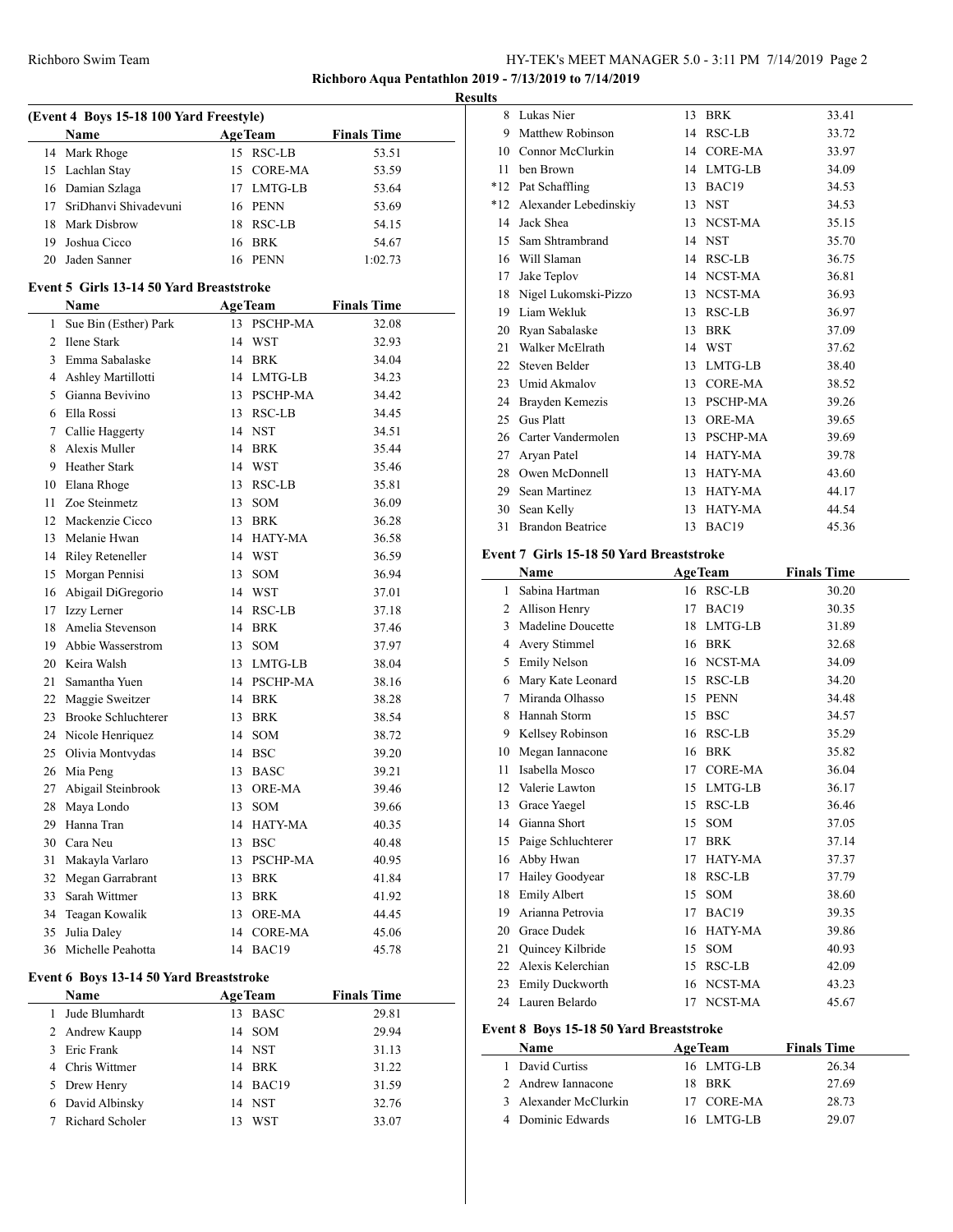**Richboro Aqua Pentathlon 2019 - 7/13/2019 to 7/14/2019**

**Results**

### (Event 4 Boys 15-18 100 Yard Freestyle)

| | Name | Age | Team | Finals Time |
|---|---|---|---|---|
| 14 | Mark Rhoge | 15 | RSC-LB | 53.51 |
| 15 | Lachlan Stay | 15 | CORE-MA | 53.59 |
| 16 | Damian Szlaga | 17 | LMTG-LB | 53.64 |
| 17 | SriDhanvi Shivadevuni | 16 | PENN | 53.69 |
| 18 | Mark Disbrow | 18 | RSC-LB | 54.15 |
| 19 | Joshua Cicco | 16 | BRK | 54.67 |
| 20 | Jaden Sanner | 16 | PENN | 1:02.73 |

### Event 5 Girls 13-14 50 Yard Breaststroke

| | Name | Age | Team | Finals Time |
|---|---|---|---|---|
| 1 | Sue Bin (Esther) Park | 13 | PSCHP-MA | 32.08 |
| 2 | Ilene Stark | 14 | WST | 32.93 |
| 3 | Emma Sabalaske | 14 | BRK | 34.04 |
| 4 | Ashley Martillotti | 14 | LMTG-LB | 34.23 |
| 5 | Gianna Bevivino | 13 | PSCHP-MA | 34.42 |
| 6 | Ella Rossi | 13 | RSC-LB | 34.45 |
| 7 | Callie Haggerty | 14 | NST | 34.51 |
| 8 | Alexis Muller | 14 | BRK | 35.44 |
| 9 | Heather Stark | 14 | WST | 35.46 |
| 10 | Elana Rhoge | 13 | RSC-LB | 35.81 |
| 11 | Zoe Steinmetz | 13 | SOM | 36.09 |
| 12 | Mackenzie Cicco | 13 | BRK | 36.28 |
| 13 | Melanie Hwan | 14 | HATY-MA | 36.58 |
| 14 | Riley Reteneller | 14 | WST | 36.59 |
| 15 | Morgan Pennisi | 13 | SOM | 36.94 |
| 16 | Abigail DiGregorio | 14 | WST | 37.01 |
| 17 | Izzy Lerner | 14 | RSC-LB | 37.18 |
| 18 | Amelia Stevenson | 14 | BRK | 37.46 |
| 19 | Abbie Wasserstrom | 13 | SOM | 37.97 |
| 20 | Keira Walsh | 13 | LMTG-LB | 38.04 |
| 21 | Samantha Yuen | 14 | PSCHP-MA | 38.16 |
| 22 | Maggie Sweitzer | 14 | BRK | 38.28 |
| 23 | Brooke Schluchterer | 13 | BRK | 38.54 |
| 24 | Nicole Henriquez | 14 | SOM | 38.72 |
| 25 | Olivia Montvydas | 14 | BSC | 39.20 |
| 26 | Mia Peng | 13 | BASC | 39.21 |
| 27 | Abigail Steinbrook | 13 | ORE-MA | 39.46 |
| 28 | Maya Londo | 13 | SOM | 39.66 |
| 29 | Hanna Tran | 14 | HATY-MA | 40.35 |
| 30 | Cara Neu | 13 | BSC | 40.48 |
| 31 | Makayla Varlaro | 13 | PSCHP-MA | 40.95 |
| 32 | Megan Garrabrant | 13 | BRK | 41.84 |
| 33 | Sarah Wittmer | 13 | BRK | 41.92 |
| 34 | Teagan Kowalik | 13 | ORE-MA | 44.45 |
| 35 | Julia Daley | 14 | CORE-MA | 45.06 |
| 36 | Michelle Peahotta | 14 | BAC19 | 45.78 |

### Event 6 Boys 13-14 50 Yard Breaststroke

| | Name | Age | Team | Finals Time |
|---|---|---|---|---|
| 1 | Jude Blumhardt | 13 | BASC | 29.81 |
| 2 | Andrew Kaupp | 14 | SOM | 29.94 |
| 3 | Eric Frank | 14 | NST | 31.13 |
| 4 | Chris Wittmer | 14 | BRK | 31.22 |
| 5 | Drew Henry | 14 | BAC19 | 31.59 |
| 6 | David Albinsky | 14 | NST | 32.76 |
| 7 | Richard Scholer | 13 | WST | 33.07 |
| 8 | Lukas Nier | 13 | BRK | 33.41 |
| 9 | Matthew Robinson | 14 | RSC-LB | 33.72 |
| 10 | Connor McClurkin | 14 | CORE-MA | 33.97 |
| 11 | ben Brown | 14 | LMTG-LB | 34.09 |
| *12 | Pat Schaffling | 13 | BAC19 | 34.53 |
| *12 | Alexander Lebedinskiy | 13 | NST | 34.53 |
| 14 | Jack Shea | 13 | NCST-MA | 35.15 |
| 15 | Sam Shtrambrand | 14 | NST | 35.70 |
| 16 | Will Slaman | 14 | RSC-LB | 36.75 |
| 17 | Jake Teplov | 14 | NCST-MA | 36.81 |
| 18 | Nigel Lukomski-Pizzo | 13 | NCST-MA | 36.93 |
| 19 | Liam Wekluk | 13 | RSC-LB | 36.97 |
| 20 | Ryan Sabalaske | 13 | BRK | 37.09 |
| 21 | Walker McElrath | 14 | WST | 37.62 |
| 22 | Steven Belder | 13 | LMTG-LB | 38.40 |
| 23 | Umid Akmalov | 13 | CORE-MA | 38.52 |
| 24 | Brayden Kemezis | 13 | PSCHP-MA | 39.26 |
| 25 | Gus Platt | 13 | ORE-MA | 39.65 |
| 26 | Carter Vandermolen | 13 | PSCHP-MA | 39.69 |
| 27 | Aryan Patel | 14 | HATY-MA | 39.78 |
| 28 | Owen McDonnell | 13 | HATY-MA | 43.60 |
| 29 | Sean Martinez | 13 | HATY-MA | 44.17 |
| 30 | Sean Kelly | 13 | HATY-MA | 44.54 |
| 31 | Brandon Beatrice | 13 | BAC19 | 45.36 |

### Event 7 Girls 15-18 50 Yard Breaststroke

| | Name | Age | Team | Finals Time |
|---|---|---|---|---|
| 1 | Sabina Hartman | 16 | RSC-LB | 30.20 |
| 2 | Allison Henry | 17 | BAC19 | 30.35 |
| 3 | Madeline Doucette | 18 | LMTG-LB | 31.89 |
| 4 | Avery Stimmel | 16 | BRK | 32.68 |
| 5 | Emily Nelson | 16 | NCST-MA | 34.09 |
| 6 | Mary Kate Leonard | 15 | RSC-LB | 34.20 |
| 7 | Miranda Olhasso | 15 | PENN | 34.48 |
| 8 | Hannah Storm | 15 | BSC | 34.57 |
| 9 | Kellsey Robinson | 16 | RSC-LB | 35.29 |
| 10 | Megan Iannacone | 16 | BRK | 35.82 |
| 11 | Isabella Mosco | 17 | CORE-MA | 36.04 |
| 12 | Valerie Lawton | 15 | LMTG-LB | 36.17 |
| 13 | Grace Yaegel | 15 | RSC-LB | 36.46 |
| 14 | Gianna Short | 15 | SOM | 37.05 |
| 15 | Paige Schluchterer | 17 | BRK | 37.14 |
| 16 | Abby Hwan | 17 | HATY-MA | 37.37 |
| 17 | Hailey Goodyear | 18 | RSC-LB | 37.79 |
| 18 | Emily Albert | 15 | SOM | 38.60 |
| 19 | Arianna Petrovia | 17 | BAC19 | 39.35 |
| 20 | Grace Dudek | 16 | HATY-MA | 39.86 |
| 21 | Quincey Kilbride | 15 | SOM | 40.93 |
| 22 | Alexis Kelerchian | 15 | RSC-LB | 42.09 |
| 23 | Emily Duckworth | 16 | NCST-MA | 43.23 |
| 24 | Lauren Belardo | 17 | NCST-MA | 45.67 |

### Event 8 Boys 15-18 50 Yard Breaststroke

| | Name | Age | Team | Finals Time |
|---|---|---|---|---|
| 1 | David Curtiss | 16 | LMTG-LB | 26.34 |
| 2 | Andrew Iannacone | 18 | BRK | 27.69 |
| 3 | Alexander McClurkin | 17 | CORE-MA | 28.73 |
| 4 | Dominic Edwards | 16 | LMTG-LB | 29.07 |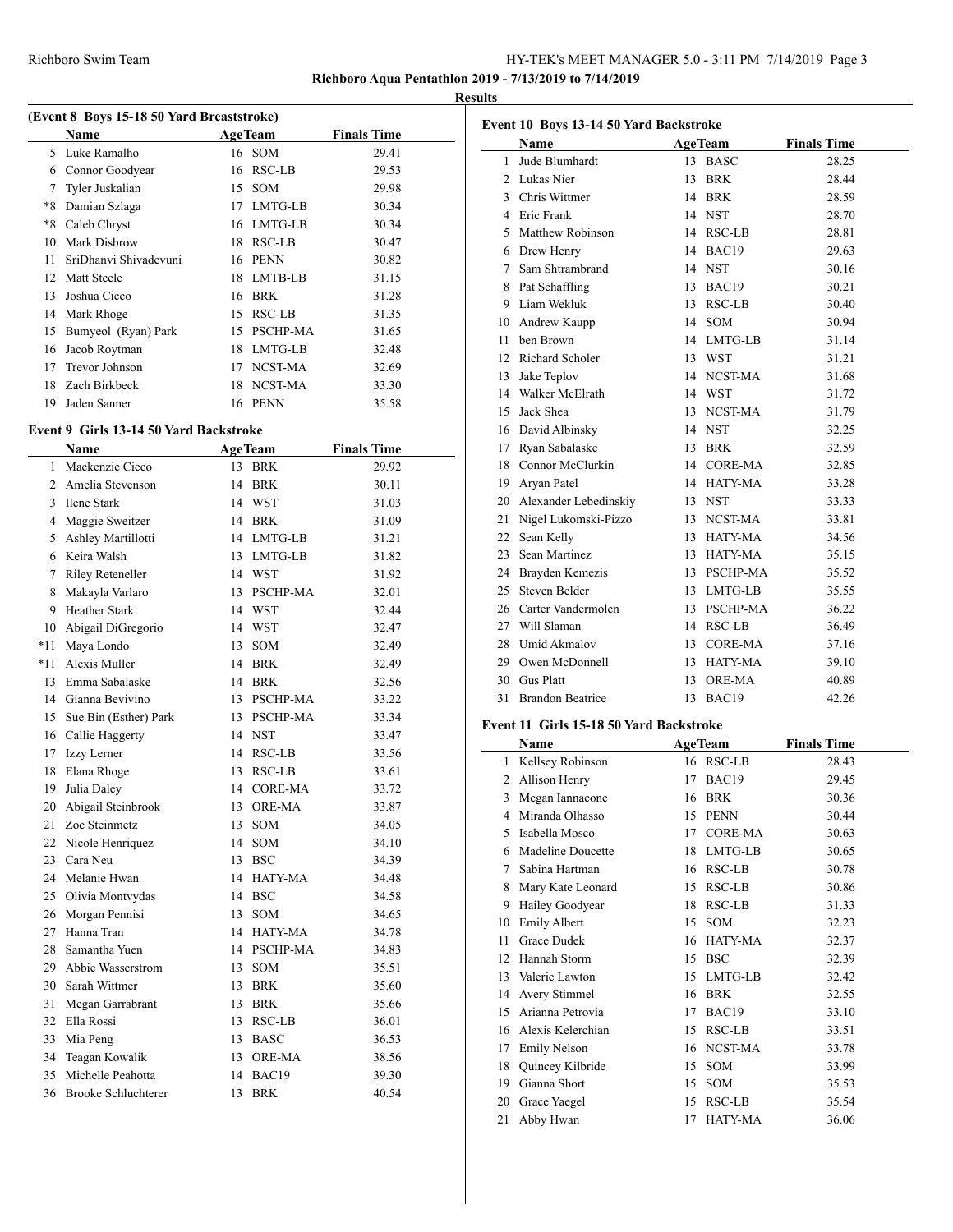**Richboro Aqua Pentathlon 2019 - 7/13/2019 to 7/14/2019**

**Results**

### (Event 8 Boys 15-18 50 Yard Breaststroke)

| | Name | Age | Team | Finals Time |
|---|---|---|---|---|
| 5 | Luke Ramalho | 16 | SOM | 29.41 |
| 6 | Connor Goodyear | 16 | RSC-LB | 29.53 |
| 7 | Tyler Juskalian | 15 | SOM | 29.98 |
| *8 | Damian Szlaga | 17 | LMTG-LB | 30.34 |
| *8 | Caleb Chryst | 16 | LMTG-LB | 30.34 |
| 10 | Mark Disbrow | 18 | RSC-LB | 30.47 |
| 11 | SriDhanvi Shivadevuni | 16 | PENN | 30.82 |
| 12 | Matt Steele | 18 | LMTB-LB | 31.15 |
| 13 | Joshua Cicco | 16 | BRK | 31.28 |
| 14 | Mark Rhoge | 15 | RSC-LB | 31.35 |
| 15 | Bumyeol (Ryan) Park | 15 | PSCHP-MA | 31.65 |
| 16 | Jacob Roytman | 18 | LMTG-LB | 32.48 |
| 17 | Trevor Johnson | 17 | NCST-MA | 32.69 |
| 18 | Zach Birkbeck | 18 | NCST-MA | 33.30 |
| 19 | Jaden Sanner | 16 | PENN | 35.58 |

### Event 9 Girls 13-14 50 Yard Backstroke

| | Name | Age | Team | Finals Time |
|---|---|---|---|---|
| 1 | Mackenzie Cicco | 13 | BRK | 29.92 |
| 2 | Amelia Stevenson | 14 | BRK | 30.11 |
| 3 | Ilene Stark | 14 | WST | 31.03 |
| 4 | Maggie Sweitzer | 14 | BRK | 31.09 |
| 5 | Ashley Martillotti | 14 | LMTG-LB | 31.21 |
| 6 | Keira Walsh | 13 | LMTG-LB | 31.82 |
| 7 | Riley Reteneller | 14 | WST | 31.92 |
| 8 | Makayla Varlaro | 13 | PSCHP-MA | 32.01 |
| 9 | Heather Stark | 14 | WST | 32.44 |
| 10 | Abigail DiGregorio | 14 | WST | 32.47 |
| *11 | Maya Londo | 13 | SOM | 32.49 |
| *11 | Alexis Muller | 14 | BRK | 32.49 |
| 13 | Emma Sabalaske | 14 | BRK | 32.56 |
| 14 | Gianna Bevivino | 13 | PSCHP-MA | 33.22 |
| 15 | Sue Bin (Esther) Park | 13 | PSCHP-MA | 33.34 |
| 16 | Callie Haggerty | 14 | NST | 33.47 |
| 17 | Izzy Lerner | 14 | RSC-LB | 33.56 |
| 18 | Elana Rhoge | 13 | RSC-LB | 33.61 |
| 19 | Julia Daley | 14 | CORE-MA | 33.72 |
| 20 | Abigail Steinbrook | 13 | ORE-MA | 33.87 |
| 21 | Zoe Steinmetz | 13 | SOM | 34.05 |
| 22 | Nicole Henriquez | 14 | SOM | 34.10 |
| 23 | Cara Neu | 13 | BSC | 34.39 |
| 24 | Melanie Hwan | 14 | HATY-MA | 34.48 |
| 25 | Olivia Montvydas | 14 | BSC | 34.58 |
| 26 | Morgan Pennisi | 13 | SOM | 34.65 |
| 27 | Hanna Tran | 14 | HATY-MA | 34.78 |
| 28 | Samantha Yuen | 14 | PSCHP-MA | 34.83 |
| 29 | Abbie Wasserstrom | 13 | SOM | 35.51 |
| 30 | Sarah Wittmer | 13 | BRK | 35.60 |
| 31 | Megan Garrabrant | 13 | BRK | 35.66 |
| 32 | Ella Rossi | 13 | RSC-LB | 36.01 |
| 33 | Mia Peng | 13 | BASC | 36.53 |
| 34 | Teagan Kowalik | 13 | ORE-MA | 38.56 |
| 35 | Michelle Peahotta | 14 | BAC19 | 39.30 |
| 36 | Brooke Schluchterer | 13 | BRK | 40.54 |

### Event 10 Boys 13-14 50 Yard Backstroke

| | Name | Age | Team | Finals Time |
|---|---|---|---|---|
| 1 | Jude Blumhardt | 13 | BASC | 28.25 |
| 2 | Lukas Nier | 13 | BRK | 28.44 |
| 3 | Chris Wittmer | 14 | BRK | 28.59 |
| 4 | Eric Frank | 14 | NST | 28.70 |
| 5 | Matthew Robinson | 14 | RSC-LB | 28.81 |
| 6 | Drew Henry | 14 | BAC19 | 29.63 |
| 7 | Sam Shtrambrand | 14 | NST | 30.16 |
| 8 | Pat Schaffling | 13 | BAC19 | 30.21 |
| 9 | Liam Wekluk | 13 | RSC-LB | 30.40 |
| 10 | Andrew Kaupp | 14 | SOM | 30.94 |
| 11 | ben Brown | 14 | LMTG-LB | 31.14 |
| 12 | Richard Scholer | 13 | WST | 31.21 |
| 13 | Jake Teplov | 14 | NCST-MA | 31.68 |
| 14 | Walker McElrath | 14 | WST | 31.72 |
| 15 | Jack Shea | 13 | NCST-MA | 31.79 |
| 16 | David Albinsky | 14 | NST | 32.25 |
| 17 | Ryan Sabalaske | 13 | BRK | 32.59 |
| 18 | Connor McClurkin | 14 | CORE-MA | 32.85 |
| 19 | Aryan Patel | 14 | HATY-MA | 33.28 |
| 20 | Alexander Lebedinskiy | 13 | NST | 33.33 |
| 21 | Nigel Lukomski-Pizzo | 13 | NCST-MA | 33.81 |
| 22 | Sean Kelly | 13 | HATY-MA | 34.56 |
| 23 | Sean Martinez | 13 | HATY-MA | 35.15 |
| 24 | Brayden Kemezis | 13 | PSCHP-MA | 35.52 |
| 25 | Steven Belder | 13 | LMTG-LB | 35.55 |
| 26 | Carter Vandermolen | 13 | PSCHP-MA | 36.22 |
| 27 | Will Slaman | 14 | RSC-LB | 36.49 |
| 28 | Umid Akmalov | 13 | CORE-MA | 37.16 |
| 29 | Owen McDonnell | 13 | HATY-MA | 39.10 |
| 30 | Gus Platt | 13 | ORE-MA | 40.89 |
| 31 | Brandon Beatrice | 13 | BAC19 | 42.26 |

### Event 11 Girls 15-18 50 Yard Backstroke

| | Name | Age | Team | Finals Time |
|---|---|---|---|---|
| 1 | Kellsey Robinson | 16 | RSC-LB | 28.43 |
| 2 | Allison Henry | 17 | BAC19 | 29.45 |
| 3 | Megan Iannacone | 16 | BRK | 30.36 |
| 4 | Miranda Olhasso | 15 | PENN | 30.44 |
| 5 | Isabella Mosco | 17 | CORE-MA | 30.63 |
| 6 | Madeline Doucette | 18 | LMTG-LB | 30.65 |
| 7 | Sabina Hartman | 16 | RSC-LB | 30.78 |
| 8 | Mary Kate Leonard | 15 | RSC-LB | 30.86 |
| 9 | Hailey Goodyear | 18 | RSC-LB | 31.33 |
| 10 | Emily Albert | 15 | SOM | 32.23 |
| 11 | Grace Dudek | 16 | HATY-MA | 32.37 |
| 12 | Hannah Storm | 15 | BSC | 32.39 |
| 13 | Valerie Lawton | 15 | LMTG-LB | 32.42 |
| 14 | Avery Stimmel | 16 | BRK | 32.55 |
| 15 | Arianna Petrovia | 17 | BAC19 | 33.10 |
| 16 | Alexis Kelerchian | 15 | RSC-LB | 33.51 |
| 17 | Emily Nelson | 16 | NCST-MA | 33.78 |
| 18 | Quincey Kilbride | 15 | SOM | 33.99 |
| 19 | Gianna Short | 15 | SOM | 35.53 |
| 20 | Grace Yaegel | 15 | RSC-LB | 35.54 |
| 21 | Abby Hwan | 17 | HATY-MA | 36.06 |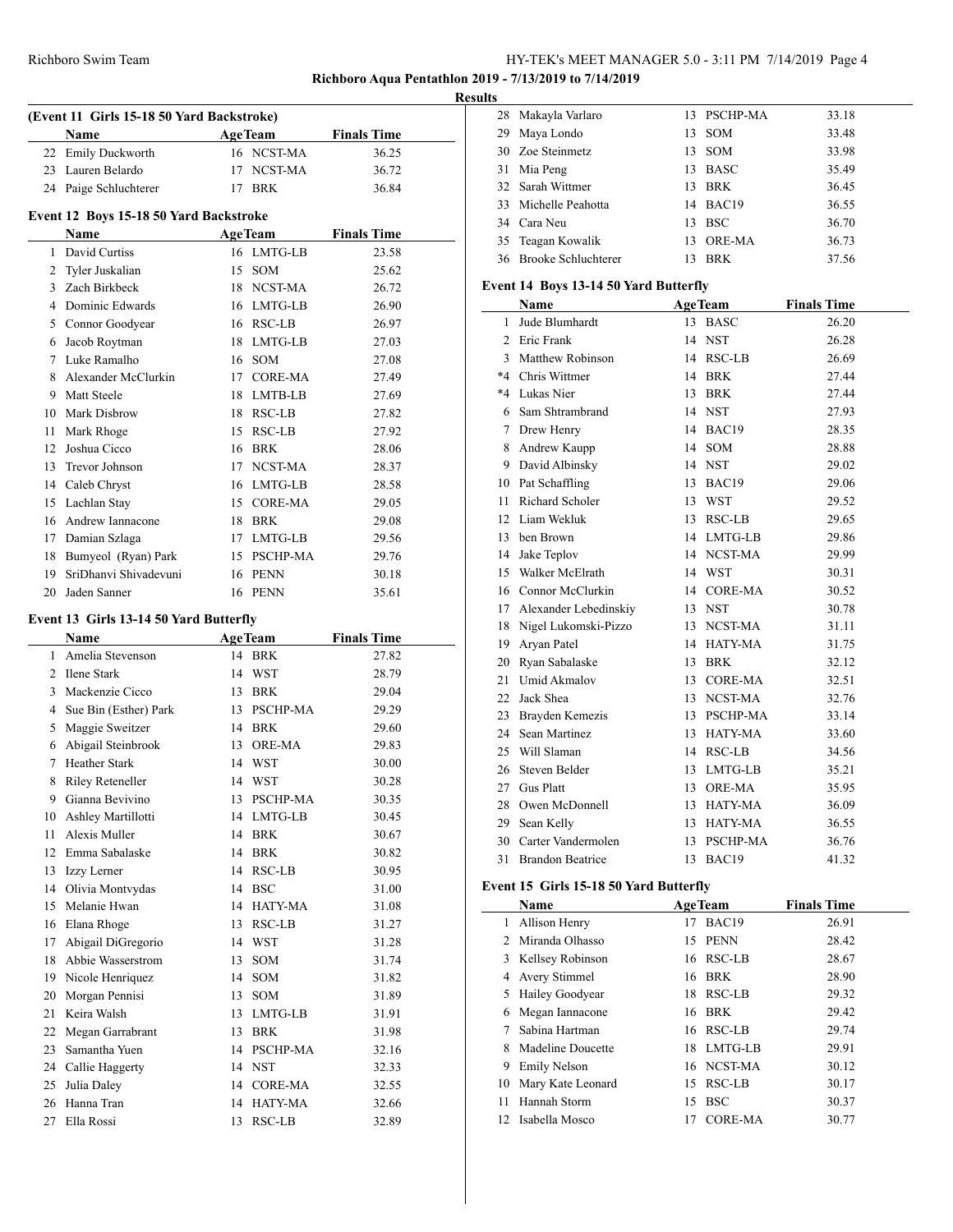**Richboro Aqua Pentathlon 2019 - 7/13/2019 to 7/14/2019**

**Results**

### (Event 11 Girls 15-18 50 Yard Backstroke)

| | Name | Age | Team | Finals Time |
|---|---|---|---|---|
| 22 | Emily Duckworth | 16 | NCST-MA | 36.25 |
| 23 | Lauren Belardo | 17 | NCST-MA | 36.72 |
| 24 | Paige Schluchterer | 17 | BRK | 36.84 |

### Event 12 Boys 15-18 50 Yard Backstroke

| | Name | Age | Team | Finals Time |
|---|---|---|---|---|
| 1 | David Curtiss | 16 | LMTG-LB | 23.58 |
| 2 | Tyler Juskalian | 15 | SOM | 25.62 |
| 3 | Zach Birkbeck | 18 | NCST-MA | 26.72 |
| 4 | Dominic Edwards | 16 | LMTG-LB | 26.90 |
| 5 | Connor Goodyear | 16 | RSC-LB | 26.97 |
| 6 | Jacob Roytman | 18 | LMTG-LB | 27.03 |
| 7 | Luke Ramalho | 16 | SOM | 27.08 |
| 8 | Alexander McClurkin | 17 | CORE-MA | 27.49 |
| 9 | Matt Steele | 18 | LMTB-LB | 27.69 |
| 10 | Mark Disbrow | 18 | RSC-LB | 27.82 |
| 11 | Mark Rhoge | 15 | RSC-LB | 27.92 |
| 12 | Joshua Cicco | 16 | BRK | 28.06 |
| 13 | Trevor Johnson | 17 | NCST-MA | 28.37 |
| 14 | Caleb Chryst | 16 | LMTG-LB | 28.58 |
| 15 | Lachlan Stay | 15 | CORE-MA | 29.05 |
| 16 | Andrew Iannacone | 18 | BRK | 29.08 |
| 17 | Damian Szlaga | 17 | LMTG-LB | 29.56 |
| 18 | Bumyeol (Ryan) Park | 15 | PSCHP-MA | 29.76 |
| 19 | SriDhanvi Shivadevuni | 16 | PENN | 30.18 |
| 20 | Jaden Sanner | 16 | PENN | 35.61 |

### Event 13 Girls 13-14 50 Yard Butterfly

| | Name | Age | Team | Finals Time |
|---|---|---|---|---|
| 1 | Amelia Stevenson | 14 | BRK | 27.82 |
| 2 | Ilene Stark | 14 | WST | 28.79 |
| 3 | Mackenzie Cicco | 13 | BRK | 29.04 |
| 4 | Sue Bin (Esther) Park | 13 | PSCHP-MA | 29.29 |
| 5 | Maggie Sweitzer | 14 | BRK | 29.60 |
| 6 | Abigail Steinbrook | 13 | ORE-MA | 29.83 |
| 7 | Heather Stark | 14 | WST | 30.00 |
| 8 | Riley Reteneller | 14 | WST | 30.28 |
| 9 | Gianna Bevivino | 13 | PSCHP-MA | 30.35 |
| 10 | Ashley Martillotti | 14 | LMTG-LB | 30.45 |
| 11 | Alexis Muller | 14 | BRK | 30.67 |
| 12 | Emma Sabalaske | 14 | BRK | 30.82 |
| 13 | Izzy Lerner | 14 | RSC-LB | 30.95 |
| 14 | Olivia Montvydas | 14 | BSC | 31.00 |
| 15 | Melanie Hwan | 14 | HATY-MA | 31.08 |
| 16 | Elana Rhoge | 13 | RSC-LB | 31.27 |
| 17 | Abigail DiGregorio | 14 | WST | 31.28 |
| 18 | Abbie Wasserstrom | 13 | SOM | 31.74 |
| 19 | Nicole Henriquez | 14 | SOM | 31.82 |
| 20 | Morgan Pennisi | 13 | SOM | 31.89 |
| 21 | Keira Walsh | 13 | LMTG-LB | 31.91 |
| 22 | Megan Garrabrant | 13 | BRK | 31.98 |
| 23 | Samantha Yuen | 14 | PSCHP-MA | 32.16 |
| 24 | Callie Haggerty | 14 | NST | 32.33 |
| 25 | Julia Daley | 14 | CORE-MA | 32.55 |
| 26 | Hanna Tran | 14 | HATY-MA | 32.66 |
| 27 | Ella Rossi | 13 | RSC-LB | 32.89 |
| 28 | Makayla Varlaro | 13 | PSCHP-MA | 33.18 |
| 29 | Maya Londo | 13 | SOM | 33.48 |
| 30 | Zoe Steinmetz | 13 | SOM | 33.98 |
| 31 | Mia Peng | 13 | BASC | 35.49 |
| 32 | Sarah Wittmer | 13 | BRK | 36.45 |
| 33 | Michelle Peahotta | 14 | BAC19 | 36.55 |
| 34 | Cara Neu | 13 | BSC | 36.70 |
| 35 | Teagan Kowalik | 13 | ORE-MA | 36.73 |
| 36 | Brooke Schluchterer | 13 | BRK | 37.56 |

### Event 14 Boys 13-14 50 Yard Butterfly

| | Name | Age | Team | Finals Time |
|---|---|---|---|---|
| 1 | Jude Blumhardt | 13 | BASC | 26.20 |
| 2 | Eric Frank | 14 | NST | 26.28 |
| 3 | Matthew Robinson | 14 | RSC-LB | 26.69 |
| *4 | Chris Wittmer | 14 | BRK | 27.44 |
| *4 | Lukas Nier | 13 | BRK | 27.44 |
| 6 | Sam Shtrambrand | 14 | NST | 27.93 |
| 7 | Drew Henry | 14 | BAC19 | 28.35 |
| 8 | Andrew Kaupp | 14 | SOM | 28.88 |
| 9 | David Albinsky | 14 | NST | 29.02 |
| 10 | Pat Schaffling | 13 | BAC19 | 29.06 |
| 11 | Richard Scholer | 13 | WST | 29.52 |
| 12 | Liam Wekluk | 13 | RSC-LB | 29.65 |
| 13 | ben Brown | 14 | LMTG-LB | 29.86 |
| 14 | Jake Teplov | 14 | NCST-MA | 29.99 |
| 15 | Walker McElrath | 14 | WST | 30.31 |
| 16 | Connor McClurkin | 14 | CORE-MA | 30.52 |
| 17 | Alexander Lebedinskiy | 13 | NST | 30.78 |
| 18 | Nigel Lukomski-Pizzo | 13 | NCST-MA | 31.11 |
| 19 | Aryan Patel | 14 | HATY-MA | 31.75 |
| 20 | Ryan Sabalaske | 13 | BRK | 32.12 |
| 21 | Umid Akmalov | 13 | CORE-MA | 32.51 |
| 22 | Jack Shea | 13 | NCST-MA | 32.76 |
| 23 | Brayden Kemezis | 13 | PSCHP-MA | 33.14 |
| 24 | Sean Martinez | 13 | HATY-MA | 33.60 |
| 25 | Will Slaman | 14 | RSC-LB | 34.56 |
| 26 | Steven Belder | 13 | LMTG-LB | 35.21 |
| 27 | Gus Platt | 13 | ORE-MA | 35.95 |
| 28 | Owen McDonnell | 13 | HATY-MA | 36.09 |
| 29 | Sean Kelly | 13 | HATY-MA | 36.55 |
| 30 | Carter Vandermolen | 13 | PSCHP-MA | 36.76 |
| 31 | Brandon Beatrice | 13 | BAC19 | 41.32 |

### Event 15 Girls 15-18 50 Yard Butterfly

| | Name | Age | Team | Finals Time |
|---|---|---|---|---|
| 1 | Allison Henry | 17 | BAC19 | 26.91 |
| 2 | Miranda Olhasso | 15 | PENN | 28.42 |
| 3 | Kellsey Robinson | 16 | RSC-LB | 28.67 |
| 4 | Avery Stimmel | 16 | BRK | 28.90 |
| 5 | Hailey Goodyear | 18 | RSC-LB | 29.32 |
| 6 | Megan Iannacone | 16 | BRK | 29.42 |
| 7 | Sabina Hartman | 16 | RSC-LB | 29.74 |
| 8 | Madeline Doucette | 18 | LMTG-LB | 29.91 |
| 9 | Emily Nelson | 16 | NCST-MA | 30.12 |
| 10 | Mary Kate Leonard | 15 | RSC-LB | 30.17 |
| 11 | Hannah Storm | 15 | BSC | 30.37 |
| 12 | Isabella Mosco | 17 | CORE-MA | 30.77 |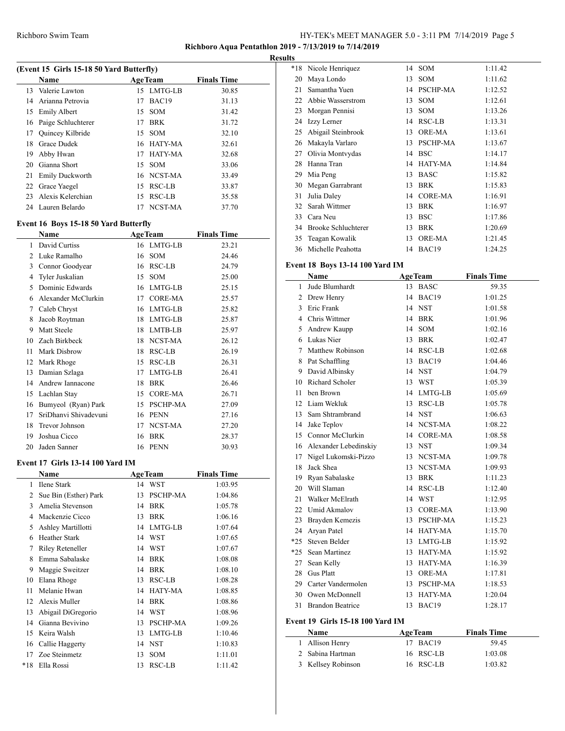**Richboro Aqua Pentathlon 2019 - 7/13/2019 to 7/14/2019**

**Results**

### (Event 15 Girls 15-18 50 Yard Butterfly)

| | Name | Age | Team | Finals Time |
|---|---|---|---|---|
| 13 | Valerie Lawton | 15 | LMTG-LB | 30.85 |
| 14 | Arianna Petrovia | 17 | BAC19 | 31.13 |
| 15 | Emily Albert | 15 | SOM | 31.42 |
| 16 | Paige Schluchterer | 17 | BRK | 31.72 |
| 17 | Quincey Kilbride | 15 | SOM | 32.10 |
| 18 | Grace Dudek | 16 | HATY-MA | 32.61 |
| 19 | Abby Hwan | 17 | HATY-MA | 32.68 |
| 20 | Gianna Short | 15 | SOM | 33.06 |
| 21 | Emily Duckworth | 16 | NCST-MA | 33.49 |
| 22 | Grace Yaegel | 15 | RSC-LB | 33.87 |
| 23 | Alexis Kelerchian | 15 | RSC-LB | 35.58 |
| 24 | Lauren Belardo | 17 | NCST-MA | 37.70 |

### Event 16 Boys 15-18 50 Yard Butterfly

| | Name | Age | Team | Finals Time |
|---|---|---|---|---|
| 1 | David Curtiss | 16 | LMTG-LB | 23.21 |
| 2 | Luke Ramalho | 16 | SOM | 24.46 |
| 3 | Connor Goodyear | 16 | RSC-LB | 24.79 |
| 4 | Tyler Juskalian | 15 | SOM | 25.00 |
| 5 | Dominic Edwards | 16 | LMTG-LB | 25.15 |
| 6 | Alexander McClurkin | 17 | CORE-MA | 25.57 |
| 7 | Caleb Chryst | 16 | LMTG-LB | 25.82 |
| 8 | Jacob Roytman | 18 | LMTG-LB | 25.87 |
| 9 | Matt Steele | 18 | LMTB-LB | 25.97 |
| 10 | Zach Birkbeck | 18 | NCST-MA | 26.12 |
| 11 | Mark Disbrow | 18 | RSC-LB | 26.19 |
| 12 | Mark Rhoge | 15 | RSC-LB | 26.31 |
| 13 | Damian Szlaga | 17 | LMTG-LB | 26.41 |
| 14 | Andrew Iannacone | 18 | BRK | 26.46 |
| 15 | Lachlan Stay | 15 | CORE-MA | 26.71 |
| 16 | Bumyeol (Ryan) Park | 15 | PSCHP-MA | 27.09 |
| 17 | SriDhanvi Shivadevuni | 16 | PENN | 27.16 |
| 18 | Trevor Johnson | 17 | NCST-MA | 27.20 |
| 19 | Joshua Cicco | 16 | BRK | 28.37 |
| 20 | Jaden Sanner | 16 | PENN | 30.93 |

### Event 17 Girls 13-14 100 Yard IM

| | Name | Age | Team | Finals Time |
|---|---|---|---|---|
| 1 | Ilene Stark | 14 | WST | 1:03.95 |
| 2 | Sue Bin (Esther) Park | 13 | PSCHP-MA | 1:04.86 |
| 3 | Amelia Stevenson | 14 | BRK | 1:05.78 |
| 4 | Mackenzie Cicco | 13 | BRK | 1:06.16 |
| 5 | Ashley Martillotti | 14 | LMTG-LB | 1:07.64 |
| 6 | Heather Stark | 14 | WST | 1:07.65 |
| 7 | Riley Reteneller | 14 | WST | 1:07.67 |
| 8 | Emma Sabalaske | 14 | BRK | 1:08.08 |
| 9 | Maggie Sweitzer | 14 | BRK | 1:08.10 |
| 10 | Elana Rhoge | 13 | RSC-LB | 1:08.28 |
| 11 | Melanie Hwan | 14 | HATY-MA | 1:08.85 |
| 12 | Alexis Muller | 14 | BRK | 1:08.86 |
| 13 | Abigail DiGregorio | 14 | WST | 1:08.96 |
| 14 | Gianna Bevivino | 13 | PSCHP-MA | 1:09.26 |
| 15 | Keira Walsh | 13 | LMTG-LB | 1:10.46 |
| 16 | Callie Haggerty | 14 | NST | 1:10.83 |
| 17 | Zoe Steinmetz | 13 | SOM | 1:11.01 |
| *18 | Ella Rossi | 13 | RSC-LB | 1:11.42 |
| *18 | Nicole Henriquez | 14 | SOM | 1:11.42 |
| 20 | Maya Londo | 13 | SOM | 1:11.62 |
| 21 | Samantha Yuen | 14 | PSCHP-MA | 1:12.52 |
| 22 | Abbie Wasserstrom | 13 | SOM | 1:12.61 |
| 23 | Morgan Pennisi | 13 | SOM | 1:13.26 |
| 24 | Izzy Lerner | 14 | RSC-LB | 1:13.31 |
| 25 | Abigail Steinbrook | 13 | ORE-MA | 1:13.61 |
| 26 | Makayla Varlaro | 13 | PSCHP-MA | 1:13.67 |
| 27 | Olivia Montvydas | 14 | BSC | 1:14.17 |
| 28 | Hanna Tran | 14 | HATY-MA | 1:14.84 |
| 29 | Mia Peng | 13 | BASC | 1:15.82 |
| 30 | Megan Garrabrant | 13 | BRK | 1:15.83 |
| 31 | Julia Daley | 14 | CORE-MA | 1:16.91 |
| 32 | Sarah Wittmer | 13 | BRK | 1:16.97 |
| 33 | Cara Neu | 13 | BSC | 1:17.86 |
| 34 | Brooke Schluchterer | 13 | BRK | 1:20.69 |
| 35 | Teagan Kowalik | 13 | ORE-MA | 1:21.45 |
| 36 | Michelle Peahotta | 14 | BAC19 | 1:24.25 |

### Event 18 Boys 13-14 100 Yard IM

| | Name | Age | Team | Finals Time |
|---|---|---|---|---|
| 1 | Jude Blumhardt | 13 | BASC | 59.35 |
| 2 | Drew Henry | 14 | BAC19 | 1:01.25 |
| 3 | Eric Frank | 14 | NST | 1:01.58 |
| 4 | Chris Wittmer | 14 | BRK | 1:01.96 |
| 5 | Andrew Kaupp | 14 | SOM | 1:02.16 |
| 6 | Lukas Nier | 13 | BRK | 1:02.47 |
| 7 | Matthew Robinson | 14 | RSC-LB | 1:02.68 |
| 8 | Pat Schaffling | 13 | BAC19 | 1:04.46 |
| 9 | David Albinsky | 14 | NST | 1:04.79 |
| 10 | Richard Scholer | 13 | WST | 1:05.39 |
| 11 | ben Brown | 14 | LMTG-LB | 1:05.69 |
| 12 | Liam Wekluk | 13 | RSC-LB | 1:05.78 |
| 13 | Sam Shtrambrand | 14 | NST | 1:06.63 |
| 14 | Jake Teplov | 14 | NCST-MA | 1:08.22 |
| 15 | Connor McClurkin | 14 | CORE-MA | 1:08.58 |
| 16 | Alexander Lebedinskiy | 13 | NST | 1:09.34 |
| 17 | Nigel Lukomski-Pizzo | 13 | NCST-MA | 1:09.78 |
| 18 | Jack Shea | 13 | NCST-MA | 1:09.93 |
| 19 | Ryan Sabalaske | 13 | BRK | 1:11.23 |
| 20 | Will Slaman | 14 | RSC-LB | 1:12.40 |
| 21 | Walker McElrath | 14 | WST | 1:12.95 |
| 22 | Umid Akmalov | 13 | CORE-MA | 1:13.90 |
| 23 | Brayden Kemezis | 13 | PSCHP-MA | 1:15.23 |
| 24 | Aryan Patel | 14 | HATY-MA | 1:15.70 |
| *25 | Steven Belder | 13 | LMTG-LB | 1:15.92 |
| *25 | Sean Martinez | 13 | HATY-MA | 1:15.92 |
| 27 | Sean Kelly | 13 | HATY-MA | 1:16.39 |
| 28 | Gus Platt | 13 | ORE-MA | 1:17.81 |
| 29 | Carter Vandermolen | 13 | PSCHP-MA | 1:18.53 |
| 30 | Owen McDonnell | 13 | HATY-MA | 1:20.04 |
| 31 | Brandon Beatrice | 13 | BAC19 | 1:28.17 |

### Event 19 Girls 15-18 100 Yard IM

| | Name | Age | Team | Finals Time |
|---|---|---|---|---|
| 1 | Allison Henry | 17 | BAC19 | 59.45 |
| 2 | Sabina Hartman | 16 | RSC-LB | 1:03.08 |
| 3 | Kellsey Robinson | 16 | RSC-LB | 1:03.82 |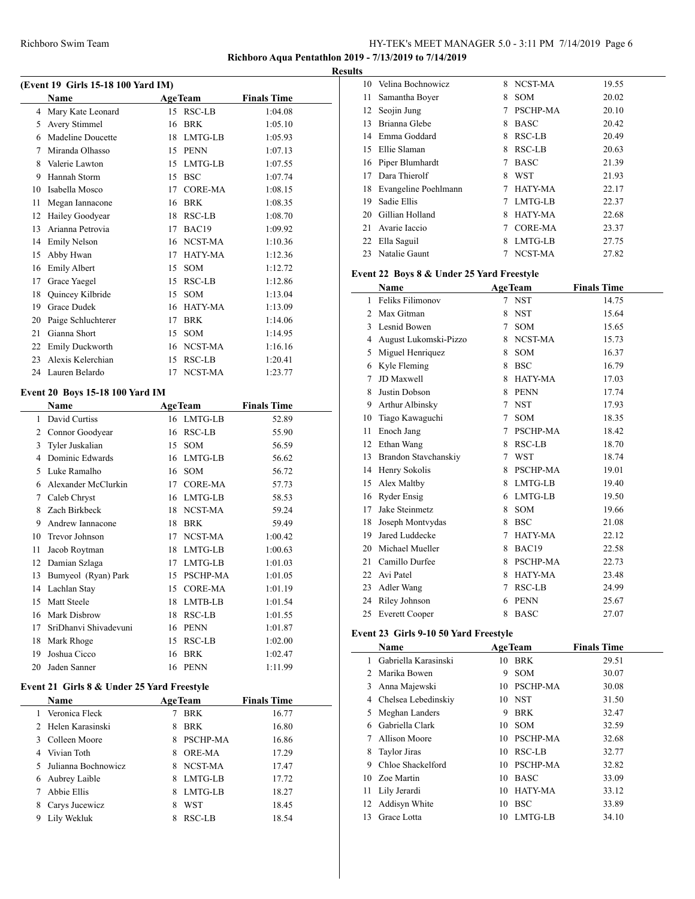**Richboro Aqua Pentathlon 2019 - 7/13/2019 to 7/14/2019**

**Results**

### (Event 19 Girls 15-18 100 Yard IM)

| | Name | Age | Team | Finals Time |
|---|---|---|---|---|
| 4 | Mary Kate Leonard | 15 | RSC-LB | 1:04.08 |
| 5 | Avery Stimmel | 16 | BRK | 1:05.10 |
| 6 | Madeline Doucette | 18 | LMTG-LB | 1:05.93 |
| 7 | Miranda Olhasso | 15 | PENN | 1:07.13 |
| 8 | Valerie Lawton | 15 | LMTG-LB | 1:07.55 |
| 9 | Hannah Storm | 15 | BSC | 1:07.74 |
| 10 | Isabella Mosco | 17 | CORE-MA | 1:08.15 |
| 11 | Megan Iannacone | 16 | BRK | 1:08.35 |
| 12 | Hailey Goodyear | 18 | RSC-LB | 1:08.70 |
| 13 | Arianna Petrovia | 17 | BAC19 | 1:09.92 |
| 14 | Emily Nelson | 16 | NCST-MA | 1:10.36 |
| 15 | Abby Hwan | 17 | HATY-MA | 1:12.36 |
| 16 | Emily Albert | 15 | SOM | 1:12.72 |
| 17 | Grace Yaegel | 15 | RSC-LB | 1:12.86 |
| 18 | Quincey Kilbride | 15 | SOM | 1:13.04 |
| 19 | Grace Dudek | 16 | HATY-MA | 1:13.09 |
| 20 | Paige Schluchterer | 17 | BRK | 1:14.06 |
| 21 | Gianna Short | 15 | SOM | 1:14.95 |
| 22 | Emily Duckworth | 16 | NCST-MA | 1:16.16 |
| 23 | Alexis Kelerchian | 15 | RSC-LB | 1:20.41 |
| 24 | Lauren Belardo | 17 | NCST-MA | 1:23.77 |

### Event 20 Boys 15-18 100 Yard IM

| | Name | Age | Team | Finals Time |
|---|---|---|---|---|
| 1 | David Curtiss | 16 | LMTG-LB | 52.89 |
| 2 | Connor Goodyear | 16 | RSC-LB | 55.90 |
| 3 | Tyler Juskalian | 15 | SOM | 56.59 |
| 4 | Dominic Edwards | 16 | LMTG-LB | 56.62 |
| 5 | Luke Ramalho | 16 | SOM | 56.72 |
| 6 | Alexander McClurkin | 17 | CORE-MA | 57.73 |
| 7 | Caleb Chryst | 16 | LMTG-LB | 58.53 |
| 8 | Zach Birkbeck | 18 | NCST-MA | 59.24 |
| 9 | Andrew Iannacone | 18 | BRK | 59.49 |
| 10 | Trevor Johnson | 17 | NCST-MA | 1:00.42 |
| 11 | Jacob Roytman | 18 | LMTG-LB | 1:00.63 |
| 12 | Damian Szlaga | 17 | LMTG-LB | 1:01.03 |
| 13 | Bumyeol (Ryan) Park | 15 | PSCHP-MA | 1:01.05 |
| 14 | Lachlan Stay | 15 | CORE-MA | 1:01.19 |
| 15 | Matt Steele | 18 | LMTB-LB | 1:01.54 |
| 16 | Mark Disbrow | 18 | RSC-LB | 1:01.55 |
| 17 | SriDhanvi Shivadevuni | 16 | PENN | 1:01.87 |
| 18 | Mark Rhoge | 15 | RSC-LB | 1:02.00 |
| 19 | Joshua Cicco | 16 | BRK | 1:02.47 |
| 20 | Jaden Sanner | 16 | PENN | 1:11.99 |

### Event 21 Girls 8 & Under 25 Yard Freestyle

| | Name | Age | Team | Finals Time |
|---|---|---|---|---|
| 1 | Veronica Fleck | 7 | BRK | 16.77 |
| 2 | Helen Karasinski | 8 | BRK | 16.80 |
| 3 | Colleen Moore | 8 | PSCHP-MA | 16.86 |
| 4 | Vivian Toth | 8 | ORE-MA | 17.29 |
| 5 | Julianna Bochnowicz | 8 | NCST-MA | 17.47 |
| 6 | Aubrey Laible | 8 | LMTG-LB | 17.72 |
| 7 | Abbie Ellis | 8 | LMTG-LB | 18.27 |
| 8 | Carys Jucewicz | 8 | WST | 18.45 |
| 9 | Lily Wekluk | 8 | RSC-LB | 18.54 |
| 10 | Velina Bochnowicz | 8 | NCST-MA | 19.55 |
| 11 | Samantha Boyer | 8 | SOM | 20.02 |
| 12 | Seojin Jung | 7 | PSCHP-MA | 20.10 |
| 13 | Brianna Glebe | 8 | BASC | 20.42 |
| 14 | Emma Goddard | 8 | RSC-LB | 20.49 |
| 15 | Ellie Slaman | 8 | RSC-LB | 20.63 |
| 16 | Piper Blumhardt | 7 | BASC | 21.39 |
| 17 | Dara Thierolf | 8 | WST | 21.93 |
| 18 | Evangeline Poehlmann | 7 | HATY-MA | 22.17 |
| 19 | Sadie Ellis | 7 | LMTG-LB | 22.37 |
| 20 | Gillian Holland | 8 | HATY-MA | 22.68 |
| 21 | Avarie Iaccio | 7 | CORE-MA | 23.37 |
| 22 | Ella Saguil | 8 | LMTG-LB | 27.75 |
| 23 | Natalie Gaunt | 7 | NCST-MA | 27.82 |

### Event 22 Boys 8 & Under 25 Yard Freestyle

| | Name | Age | Team | Finals Time |
|---|---|---|---|---|
| 1 | Feliks Filimonov | 7 | NST | 14.75 |
| 2 | Max Gitman | 8 | NST | 15.64 |
| 3 | Lesnid Bowen | 7 | SOM | 15.65 |
| 4 | August Lukomski-Pizzo | 8 | NCST-MA | 15.73 |
| 5 | Miguel Henriquez | 8 | SOM | 16.37 |
| 6 | Kyle Fleming | 8 | BSC | 16.79 |
| 7 | JD Maxwell | 8 | HATY-MA | 17.03 |
| 8 | Justin Dobson | 8 | PENN | 17.74 |
| 9 | Arthur Albinsky | 7 | NST | 17.93 |
| 10 | Tiago Kawaguchi | 7 | SOM | 18.35 |
| 11 | Enoch Jang | 7 | PSCHP-MA | 18.42 |
| 12 | Ethan Wang | 8 | RSC-LB | 18.70 |
| 13 | Brandon Stavchanskiy | 7 | WST | 18.74 |
| 14 | Henry Sokolis | 8 | PSCHP-MA | 19.01 |
| 15 | Alex Maltby | 8 | LMTG-LB | 19.40 |
| 16 | Ryder Ensig | 6 | LMTG-LB | 19.50 |
| 17 | Jake Steinmetz | 8 | SOM | 19.66 |
| 18 | Joseph Montvydas | 8 | BSC | 21.08 |
| 19 | Jared Luddecke | 7 | HATY-MA | 22.12 |
| 20 | Michael Mueller | 8 | BAC19 | 22.58 |
| 21 | Camillo Durfee | 8 | PSCHP-MA | 22.73 |
| 22 | Avi Patel | 8 | HATY-MA | 23.48 |
| 23 | Adler Wang | 7 | RSC-LB | 24.99 |
| 24 | Riley Johnson | 6 | PENN | 25.67 |
| 25 | Everett Cooper | 8 | BASC | 27.07 |

### Event 23 Girls 9-10 50 Yard Freestyle

| | Name | Age | Team | Finals Time |
|---|---|---|---|---|
| 1 | Gabriella Karasinski | 10 | BRK | 29.51 |
| 2 | Marika Bowen | 9 | SOM | 30.07 |
| 3 | Anna Majewski | 10 | PSCHP-MA | 30.08 |
| 4 | Chelsea Lebedinskiy | 10 | NST | 31.50 |
| 5 | Meghan Landers | 9 | BRK | 32.47 |
| 6 | Gabriella Clark | 10 | SOM | 32.59 |
| 7 | Allison Moore | 10 | PSCHP-MA | 32.68 |
| 8 | Taylor Jiras | 10 | RSC-LB | 32.77 |
| 9 | Chloe Shackelford | 10 | PSCHP-MA | 32.82 |
| 10 | Zoe Martin | 10 | BASC | 33.09 |
| 11 | Lily Jerardi | 10 | HATY-MA | 33.12 |
| 12 | Addisyn White | 10 | BSC | 33.89 |
| 13 | Grace Lotta | 10 | LMTG-LB | 34.10 |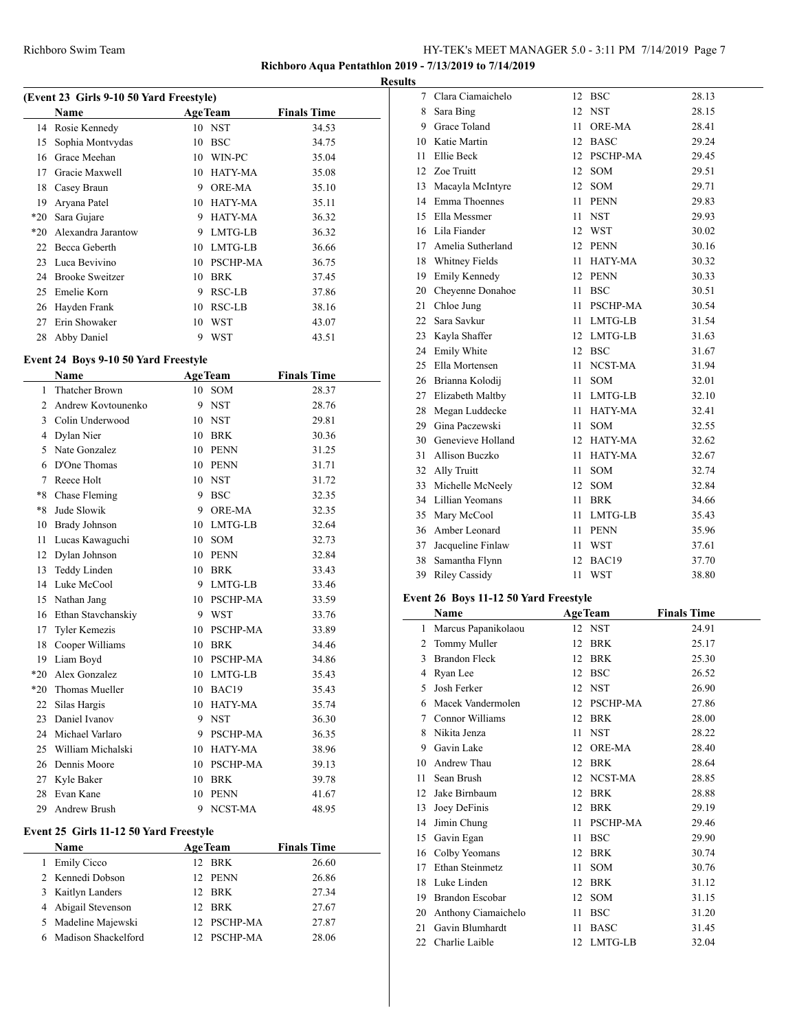**Richboro Aqua Pentathlon 2019 - 7/13/2019 to 7/14/2019**

**Results**

### (Event 23 Girls 9-10 50 Yard Freestyle)

| | Name | Age | Team | Finals Time |
|---|---|---|---|---|
| 14 | Rosie Kennedy | 10 | NST | 34.53 |
| 15 | Sophia Montvydas | 10 | BSC | 34.75 |
| 16 | Grace Meehan | 10 | WIN-PC | 35.04 |
| 17 | Gracie Maxwell | 10 | HATY-MA | 35.08 |
| 18 | Casey Braun | 9 | ORE-MA | 35.10 |
| 19 | Aryana Patel | 10 | HATY-MA | 35.11 |
| *20 | Sara Gujare | 9 | HATY-MA | 36.32 |
| *20 | Alexandra Jarantow | 9 | LMTG-LB | 36.32 |
| 22 | Becca Geberth | 10 | LMTG-LB | 36.66 |
| 23 | Luca Bevivino | 10 | PSCHP-MA | 36.75 |
| 24 | Brooke Sweitzer | 10 | BRK | 37.45 |
| 25 | Emelie Korn | 9 | RSC-LB | 37.86 |
| 26 | Hayden Frank | 10 | RSC-LB | 38.16 |
| 27 | Erin Showaker | 10 | WST | 43.07 |
| 28 | Abby Daniel | 9 | WST | 43.51 |

### Event 24 Boys 9-10 50 Yard Freestyle

| | Name | Age | Team | Finals Time |
|---|---|---|---|---|
| 1 | Thatcher Brown | 10 | SOM | 28.37 |
| 2 | Andrew Kovtounenko | 9 | NST | 28.76 |
| 3 | Colin Underwood | 10 | NST | 29.81 |
| 4 | Dylan Nier | 10 | BRK | 30.36 |
| 5 | Nate Gonzalez | 10 | PENN | 31.25 |
| 6 | D'One Thomas | 10 | PENN | 31.71 |
| 7 | Reece Holt | 10 | NST | 31.72 |
| *8 | Chase Fleming | 9 | BSC | 32.35 |
| *8 | Jude Slowik | 9 | ORE-MA | 32.35 |
| 10 | Brady Johnson | 10 | LMTG-LB | 32.64 |
| 11 | Lucas Kawaguchi | 10 | SOM | 32.73 |
| 12 | Dylan Johnson | 10 | PENN | 32.84 |
| 13 | Teddy Linden | 10 | BRK | 33.43 |
| 14 | Luke McCool | 9 | LMTG-LB | 33.46 |
| 15 | Nathan Jang | 10 | PSCHP-MA | 33.59 |
| 16 | Ethan Stavchanskiy | 9 | WST | 33.76 |
| 17 | Tyler Kemezis | 10 | PSCHP-MA | 33.89 |
| 18 | Cooper Williams | 10 | BRK | 34.46 |
| 19 | Liam Boyd | 10 | PSCHP-MA | 34.86 |
| *20 | Alex Gonzalez | 10 | LMTG-LB | 35.43 |
| *20 | Thomas Mueller | 10 | BAC19 | 35.43 |
| 22 | Silas Hargis | 10 | HATY-MA | 35.74 |
| 23 | Daniel Ivanov | 9 | NST | 36.30 |
| 24 | Michael Varlaro | 9 | PSCHP-MA | 36.35 |
| 25 | William Michalski | 10 | HATY-MA | 38.96 |
| 26 | Dennis Moore | 10 | PSCHP-MA | 39.13 |
| 27 | Kyle Baker | 10 | BRK | 39.78 |
| 28 | Evan Kane | 10 | PENN | 41.67 |
| 29 | Andrew Brush | 9 | NCST-MA | 48.95 |

### Event 25 Girls 11-12 50 Yard Freestyle

| | Name | Age | Team | Finals Time |
|---|---|---|---|---|
| 1 | Emily Cicco | 12 | BRK | 26.60 |
| 2 | Kennedi Dobson | 12 | PENN | 26.86 |
| 3 | Kaitlyn Landers | 12 | BRK | 27.34 |
| 4 | Abigail Stevenson | 12 | BRK | 27.67 |
| 5 | Madeline Majewski | 12 | PSCHP-MA | 27.87 |
| 6 | Madison Shackelford | 12 | PSCHP-MA | 28.06 |
| 7 | Clara Ciamaichelo | 12 | BSC | 28.13 |
| 8 | Sara Bing | 12 | NST | 28.15 |
| 9 | Grace Toland | 11 | ORE-MA | 28.41 |
| 10 | Katie Martin | 12 | BASC | 29.24 |
| 11 | Ellie Beck | 12 | PSCHP-MA | 29.45 |
| 12 | Zoe Truitt | 12 | SOM | 29.51 |
| 13 | Macayla McIntyre | 12 | SOM | 29.71 |
| 14 | Emma Thoennes | 11 | PENN | 29.83 |
| 15 | Ella Messmer | 11 | NST | 29.93 |
| 16 | Lila Fiander | 12 | WST | 30.02 |
| 17 | Amelia Sutherland | 12 | PENN | 30.16 |
| 18 | Whitney Fields | 11 | HATY-MA | 30.32 |
| 19 | Emily Kennedy | 12 | PENN | 30.33 |
| 20 | Cheyenne Donahoe | 11 | BSC | 30.51 |
| 21 | Chloe Jung | 11 | PSCHP-MA | 30.54 |
| 22 | Sara Savkur | 11 | LMTG-LB | 31.54 |
| 23 | Kayla Shaffer | 12 | LMTG-LB | 31.63 |
| 24 | Emily White | 12 | BSC | 31.67 |
| 25 | Ella Mortensen | 11 | NCST-MA | 31.94 |
| 26 | Brianna Kolodij | 11 | SOM | 32.01 |
| 27 | Elizabeth Maltby | 11 | LMTG-LB | 32.10 |
| 28 | Megan Luddecke | 11 | HATY-MA | 32.41 |
| 29 | Gina Paczewski | 11 | SOM | 32.55 |
| 30 | Genevieve Holland | 12 | HATY-MA | 32.62 |
| 31 | Allison Buczko | 11 | HATY-MA | 32.67 |
| 32 | Ally Truitt | 11 | SOM | 32.74 |
| 33 | Michelle McNeely | 12 | SOM | 32.84 |
| 34 | Lillian Yeomans | 11 | BRK | 34.66 |
| 35 | Mary McCool | 11 | LMTG-LB | 35.43 |
| 36 | Amber Leonard | 11 | PENN | 35.96 |
| 37 | Jacqueline Finlaw | 11 | WST | 37.61 |
| 38 | Samantha Flynn | 12 | BAC19 | 37.70 |
| 39 | Riley Cassidy | 11 | WST | 38.80 |

### Event 26 Boys 11-12 50 Yard Freestyle

| | Name | Age | Team | Finals Time |
|---|---|---|---|---|
| 1 | Marcus Papanikolaou | 12 | NST | 24.91 |
| 2 | Tommy Muller | 12 | BRK | 25.17 |
| 3 | Brandon Fleck | 12 | BRK | 25.30 |
| 4 | Ryan Lee | 12 | BSC | 26.52 |
| 5 | Josh Ferker | 12 | NST | 26.90 |
| 6 | Macek Vandermolen | 12 | PSCHP-MA | 27.86 |
| 7 | Connor Williams | 12 | BRK | 28.00 |
| 8 | Nikita Jenza | 11 | NST | 28.22 |
| 9 | Gavin Lake | 12 | ORE-MA | 28.40 |
| 10 | Andrew Thau | 12 | BRK | 28.64 |
| 11 | Sean Brush | 12 | NCST-MA | 28.85 |
| 12 | Jake Birnbaum | 12 | BRK | 28.88 |
| 13 | Joey DeFinis | 12 | BRK | 29.19 |
| 14 | Jimin Chung | 11 | PSCHP-MA | 29.46 |
| 15 | Gavin Egan | 11 | BSC | 29.90 |
| 16 | Colby Yeomans | 12 | BRK | 30.74 |
| 17 | Ethan Steinmetz | 11 | SOM | 30.76 |
| 18 | Luke Linden | 12 | BRK | 31.12 |
| 19 | Brandon Escobar | 12 | SOM | 31.15 |
| 20 | Anthony Ciamaichelo | 11 | BSC | 31.20 |
| 21 | Gavin Blumhardt | 11 | BASC | 31.45 |
| 22 | Charlie Laible | 12 | LMTG-LB | 32.04 |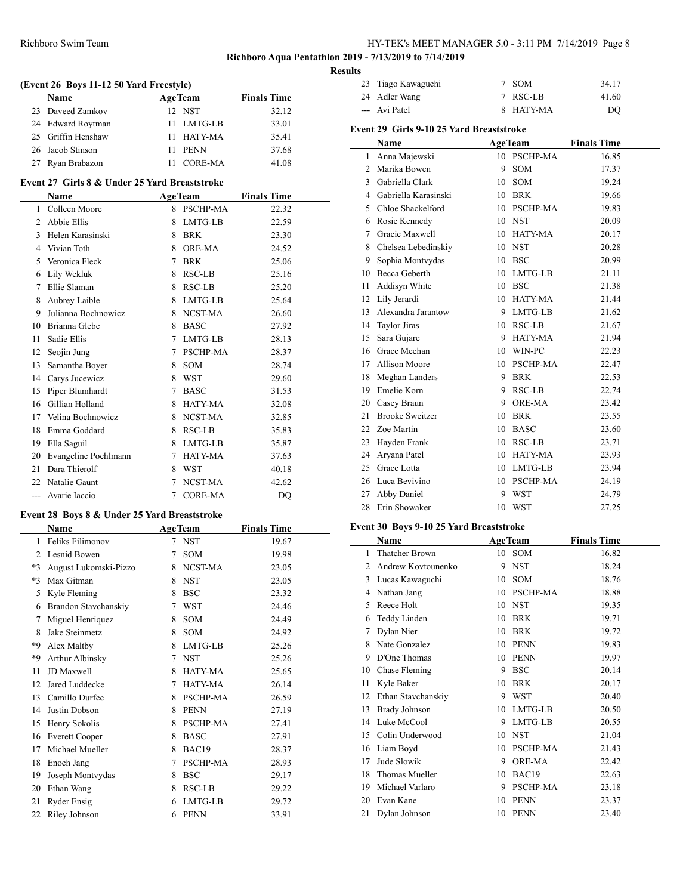**Richboro Aqua Pentathlon 2019 - 7/13/2019 to 7/14/2019**

**Results**

### (Event 26 Boys 11-12 50 Yard Freestyle)

| | Name | Age | Team | Finals Time |
|---|---|---|---|---|
| 23 | Daveed Zamkov | 12 | NST | 32.12 |
| 24 | Edward Roytman | 11 | LMTG-LB | 33.01 |
| 25 | Griffin Henshaw | 11 | HATY-MA | 35.41 |
| 26 | Jacob Stinson | 11 | PENN | 37.68 |
| 27 | Ryan Brabazon | 11 | CORE-MA | 41.08 |

### Event 27 Girls 8 & Under 25 Yard Breaststroke

| | Name | Age | Team | Finals Time |
|---|---|---|---|---|
| 1 | Colleen Moore | 8 | PSCHP-MA | 22.32 |
| 2 | Abbie Ellis | 8 | LMTG-LB | 22.59 |
| 3 | Helen Karasinski | 8 | BRK | 23.30 |
| 4 | Vivian Toth | 8 | ORE-MA | 24.52 |
| 5 | Veronica Fleck | 7 | BRK | 25.06 |
| 6 | Lily Wekluk | 8 | RSC-LB | 25.16 |
| 7 | Ellie Slaman | 8 | RSC-LB | 25.20 |
| 8 | Aubrey Laible | 8 | LMTG-LB | 25.64 |
| 9 | Julianna Bochnowicz | 8 | NCST-MA | 26.60 |
| 10 | Brianna Glebe | 8 | BASC | 27.92 |
| 11 | Sadie Ellis | 7 | LMTG-LB | 28.13 |
| 12 | Seojin Jung | 7 | PSCHP-MA | 28.37 |
| 13 | Samantha Boyer | 8 | SOM | 28.74 |
| 14 | Carys Jucewicz | 8 | WST | 29.60 |
| 15 | Piper Blumhardt | 7 | BASC | 31.53 |
| 16 | Gillian Holland | 8 | HATY-MA | 32.08 |
| 17 | Velina Bochnowicz | 8 | NCST-MA | 32.85 |
| 18 | Emma Goddard | 8 | RSC-LB | 35.83 |
| 19 | Ella Saguil | 8 | LMTG-LB | 35.87 |
| 20 | Evangeline Poehlmann | 7 | HATY-MA | 37.63 |
| 21 | Dara Thierolf | 8 | WST | 40.18 |
| 22 | Natalie Gaunt | 7 | NCST-MA | 42.62 |
| --- | Avarie Iaccio | 7 | CORE-MA | DQ |

### Event 28 Boys 8 & Under 25 Yard Breaststroke

| | Name | Age | Team | Finals Time |
|---|---|---|---|---|
| 1 | Feliks Filimonov | 7 | NST | 19.67 |
| 2 | Lesnid Bowen | 7 | SOM | 19.98 |
| *3 | August Lukomski-Pizzo | 8 | NCST-MA | 23.05 |
| *3 | Max Gitman | 8 | NST | 23.05 |
| 5 | Kyle Fleming | 8 | BSC | 23.32 |
| 6 | Brandon Stavchanskiy | 7 | WST | 24.46 |
| 7 | Miguel Henriquez | 8 | SOM | 24.49 |
| 8 | Jake Steinmetz | 8 | SOM | 24.92 |
| *9 | Alex Maltby | 8 | LMTG-LB | 25.26 |
| *9 | Arthur Albinsky | 7 | NST | 25.26 |
| 11 | JD Maxwell | 8 | HATY-MA | 25.65 |
| 12 | Jared Luddecke | 7 | HATY-MA | 26.14 |
| 13 | Camillo Durfee | 8 | PSCHP-MA | 26.59 |
| 14 | Justin Dobson | 8 | PENN | 27.19 |
| 15 | Henry Sokolis | 8 | PSCHP-MA | 27.41 |
| 16 | Everett Cooper | 8 | BASC | 27.91 |
| 17 | Michael Mueller | 8 | BAC19 | 28.37 |
| 18 | Enoch Jang | 7 | PSCHP-MA | 28.93 |
| 19 | Joseph Montvydas | 8 | BSC | 29.17 |
| 20 | Ethan Wang | 8 | RSC-LB | 29.22 |
| 21 | Ryder Ensig | 6 | LMTG-LB | 29.72 |
| 22 | Riley Johnson | 6 | PENN | 33.91 |
| 23 | Tiago Kawaguchi | 7 | SOM | 34.17 |
| 24 | Adler Wang | 7 | RSC-LB | 41.60 |
| --- | Avi Patel | 8 | HATY-MA | DQ |

### Event 29 Girls 9-10 25 Yard Breaststroke

| | Name | Age | Team | Finals Time |
|---|---|---|---|---|
| 1 | Anna Majewski | 10 | PSCHP-MA | 16.85 |
| 2 | Marika Bowen | 9 | SOM | 17.37 |
| 3 | Gabriella Clark | 10 | SOM | 19.24 |
| 4 | Gabriella Karasinski | 10 | BRK | 19.66 |
| 5 | Chloe Shackelford | 10 | PSCHP-MA | 19.83 |
| 6 | Rosie Kennedy | 10 | NST | 20.09 |
| 7 | Gracie Maxwell | 10 | HATY-MA | 20.17 |
| 8 | Chelsea Lebedinskiy | 10 | NST | 20.28 |
| 9 | Sophia Montvydas | 10 | BSC | 20.99 |
| 10 | Becca Geberth | 10 | LMTG-LB | 21.11 |
| 11 | Addisyn White | 10 | BSC | 21.38 |
| 12 | Lily Jerardi | 10 | HATY-MA | 21.44 |
| 13 | Alexandra Jarantow | 9 | LMTG-LB | 21.62 |
| 14 | Taylor Jiras | 10 | RSC-LB | 21.67 |
| 15 | Sara Gujare | 9 | HATY-MA | 21.94 |
| 16 | Grace Meehan | 10 | WIN-PC | 22.23 |
| 17 | Allison Moore | 10 | PSCHP-MA | 22.47 |
| 18 | Meghan Landers | 9 | BRK | 22.53 |
| 19 | Emelie Korn | 9 | RSC-LB | 22.74 |
| 20 | Casey Braun | 9 | ORE-MA | 23.42 |
| 21 | Brooke Sweitzer | 10 | BRK | 23.55 |
| 22 | Zoe Martin | 10 | BASC | 23.60 |
| 23 | Hayden Frank | 10 | RSC-LB | 23.71 |
| 24 | Aryana Patel | 10 | HATY-MA | 23.93 |
| 25 | Grace Lotta | 10 | LMTG-LB | 23.94 |
| 26 | Luca Bevivino | 10 | PSCHP-MA | 24.19 |
| 27 | Abby Daniel | 9 | WST | 24.79 |
| 28 | Erin Showaker | 10 | WST | 27.25 |

### Event 30 Boys 9-10 25 Yard Breaststroke

| | Name | Age | Team | Finals Time |
|---|---|---|---|---|
| 1 | Thatcher Brown | 10 | SOM | 16.82 |
| 2 | Andrew Kovtounenko | 9 | NST | 18.24 |
| 3 | Lucas Kawaguchi | 10 | SOM | 18.76 |
| 4 | Nathan Jang | 10 | PSCHP-MA | 18.88 |
| 5 | Reece Holt | 10 | NST | 19.35 |
| 6 | Teddy Linden | 10 | BRK | 19.71 |
| 7 | Dylan Nier | 10 | BRK | 19.72 |
| 8 | Nate Gonzalez | 10 | PENN | 19.83 |
| 9 | D'One Thomas | 10 | PENN | 19.97 |
| 10 | Chase Fleming | 9 | BSC | 20.14 |
| 11 | Kyle Baker | 10 | BRK | 20.17 |
| 12 | Ethan Stavchanskiy | 9 | WST | 20.40 |
| 13 | Brady Johnson | 10 | LMTG-LB | 20.50 |
| 14 | Luke McCool | 9 | LMTG-LB | 20.55 |
| 15 | Colin Underwood | 10 | NST | 21.04 |
| 16 | Liam Boyd | 10 | PSCHP-MA | 21.43 |
| 17 | Jude Slowik | 9 | ORE-MA | 22.42 |
| 18 | Thomas Mueller | 10 | BAC19 | 22.63 |
| 19 | Michael Varlaro | 9 | PSCHP-MA | 23.18 |
| 20 | Evan Kane | 10 | PENN | 23.37 |
| 21 | Dylan Johnson | 10 | PENN | 23.40 |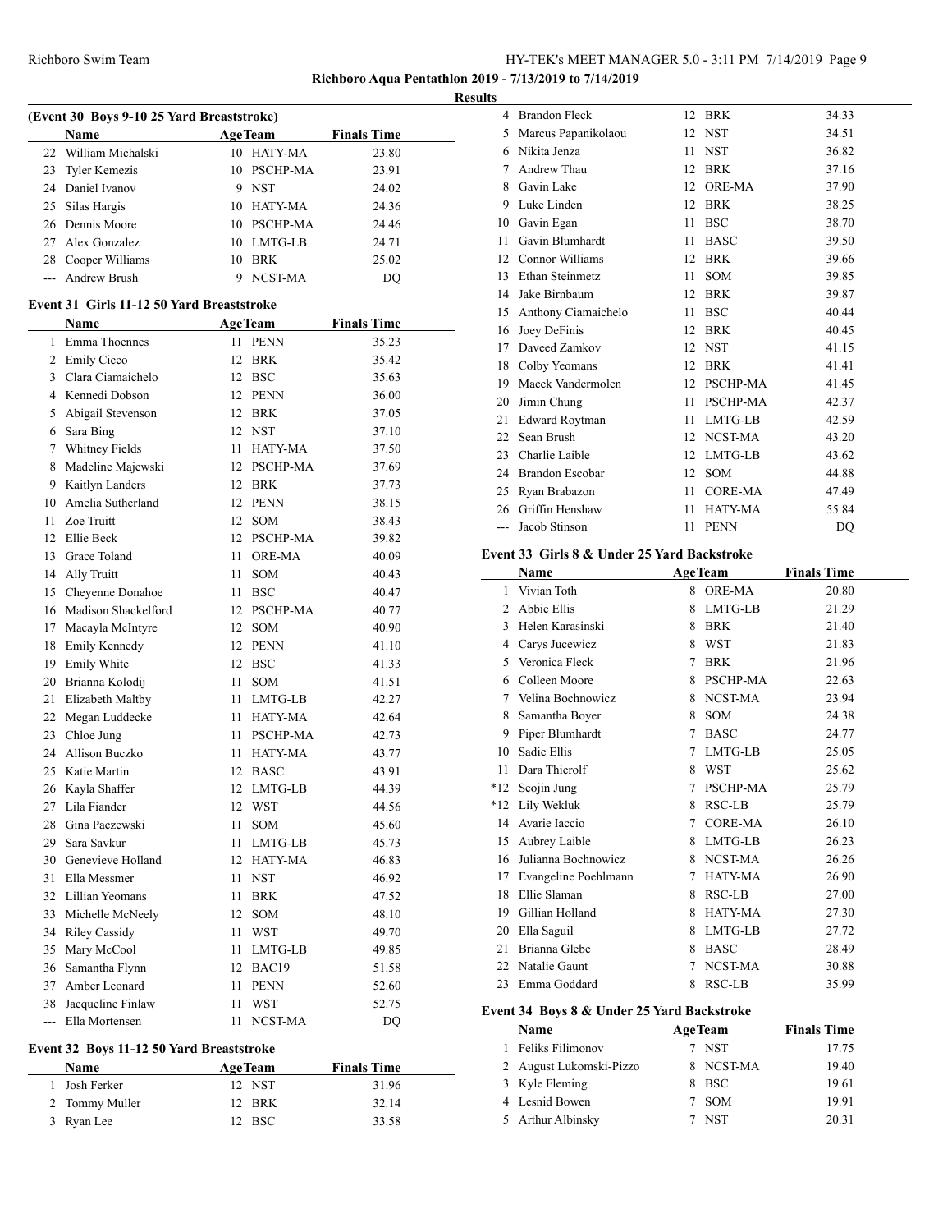## Richboro Aqua Pentathlon 2019 - 7/13/2019 to 7/14/2019

### Results

#### (Event 30 Boys 9-10 25 Yard Breaststroke)

| | Name | Age | Team | Finals Time |
|---|---|---|---|---|
| 22 | William Michalski | 10 | HATY-MA | 23.80 |
| 23 | Tyler Kemezis | 10 | PSCHP-MA | 23.91 |
| 24 | Daniel Ivanov | 9 | NST | 24.02 |
| 25 | Silas Hargis | 10 | HATY-MA | 24.36 |
| 26 | Dennis Moore | 10 | PSCHP-MA | 24.46 |
| 27 | Alex Gonzalez | 10 | LMTG-LB | 24.71 |
| 28 | Cooper Williams | 10 | BRK | 25.02 |
| --- | Andrew Brush | 9 | NCST-MA | DQ |

#### Event 31 Girls 11-12 50 Yard Breaststroke

| | Name | Age | Team | Finals Time |
|---|---|---|---|---|
| 1 | Emma Thoennes | 11 | PENN | 35.23 |
| 2 | Emily Cicco | 12 | BRK | 35.42 |
| 3 | Clara Ciamaichelo | 12 | BSC | 35.63 |
| 4 | Kennedi Dobson | 12 | PENN | 36.00 |
| 5 | Abigail Stevenson | 12 | BRK | 37.05 |
| 6 | Sara Bing | 12 | NST | 37.10 |
| 7 | Whitney Fields | 11 | HATY-MA | 37.50 |
| 8 | Madeline Majewski | 12 | PSCHP-MA | 37.69 |
| 9 | Kaitlyn Landers | 12 | BRK | 37.73 |
| 10 | Amelia Sutherland | 12 | PENN | 38.15 |
| 11 | Zoe Truitt | 12 | SOM | 38.43 |
| 12 | Ellie Beck | 12 | PSCHP-MA | 39.82 |
| 13 | Grace Toland | 11 | ORE-MA | 40.09 |
| 14 | Ally Truitt | 11 | SOM | 40.43 |
| 15 | Cheyenne Donahoe | 11 | BSC | 40.47 |
| 16 | Madison Shackelford | 12 | PSCHP-MA | 40.77 |
| 17 | Macayla McIntyre | 12 | SOM | 40.90 |
| 18 | Emily Kennedy | 12 | PENN | 41.10 |
| 19 | Emily White | 12 | BSC | 41.33 |
| 20 | Brianna Kolodij | 11 | SOM | 41.51 |
| 21 | Elizabeth Maltby | 11 | LMTG-LB | 42.27 |
| 22 | Megan Luddecke | 11 | HATY-MA | 42.64 |
| 23 | Chloe Jung | 11 | PSCHP-MA | 42.73 |
| 24 | Allison Buczko | 11 | HATY-MA | 43.77 |
| 25 | Katie Martin | 12 | BASC | 43.91 |
| 26 | Kayla Shaffer | 12 | LMTG-LB | 44.39 |
| 27 | Lila Fiander | 12 | WST | 44.56 |
| 28 | Gina Paczewski | 11 | SOM | 45.60 |
| 29 | Sara Savkur | 11 | LMTG-LB | 45.73 |
| 30 | Genevieve Holland | 12 | HATY-MA | 46.83 |
| 31 | Ella Messmer | 11 | NST | 46.92 |
| 32 | Lillian Yeomans | 11 | BRK | 47.52 |
| 33 | Michelle McNeely | 12 | SOM | 48.10 |
| 34 | Riley Cassidy | 11 | WST | 49.70 |
| 35 | Mary McCool | 11 | LMTG-LB | 49.85 |
| 36 | Samantha Flynn | 12 | BAC19 | 51.58 |
| 37 | Amber Leonard | 11 | PENN | 52.60 |
| 38 | Jacqueline Finlaw | 11 | WST | 52.75 |
| --- | Ella Mortensen | 11 | NCST-MA | DQ |

#### Event 32 Boys 11-12 50 Yard Breaststroke

| | Name | Age | Team | Finals Time |
|---|---|---|---|---|
| 1 | Josh Ferker | 12 | NST | 31.96 |
| 2 | Tommy Muller | 12 | BRK | 32.14 |
| 3 | Ryan Lee | 12 | BSC | 33.58 |
| 4 | Brandon Fleck | 12 | BRK | 34.33 |
| 5 | Marcus Papanikolaou | 12 | NST | 34.51 |
| 6 | Nikita Jenza | 11 | NST | 36.82 |
| 7 | Andrew Thau | 12 | BRK | 37.16 |
| 8 | Gavin Lake | 12 | ORE-MA | 37.90 |
| 9 | Luke Linden | 12 | BRK | 38.25 |
| 10 | Gavin Egan | 11 | BSC | 38.70 |
| 11 | Gavin Blumhardt | 11 | BASC | 39.50 |
| 12 | Connor Williams | 12 | BRK | 39.66 |
| 13 | Ethan Steinmetz | 11 | SOM | 39.85 |
| 14 | Jake Birnbaum | 12 | BRK | 39.87 |
| 15 | Anthony Ciamaichelo | 11 | BSC | 40.44 |
| 16 | Joey DeFinis | 12 | BRK | 40.45 |
| 17 | Daveed Zamkov | 12 | NST | 41.15 |
| 18 | Colby Yeomans | 12 | BRK | 41.41 |
| 19 | Macek Vandermolen | 12 | PSCHP-MA | 41.45 |
| 20 | Jimin Chung | 11 | PSCHP-MA | 42.37 |
| 21 | Edward Roytman | 11 | LMTG-LB | 42.59 |
| 22 | Sean Brush | 12 | NCST-MA | 43.20 |
| 23 | Charlie Laible | 12 | LMTG-LB | 43.62 |
| 24 | Brandon Escobar | 12 | SOM | 44.88 |
| 25 | Ryan Brabazon | 11 | CORE-MA | 47.49 |
| 26 | Griffin Henshaw | 11 | HATY-MA | 55.84 |
| --- | Jacob Stinson | 11 | PENN | DQ |

#### Event 33 Girls 8 & Under 25 Yard Backstroke

| | Name | Age | Team | Finals Time |
|---|---|---|---|---|
| 1 | Vivian Toth | 8 | ORE-MA | 20.80 |
| 2 | Abbie Ellis | 8 | LMTG-LB | 21.29 |
| 3 | Helen Karasinski | 8 | BRK | 21.40 |
| 4 | Carys Jucewicz | 8 | WST | 21.83 |
| 5 | Veronica Fleck | 7 | BRK | 21.96 |
| 6 | Colleen Moore | 8 | PSCHP-MA | 22.63 |
| 7 | Velina Bochnowicz | 8 | NCST-MA | 23.94 |
| 8 | Samantha Boyer | 8 | SOM | 24.38 |
| 9 | Piper Blumhardt | 7 | BASC | 24.77 |
| 10 | Sadie Ellis | 7 | LMTG-LB | 25.05 |
| 11 | Dara Thierolf | 8 | WST | 25.62 |
| *12 | Seojin Jung | 7 | PSCHP-MA | 25.79 |
| *12 | Lily Wekluk | 8 | RSC-LB | 25.79 |
| 14 | Avarie Iaccio | 7 | CORE-MA | 26.10 |
| 15 | Aubrey Laible | 8 | LMTG-LB | 26.23 |
| 16 | Julianna Bochnowicz | 8 | NCST-MA | 26.26 |
| 17 | Evangeline Poehlmann | 7 | HATY-MA | 26.90 |
| 18 | Ellie Slaman | 8 | RSC-LB | 27.00 |
| 19 | Gillian Holland | 8 | HATY-MA | 27.30 |
| 20 | Ella Saguil | 8 | LMTG-LB | 27.72 |
| 21 | Brianna Glebe | 8 | BASC | 28.49 |
| 22 | Natalie Gaunt | 7 | NCST-MA | 30.88 |
| 23 | Emma Goddard | 8 | RSC-LB | 35.99 |

#### Event 34 Boys 8 & Under 25 Yard Backstroke

| | Name | Age | Team | Finals Time |
|---|---|---|---|---|
| 1 | Feliks Filimonov | 7 | NST | 17.75 |
| 2 | August Lukomski-Pizzo | 8 | NCST-MA | 19.40 |
| 3 | Kyle Fleming | 8 | BSC | 19.61 |
| 4 | Lesnid Bowen | 7 | SOM | 19.91 |
| 5 | Arthur Albinsky | 7 | NST | 20.31 |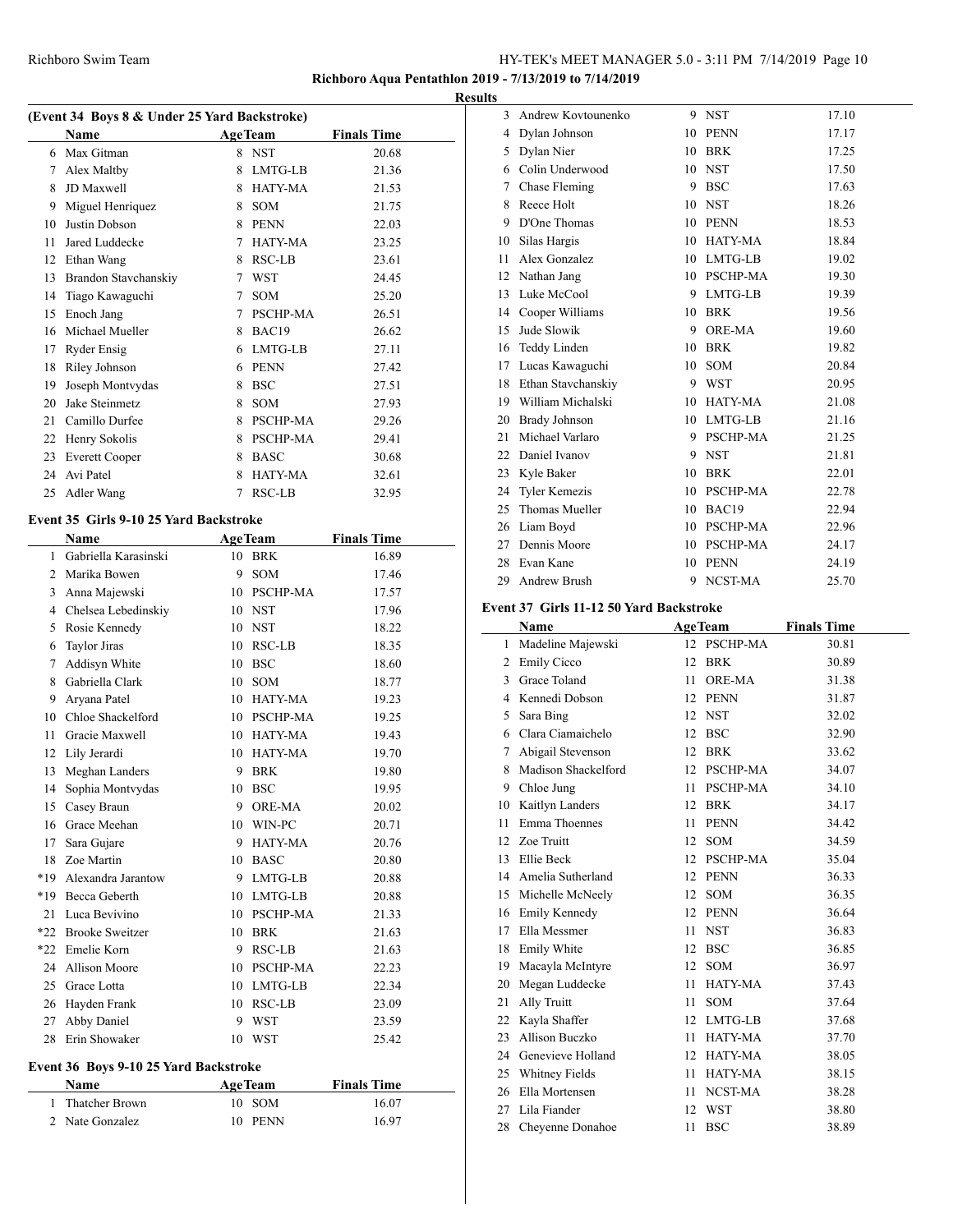**Richboro Aqua Pentathlon 2019 - 7/13/2019 to 7/14/2019**

**Results**

### (Event 34 Boys 8 & Under 25 Yard Backstroke)

| | Name | Age | Team | Finals Time |
|---|---|---|---|---|
| 6 | Max Gitman | 8 | NST | 20.68 |
| 7 | Alex Maltby | 8 | LMTG-LB | 21.36 |
| 8 | JD Maxwell | 8 | HATY-MA | 21.53 |
| 9 | Miguel Henriquez | 8 | SOM | 21.75 |
| 10 | Justin Dobson | 8 | PENN | 22.03 |
| 11 | Jared Luddecke | 7 | HATY-MA | 23.25 |
| 12 | Ethan Wang | 8 | RSC-LB | 23.61 |
| 13 | Brandon Stavchanskiy | 7 | WST | 24.45 |
| 14 | Tiago Kawaguchi | 7 | SOM | 25.20 |
| 15 | Enoch Jang | 7 | PSCHP-MA | 26.51 |
| 16 | Michael Mueller | 8 | BAC19 | 26.62 |
| 17 | Ryder Ensig | 6 | LMTG-LB | 27.11 |
| 18 | Riley Johnson | 6 | PENN | 27.42 |
| 19 | Joseph Montvydas | 8 | BSC | 27.51 |
| 20 | Jake Steinmetz | 8 | SOM | 27.93 |
| 21 | Camillo Durfee | 8 | PSCHP-MA | 29.26 |
| 22 | Henry Sokolis | 8 | PSCHP-MA | 29.41 |
| 23 | Everett Cooper | 8 | BASC | 30.68 |
| 24 | Avi Patel | 8 | HATY-MA | 32.61 |
| 25 | Adler Wang | 7 | RSC-LB | 32.95 |

### Event 35 Girls 9-10 25 Yard Backstroke

| | Name | Age | Team | Finals Time |
|---|---|---|---|---|
| 1 | Gabriella Karasinski | 10 | BRK | 16.89 |
| 2 | Marika Bowen | 9 | SOM | 17.46 |
| 3 | Anna Majewski | 10 | PSCHP-MA | 17.57 |
| 4 | Chelsea Lebedinskiy | 10 | NST | 17.96 |
| 5 | Rosie Kennedy | 10 | NST | 18.22 |
| 6 | Taylor Jiras | 10 | RSC-LB | 18.35 |
| 7 | Addisyn White | 10 | BSC | 18.60 |
| 8 | Gabriella Clark | 10 | SOM | 18.77 |
| 9 | Aryana Patel | 10 | HATY-MA | 19.23 |
| 10 | Chloe Shackelford | 10 | PSCHP-MA | 19.25 |
| 11 | Gracie Maxwell | 10 | HATY-MA | 19.43 |
| 12 | Lily Jerardi | 10 | HATY-MA | 19.70 |
| 13 | Meghan Landers | 9 | BRK | 19.80 |
| 14 | Sophia Montvydas | 10 | BSC | 19.95 |
| 15 | Casey Braun | 9 | ORE-MA | 20.02 |
| 16 | Grace Meehan | 10 | WIN-PC | 20.71 |
| 17 | Sara Gujare | 9 | HATY-MA | 20.76 |
| 18 | Zoe Martin | 10 | BASC | 20.80 |
| *19 | Alexandra Jarantow | 9 | LMTG-LB | 20.88 |
| *19 | Becca Geberth | 10 | LMTG-LB | 20.88 |
| 21 | Luca Bevivino | 10 | PSCHP-MA | 21.33 |
| *22 | Brooke Sweitzer | 10 | BRK | 21.63 |
| *22 | Emelie Korn | 9 | RSC-LB | 21.63 |
| 24 | Allison Moore | 10 | PSCHP-MA | 22.23 |
| 25 | Grace Lotta | 10 | LMTG-LB | 22.34 |
| 26 | Hayden Frank | 10 | RSC-LB | 23.09 |
| 27 | Abby Daniel | 9 | WST | 23.59 |
| 28 | Erin Showaker | 10 | WST | 25.42 |

### Event 36 Boys 9-10 25 Yard Backstroke

| | Name | Age | Team | Finals Time |
|---|---|---|---|---|
| 1 | Thatcher Brown | 10 | SOM | 16.07 |
| 2 | Nate Gonzalez | 10 | PENN | 16.97 |
| 3 | Andrew Kovtounenko | 9 | NST | 17.10 |
| 4 | Dylan Johnson | 10 | PENN | 17.17 |
| 5 | Dylan Nier | 10 | BRK | 17.25 |
| 6 | Colin Underwood | 10 | NST | 17.50 |
| 7 | Chase Fleming | 9 | BSC | 17.63 |
| 8 | Reece Holt | 10 | NST | 18.26 |
| 9 | D'One Thomas | 10 | PENN | 18.53 |
| 10 | Silas Hargis | 10 | HATY-MA | 18.84 |
| 11 | Alex Gonzalez | 10 | LMTG-LB | 19.02 |
| 12 | Nathan Jang | 10 | PSCHP-MA | 19.30 |
| 13 | Luke McCool | 9 | LMTG-LB | 19.39 |
| 14 | Cooper Williams | 10 | BRK | 19.56 |
| 15 | Jude Slowik | 9 | ORE-MA | 19.60 |
| 16 | Teddy Linden | 10 | BRK | 19.82 |
| 17 | Lucas Kawaguchi | 10 | SOM | 20.84 |
| 18 | Ethan Stavchanskiy | 9 | WST | 20.95 |
| 19 | William Michalski | 10 | HATY-MA | 21.08 |
| 20 | Brady Johnson | 10 | LMTG-LB | 21.16 |
| 21 | Michael Varlaro | 9 | PSCHP-MA | 21.25 |
| 22 | Daniel Ivanov | 9 | NST | 21.81 |
| 23 | Kyle Baker | 10 | BRK | 22.01 |
| 24 | Tyler Kemezis | 10 | PSCHP-MA | 22.78 |
| 25 | Thomas Mueller | 10 | BAC19 | 22.94 |
| 26 | Liam Boyd | 10 | PSCHP-MA | 22.96 |
| 27 | Dennis Moore | 10 | PSCHP-MA | 24.17 |
| 28 | Evan Kane | 10 | PENN | 24.19 |
| 29 | Andrew Brush | 9 | NCST-MA | 25.70 |

### Event 37 Girls 11-12 50 Yard Backstroke

| | Name | Age | Team | Finals Time |
|---|---|---|---|---|
| 1 | Madeline Majewski | 12 | PSCHP-MA | 30.81 |
| 2 | Emily Cicco | 12 | BRK | 30.89 |
| 3 | Grace Toland | 11 | ORE-MA | 31.38 |
| 4 | Kennedi Dobson | 12 | PENN | 31.87 |
| 5 | Sara Bing | 12 | NST | 32.02 |
| 6 | Clara Ciamaichelo | 12 | BSC | 32.90 |
| 7 | Abigail Stevenson | 12 | BRK | 33.62 |
| 8 | Madison Shackelford | 12 | PSCHP-MA | 34.07 |
| 9 | Chloe Jung | 11 | PSCHP-MA | 34.10 |
| 10 | Kaitlyn Landers | 12 | BRK | 34.17 |
| 11 | Emma Thoennes | 11 | PENN | 34.42 |
| 12 | Zoe Truitt | 12 | SOM | 34.59 |
| 13 | Ellie Beck | 12 | PSCHP-MA | 35.04 |
| 14 | Amelia Sutherland | 12 | PENN | 36.33 |
| 15 | Michelle McNeely | 12 | SOM | 36.35 |
| 16 | Emily Kennedy | 12 | PENN | 36.64 |
| 17 | Ella Messmer | 11 | NST | 36.83 |
| 18 | Emily White | 12 | BSC | 36.85 |
| 19 | Macayla McIntyre | 12 | SOM | 36.97 |
| 20 | Megan Luddecke | 11 | HATY-MA | 37.43 |
| 21 | Ally Truitt | 11 | SOM | 37.64 |
| 22 | Kayla Shaffer | 12 | LMTG-LB | 37.68 |
| 23 | Allison Buczko | 11 | HATY-MA | 37.70 |
| 24 | Genevieve Holland | 12 | HATY-MA | 38.05 |
| 25 | Whitney Fields | 11 | HATY-MA | 38.15 |
| 26 | Ella Mortensen | 11 | NCST-MA | 38.28 |
| 27 | Lila Fiander | 12 | WST | 38.80 |
| 28 | Cheyenne Donahoe | 11 | BSC | 38.89 |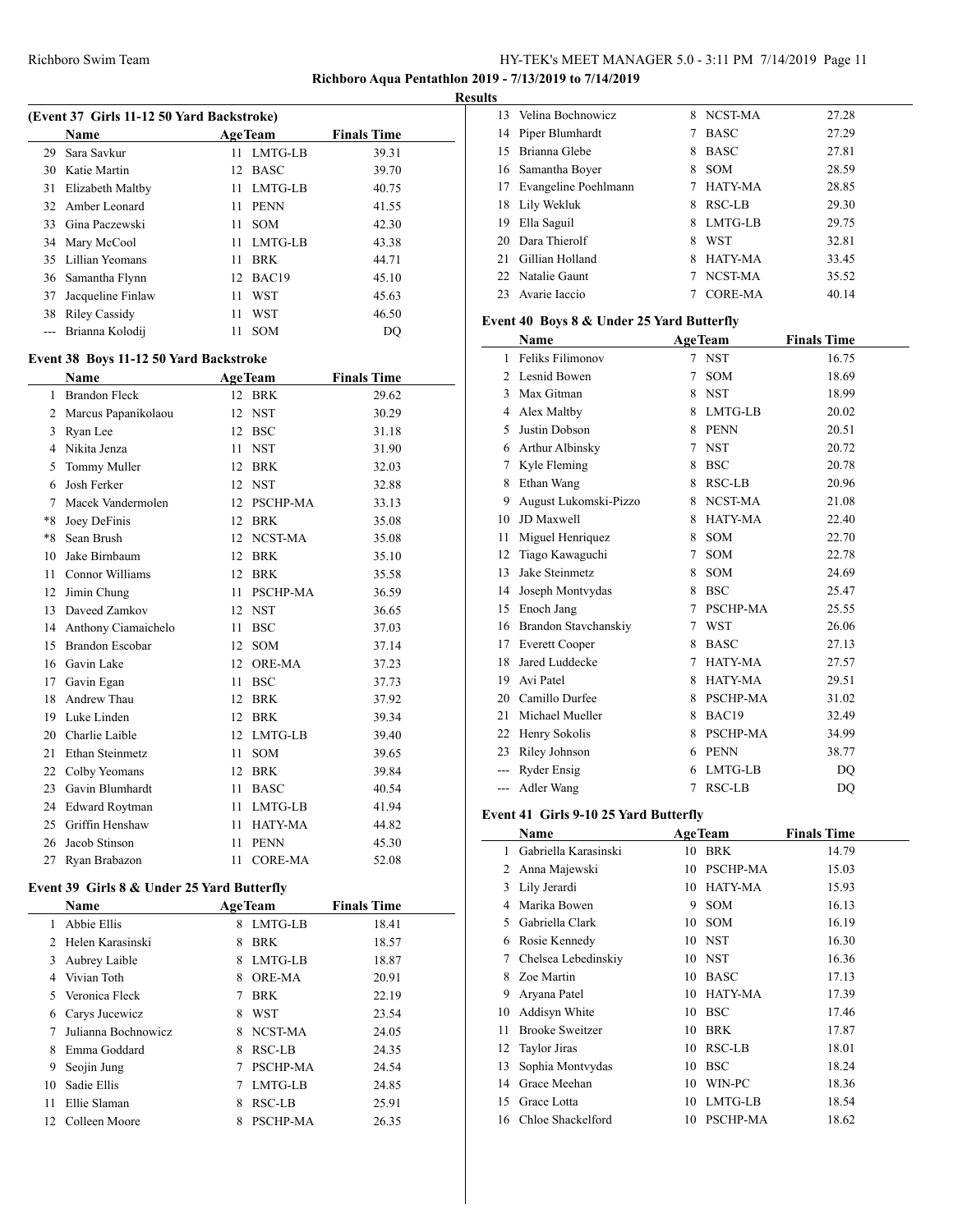## Richboro Aqua Pentathlon 2019 - 7/13/2019 to 7/14/2019

### Results

### (Event 37 Girls 11-12 50 Yard Backstroke)

| | Name | Age | Team | Finals Time |
|---|---|---|---|---|
| 29 | Sara Savkur | 11 | LMTG-LB | 39.31 |
| 30 | Katie Martin | 12 | BASC | 39.70 |
| 31 | Elizabeth Maltby | 11 | LMTG-LB | 40.75 |
| 32 | Amber Leonard | 11 | PENN | 41.55 |
| 33 | Gina Paczewski | 11 | SOM | 42.30 |
| 34 | Mary McCool | 11 | LMTG-LB | 43.38 |
| 35 | Lillian Yeomans | 11 | BRK | 44.71 |
| 36 | Samantha Flynn | 12 | BAC19 | 45.10 |
| 37 | Jacqueline Finlaw | 11 | WST | 45.63 |
| 38 | Riley Cassidy | 11 | WST | 46.50 |
| --- | Brianna Kolodij | 11 | SOM | DQ |

### Event 38 Boys 11-12 50 Yard Backstroke

| | Name | Age | Team | Finals Time |
|---|---|---|---|---|
| 1 | Brandon Fleck | 12 | BRK | 29.62 |
| 2 | Marcus Papanikolaou | 12 | NST | 30.29 |
| 3 | Ryan Lee | 12 | BSC | 31.18 |
| 4 | Nikita Jenza | 11 | NST | 31.90 |
| 5 | Tommy Muller | 12 | BRK | 32.03 |
| 6 | Josh Ferker | 12 | NST | 32.88 |
| 7 | Macek Vandermolen | 12 | PSCHP-MA | 33.13 |
| *8 | Joey DeFinis | 12 | BRK | 35.08 |
| *8 | Sean Brush | 12 | NCST-MA | 35.08 |
| 10 | Jake Birnbaum | 12 | BRK | 35.10 |
| 11 | Connor Williams | 12 | BRK | 35.58 |
| 12 | Jimin Chung | 11 | PSCHP-MA | 36.59 |
| 13 | Daveed Zamkov | 12 | NST | 36.65 |
| 14 | Anthony Ciamaichelo | 11 | BSC | 37.03 |
| 15 | Brandon Escobar | 12 | SOM | 37.14 |
| 16 | Gavin Lake | 12 | ORE-MA | 37.23 |
| 17 | Gavin Egan | 11 | BSC | 37.73 |
| 18 | Andrew Thau | 12 | BRK | 37.92 |
| 19 | Luke Linden | 12 | BRK | 39.34 |
| 20 | Charlie Laible | 12 | LMTG-LB | 39.40 |
| 21 | Ethan Steinmetz | 11 | SOM | 39.65 |
| 22 | Colby Yeomans | 12 | BRK | 39.84 |
| 23 | Gavin Blumhardt | 11 | BASC | 40.54 |
| 24 | Edward Roytman | 11 | LMTG-LB | 41.94 |
| 25 | Griffin Henshaw | 11 | HATY-MA | 44.82 |
| 26 | Jacob Stinson | 11 | PENN | 45.30 |
| 27 | Ryan Brabazon | 11 | CORE-MA | 52.08 |

### Event 39 Girls 8 & Under 25 Yard Butterfly

| | Name | Age | Team | Finals Time |
|---|---|---|---|---|
| 1 | Abbie Ellis | 8 | LMTG-LB | 18.41 |
| 2 | Helen Karasinski | 8 | BRK | 18.57 |
| 3 | Aubrey Laible | 8 | LMTG-LB | 18.87 |
| 4 | Vivian Toth | 8 | ORE-MA | 20.91 |
| 5 | Veronica Fleck | 7 | BRK | 22.19 |
| 6 | Carys Jucewicz | 8 | WST | 23.54 |
| 7 | Julianna Bochnowicz | 8 | NCST-MA | 24.05 |
| 8 | Emma Goddard | 8 | RSC-LB | 24.35 |
| 9 | Seojin Jung | 7 | PSCHP-MA | 24.54 |
| 10 | Sadie Ellis | 7 | LMTG-LB | 24.85 |
| 11 | Ellie Slaman | 8 | RSC-LB | 25.91 |
| 12 | Colleen Moore | 8 | PSCHP-MA | 26.35 |
| 13 | Velina Bochnowicz | 8 | NCST-MA | 27.28 |
| 14 | Piper Blumhardt | 7 | BASC | 27.29 |
| 15 | Brianna Glebe | 8 | BASC | 27.81 |
| 16 | Samantha Boyer | 8 | SOM | 28.59 |
| 17 | Evangeline Poehlmann | 7 | HATY-MA | 28.85 |
| 18 | Lily Wekluk | 8 | RSC-LB | 29.30 |
| 19 | Ella Saguil | 8 | LMTG-LB | 29.75 |
| 20 | Dara Thierolf | 8 | WST | 32.81 |
| 21 | Gillian Holland | 8 | HATY-MA | 33.45 |
| 22 | Natalie Gaunt | 7 | NCST-MA | 35.52 |
| 23 | Avarie Iaccio | 7 | CORE-MA | 40.14 |

### Event 40 Boys 8 & Under 25 Yard Butterfly

| | Name | Age | Team | Finals Time |
|---|---|---|---|---|
| 1 | Feliks Filimonov | 7 | NST | 16.75 |
| 2 | Lesnid Bowen | 7 | SOM | 18.69 |
| 3 | Max Gitman | 8 | NST | 18.99 |
| 4 | Alex Maltby | 8 | LMTG-LB | 20.02 |
| 5 | Justin Dobson | 8 | PENN | 20.51 |
| 6 | Arthur Albinsky | 7 | NST | 20.72 |
| 7 | Kyle Fleming | 8 | BSC | 20.78 |
| 8 | Ethan Wang | 8 | RSC-LB | 20.96 |
| 9 | August Lukomski-Pizzo | 8 | NCST-MA | 21.08 |
| 10 | JD Maxwell | 8 | HATY-MA | 22.40 |
| 11 | Miguel Henriquez | 8 | SOM | 22.70 |
| 12 | Tiago Kawaguchi | 7 | SOM | 22.78 |
| 13 | Jake Steinmetz | 8 | SOM | 24.69 |
| 14 | Joseph Montvydas | 8 | BSC | 25.47 |
| 15 | Enoch Jang | 7 | PSCHP-MA | 25.55 |
| 16 | Brandon Stavchanskiy | 7 | WST | 26.06 |
| 17 | Everett Cooper | 8 | BASC | 27.13 |
| 18 | Jared Luddecke | 7 | HATY-MA | 27.57 |
| 19 | Avi Patel | 8 | HATY-MA | 29.51 |
| 20 | Camillo Durfee | 8 | PSCHP-MA | 31.02 |
| 21 | Michael Mueller | 8 | BAC19 | 32.49 |
| 22 | Henry Sokolis | 8 | PSCHP-MA | 34.99 |
| 23 | Riley Johnson | 6 | PENN | 38.77 |
| --- | Ryder Ensig | 6 | LMTG-LB | DQ |
| --- | Adler Wang | 7 | RSC-LB | DQ |

### Event 41 Girls 9-10 25 Yard Butterfly

| | Name | Age | Team | Finals Time |
|---|---|---|---|---|
| 1 | Gabriella Karasinski | 10 | BRK | 14.79 |
| 2 | Anna Majewski | 10 | PSCHP-MA | 15.03 |
| 3 | Lily Jerardi | 10 | HATY-MA | 15.93 |
| 4 | Marika Bowen | 9 | SOM | 16.13 |
| 5 | Gabriella Clark | 10 | SOM | 16.19 |
| 6 | Rosie Kennedy | 10 | NST | 16.30 |
| 7 | Chelsea Lebedinskiy | 10 | NST | 16.36 |
| 8 | Zoe Martin | 10 | BASC | 17.13 |
| 9 | Aryana Patel | 10 | HATY-MA | 17.39 |
| 10 | Addisyn White | 10 | BSC | 17.46 |
| 11 | Brooke Sweitzer | 10 | BRK | 17.87 |
| 12 | Taylor Jiras | 10 | RSC-LB | 18.01 |
| 13 | Sophia Montvydas | 10 | BSC | 18.24 |
| 14 | Grace Meehan | 10 | WIN-PC | 18.36 |
| 15 | Grace Lotta | 10 | LMTG-LB | 18.54 |
| 16 | Chloe Shackelford | 10 | PSCHP-MA | 18.62 |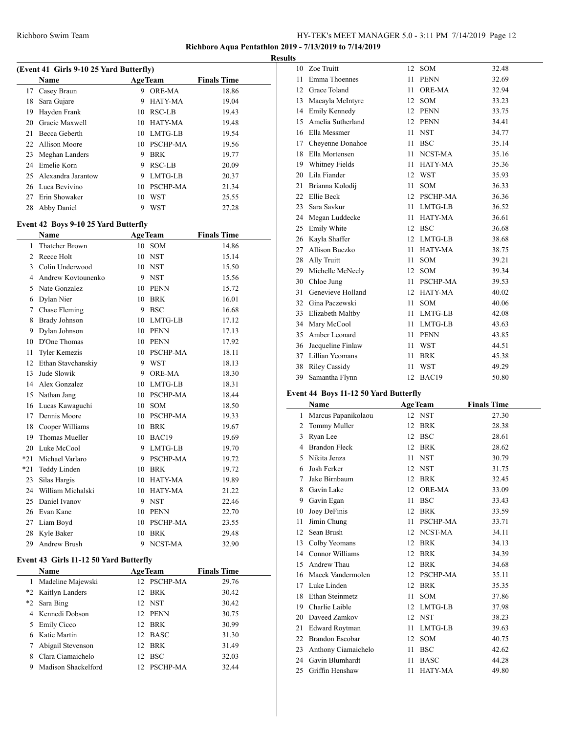**Richboro Aqua Pentathlon 2019 - 7/13/2019 to 7/14/2019**

**Results**

#### (Event 41 Girls 9-10 25 Yard Butterfly)

| | Name | Age | Team | Finals Time |
|---|---|---|---|---|
| 17 | Casey Braun | 9 | ORE-MA | 18.86 |
| 18 | Sara Gujare | 9 | HATY-MA | 19.04 |
| 19 | Hayden Frank | 10 | RSC-LB | 19.43 |
| 20 | Gracie Maxwell | 10 | HATY-MA | 19.48 |
| 21 | Becca Geberth | 10 | LMTG-LB | 19.54 |
| 22 | Allison Moore | 10 | PSCHP-MA | 19.56 |
| 23 | Meghan Landers | 9 | BRK | 19.77 |
| 24 | Emelie Korn | 9 | RSC-LB | 20.09 |
| 25 | Alexandra Jarantow | 9 | LMTG-LB | 20.37 |
| 26 | Luca Bevivino | 10 | PSCHP-MA | 21.34 |
| 27 | Erin Showaker | 10 | WST | 25.55 |
| 28 | Abby Daniel | 9 | WST | 27.28 |

#### Event 42 Boys 9-10 25 Yard Butterfly

| | Name | Age | Team | Finals Time |
|---|---|---|---|---|
| 1 | Thatcher Brown | 10 | SOM | 14.86 |
| 2 | Reece Holt | 10 | NST | 15.14 |
| 3 | Colin Underwood | 10 | NST | 15.50 |
| 4 | Andrew Kovtounenko | 9 | NST | 15.56 |
| 5 | Nate Gonzalez | 10 | PENN | 15.72 |
| 6 | Dylan Nier | 10 | BRK | 16.01 |
| 7 | Chase Fleming | 9 | BSC | 16.68 |
| 8 | Brady Johnson | 10 | LMTG-LB | 17.12 |
| 9 | Dylan Johnson | 10 | PENN | 17.13 |
| 10 | D'One Thomas | 10 | PENN | 17.92 |
| 11 | Tyler Kemezis | 10 | PSCHP-MA | 18.11 |
| 12 | Ethan Stavchanskiy | 9 | WST | 18.13 |
| 13 | Jude Slowik | 9 | ORE-MA | 18.30 |
| 14 | Alex Gonzalez | 10 | LMTG-LB | 18.31 |
| 15 | Nathan Jang | 10 | PSCHP-MA | 18.44 |
| 16 | Lucas Kawaguchi | 10 | SOM | 18.50 |
| 17 | Dennis Moore | 10 | PSCHP-MA | 19.33 |
| 18 | Cooper Williams | 10 | BRK | 19.67 |
| 19 | Thomas Mueller | 10 | BAC19 | 19.69 |
| 20 | Luke McCool | 9 | LMTG-LB | 19.70 |
| *21 | Michael Varlaro | 9 | PSCHP-MA | 19.72 |
| *21 | Teddy Linden | 10 | BRK | 19.72 |
| 23 | Silas Hargis | 10 | HATY-MA | 19.89 |
| 24 | William Michalski | 10 | HATY-MA | 21.22 |
| 25 | Daniel Ivanov | 9 | NST | 22.46 |
| 26 | Evan Kane | 10 | PENN | 22.70 |
| 27 | Liam Boyd | 10 | PSCHP-MA | 23.55 |
| 28 | Kyle Baker | 10 | BRK | 29.48 |
| 29 | Andrew Brush | 9 | NCST-MA | 32.90 |

#### Event 43 Girls 11-12 50 Yard Butterfly

| | Name | Age | Team | Finals Time |
|---|---|---|---|---|
| 1 | Madeline Majewski | 12 | PSCHP-MA | 29.76 |
| *2 | Kaitlyn Landers | 12 | BRK | 30.42 |
| *2 | Sara Bing | 12 | NST | 30.42 |
| 4 | Kennedi Dobson | 12 | PENN | 30.75 |
| 5 | Emily Cicco | 12 | BRK | 30.99 |
| 6 | Katie Martin | 12 | BASC | 31.30 |
| 7 | Abigail Stevenson | 12 | BRK | 31.49 |
| 8 | Clara Ciamaichelo | 12 | BSC | 32.03 |
| 9 | Madison Shackelford | 12 | PSCHP-MA | 32.44 |
| 10 | Zoe Truitt | 12 | SOM | 32.48 |
| 11 | Emma Thoennes | 11 | PENN | 32.69 |
| 12 | Grace Toland | 11 | ORE-MA | 32.94 |
| 13 | Macayla McIntyre | 12 | SOM | 33.23 |
| 14 | Emily Kennedy | 12 | PENN | 33.75 |
| 15 | Amelia Sutherland | 12 | PENN | 34.41 |
| 16 | Ella Messmer | 11 | NST | 34.77 |
| 17 | Cheyenne Donahoe | 11 | BSC | 35.14 |
| 18 | Ella Mortensen | 11 | NCST-MA | 35.16 |
| 19 | Whitney Fields | 11 | HATY-MA | 35.36 |
| 20 | Lila Fiander | 12 | WST | 35.93 |
| 21 | Brianna Kolodij | 11 | SOM | 36.33 |
| 22 | Ellie Beck | 12 | PSCHP-MA | 36.36 |
| 23 | Sara Savkur | 11 | LMTG-LB | 36.52 |
| 24 | Megan Luddecke | 11 | HATY-MA | 36.61 |
| 25 | Emily White | 12 | BSC | 36.68 |
| 26 | Kayla Shaffer | 12 | LMTG-LB | 38.68 |
| 27 | Allison Buczko | 11 | HATY-MA | 38.75 |
| 28 | Ally Truitt | 11 | SOM | 39.21 |
| 29 | Michelle McNeely | 12 | SOM | 39.34 |
| 30 | Chloe Jung | 11 | PSCHP-MA | 39.53 |
| 31 | Genevieve Holland | 12 | HATY-MA | 40.02 |
| 32 | Gina Paczewski | 11 | SOM | 40.06 |
| 33 | Elizabeth Maltby | 11 | LMTG-LB | 42.08 |
| 34 | Mary McCool | 11 | LMTG-LB | 43.63 |
| 35 | Amber Leonard | 11 | PENN | 43.85 |
| 36 | Jacqueline Finlaw | 11 | WST | 44.51 |
| 37 | Lillian Yeomans | 11 | BRK | 45.38 |
| 38 | Riley Cassidy | 11 | WST | 49.29 |
| 39 | Samantha Flynn | 12 | BAC19 | 50.80 |

#### Event 44 Boys 11-12 50 Yard Butterfly

| | Name | Age | Team | Finals Time |
|---|---|---|---|---|
| 1 | Marcus Papanikolaou | 12 | NST | 27.30 |
| 2 | Tommy Muller | 12 | BRK | 28.38 |
| 3 | Ryan Lee | 12 | BSC | 28.61 |
| 4 | Brandon Fleck | 12 | BRK | 28.62 |
| 5 | Nikita Jenza | 11 | NST | 30.79 |
| 6 | Josh Ferker | 12 | NST | 31.75 |
| 7 | Jake Birnbaum | 12 | BRK | 32.45 |
| 8 | Gavin Lake | 12 | ORE-MA | 33.09 |
| 9 | Gavin Egan | 11 | BSC | 33.43 |
| 10 | Joey DeFinis | 12 | BRK | 33.59 |
| 11 | Jimin Chung | 11 | PSCHP-MA | 33.71 |
| 12 | Sean Brush | 12 | NCST-MA | 34.11 |
| 13 | Colby Yeomans | 12 | BRK | 34.13 |
| 14 | Connor Williams | 12 | BRK | 34.39 |
| 15 | Andrew Thau | 12 | BRK | 34.68 |
| 16 | Macek Vandermolen | 12 | PSCHP-MA | 35.11 |
| 17 | Luke Linden | 12 | BRK | 35.35 |
| 18 | Ethan Steinmetz | 11 | SOM | 37.86 |
| 19 | Charlie Laible | 12 | LMTG-LB | 37.98 |
| 20 | Daveed Zamkov | 12 | NST | 38.23 |
| 21 | Edward Roytman | 11 | LMTG-LB | 39.63 |
| 22 | Brandon Escobar | 12 | SOM | 40.75 |
| 23 | Anthony Ciamaichelo | 11 | BSC | 42.62 |
| 24 | Gavin Blumhardt | 11 | BASC | 44.28 |
| 25 | Griffin Henshaw | 11 | HATY-MA | 49.80 |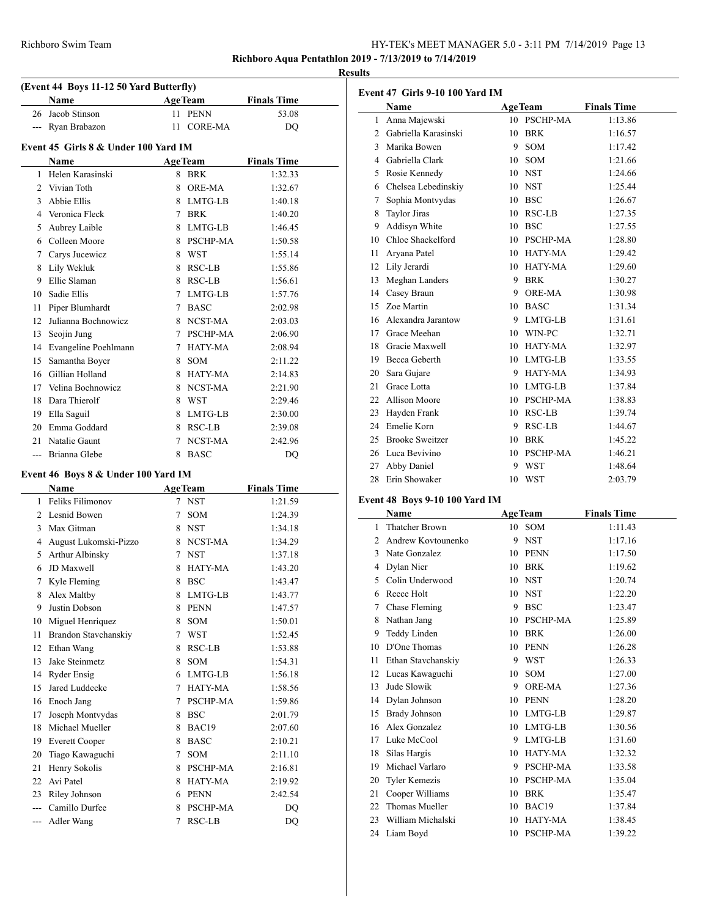**Richboro Aqua Pentathlon 2019 - 7/13/2019 to 7/14/2019**

**Results**

### (Event 44 Boys 11-12 50 Yard Butterfly)

| | Name | Age | Team | Finals Time |
|---|---|---|---|---|
| 26 | Jacob Stinson | 11 | PENN | 53.08 |
| --- | Ryan Brabazon | 11 | CORE-MA | DQ |

### Event 45 Girls 8 & Under 100 Yard IM

| | Name | Age | Team | Finals Time |
|---|---|---|---|---|
| 1 | Helen Karasinski | 8 | BRK | 1:32.33 |
| 2 | Vivian Toth | 8 | ORE-MA | 1:32.67 |
| 3 | Abbie Ellis | 8 | LMTG-LB | 1:40.18 |
| 4 | Veronica Fleck | 7 | BRK | 1:40.20 |
| 5 | Aubrey Laible | 8 | LMTG-LB | 1:46.45 |
| 6 | Colleen Moore | 8 | PSCHP-MA | 1:50.58 |
| 7 | Carys Jucewicz | 8 | WST | 1:55.14 |
| 8 | Lily Wekluk | 8 | RSC-LB | 1:55.86 |
| 9 | Ellie Slaman | 8 | RSC-LB | 1:56.61 |
| 10 | Sadie Ellis | 7 | LMTG-LB | 1:57.76 |
| 11 | Piper Blumhardt | 7 | BASC | 2:02.98 |
| 12 | Julianna Bochnowicz | 8 | NCST-MA | 2:03.03 |
| 13 | Seojin Jung | 7 | PSCHP-MA | 2:06.90 |
| 14 | Evangeline Poehlmann | 7 | HATY-MA | 2:08.94 |
| 15 | Samantha Boyer | 8 | SOM | 2:11.22 |
| 16 | Gillian Holland | 8 | HATY-MA | 2:14.83 |
| 17 | Velina Bochnowicz | 8 | NCST-MA | 2:21.90 |
| 18 | Dara Thierolf | 8 | WST | 2:29.46 |
| 19 | Ella Saguil | 8 | LMTG-LB | 2:30.00 |
| 20 | Emma Goddard | 8 | RSC-LB | 2:39.08 |
| 21 | Natalie Gaunt | 7 | NCST-MA | 2:42.96 |
| --- | Brianna Glebe | 8 | BASC | DQ |

### Event 46 Boys 8 & Under 100 Yard IM

| | Name | Age | Team | Finals Time |
|---|---|---|---|---|
| 1 | Feliks Filimonov | 7 | NST | 1:21.59 |
| 2 | Lesnid Bowen | 7 | SOM | 1:24.39 |
| 3 | Max Gitman | 8 | NST | 1:34.18 |
| 4 | August Lukomski-Pizzo | 8 | NCST-MA | 1:34.29 |
| 5 | Arthur Albinsky | 7 | NST | 1:37.18 |
| 6 | JD Maxwell | 8 | HATY-MA | 1:43.20 |
| 7 | Kyle Fleming | 8 | BSC | 1:43.47 |
| 8 | Alex Maltby | 8 | LMTG-LB | 1:43.77 |
| 9 | Justin Dobson | 8 | PENN | 1:47.57 |
| 10 | Miguel Henriquez | 8 | SOM | 1:50.01 |
| 11 | Brandon Stavchanskiy | 7 | WST | 1:52.45 |
| 12 | Ethan Wang | 8 | RSC-LB | 1:53.88 |
| 13 | Jake Steinmetz | 8 | SOM | 1:54.31 |
| 14 | Ryder Ensig | 6 | LMTG-LB | 1:56.18 |
| 15 | Jared Luddecke | 7 | HATY-MA | 1:58.56 |
| 16 | Enoch Jang | 7 | PSCHP-MA | 1:59.86 |
| 17 | Joseph Montvydas | 8 | BSC | 2:01.79 |
| 18 | Michael Mueller | 8 | BAC19 | 2:07.60 |
| 19 | Everett Cooper | 8 | BASC | 2:10.21 |
| 20 | Tiago Kawaguchi | 7 | SOM | 2:11.10 |
| 21 | Henry Sokolis | 8 | PSCHP-MA | 2:16.81 |
| 22 | Avi Patel | 8 | HATY-MA | 2:19.92 |
| 23 | Riley Johnson | 6 | PENN | 2:42.54 |
| --- | Camillo Durfee | 8 | PSCHP-MA | DQ |
| --- | Adler Wang | 7 | RSC-LB | DQ |

### Event 47 Girls 9-10 100 Yard IM

| | Name | Age | Team | Finals Time |
|---|---|---|---|---|
| 1 | Anna Majewski | 10 | PSCHP-MA | 1:13.86 |
| 2 | Gabriella Karasinski | 10 | BRK | 1:16.57 |
| 3 | Marika Bowen | 9 | SOM | 1:17.42 |
| 4 | Gabriella Clark | 10 | SOM | 1:21.66 |
| 5 | Rosie Kennedy | 10 | NST | 1:24.66 |
| 6 | Chelsea Lebedinskiy | 10 | NST | 1:25.44 |
| 7 | Sophia Montvydas | 10 | BSC | 1:26.67 |
| 8 | Taylor Jiras | 10 | RSC-LB | 1:27.35 |
| 9 | Addisyn White | 10 | BSC | 1:27.55 |
| 10 | Chloe Shackelford | 10 | PSCHP-MA | 1:28.80 |
| 11 | Aryana Patel | 10 | HATY-MA | 1:29.42 |
| 12 | Lily Jerardi | 10 | HATY-MA | 1:29.60 |
| 13 | Meghan Landers | 9 | BRK | 1:30.27 |
| 14 | Casey Braun | 9 | ORE-MA | 1:30.98 |
| 15 | Zoe Martin | 10 | BASC | 1:31.34 |
| 16 | Alexandra Jarantow | 9 | LMTG-LB | 1:31.61 |
| 17 | Grace Meehan | 10 | WIN-PC | 1:32.71 |
| 18 | Gracie Maxwell | 10 | HATY-MA | 1:32.97 |
| 19 | Becca Geberth | 10 | LMTG-LB | 1:33.55 |
| 20 | Sara Gujare | 9 | HATY-MA | 1:34.93 |
| 21 | Grace Lotta | 10 | LMTG-LB | 1:37.84 |
| 22 | Allison Moore | 10 | PSCHP-MA | 1:38.83 |
| 23 | Hayden Frank | 10 | RSC-LB | 1:39.74 |
| 24 | Emelie Korn | 9 | RSC-LB | 1:44.67 |
| 25 | Brooke Sweitzer | 10 | BRK | 1:45.22 |
| 26 | Luca Bevivino | 10 | PSCHP-MA | 1:46.21 |
| 27 | Abby Daniel | 9 | WST | 1:48.64 |
| 28 | Erin Showaker | 10 | WST | 2:03.79 |

### Event 48 Boys 9-10 100 Yard IM

| | Name | Age | Team | Finals Time |
|---|---|---|---|---|
| 1 | Thatcher Brown | 10 | SOM | 1:11.43 |
| 2 | Andrew Kovtounenko | 9 | NST | 1:17.16 |
| 3 | Nate Gonzalez | 10 | PENN | 1:17.50 |
| 4 | Dylan Nier | 10 | BRK | 1:19.62 |
| 5 | Colin Underwood | 10 | NST | 1:20.74 |
| 6 | Reece Holt | 10 | NST | 1:22.20 |
| 7 | Chase Fleming | 9 | BSC | 1:23.47 |
| 8 | Nathan Jang | 10 | PSCHP-MA | 1:25.89 |
| 9 | Teddy Linden | 10 | BRK | 1:26.00 |
| 10 | D'One Thomas | 10 | PENN | 1:26.28 |
| 11 | Ethan Stavchanskiy | 9 | WST | 1:26.33 |
| 12 | Lucas Kawaguchi | 10 | SOM | 1:27.00 |
| 13 | Jude Slowik | 9 | ORE-MA | 1:27.36 |
| 14 | Dylan Johnson | 10 | PENN | 1:28.20 |
| 15 | Brady Johnson | 10 | LMTG-LB | 1:29.87 |
| 16 | Alex Gonzalez | 10 | LMTG-LB | 1:30.56 |
| 17 | Luke McCool | 9 | LMTG-LB | 1:31.60 |
| 18 | Silas Hargis | 10 | HATY-MA | 1:32.32 |
| 19 | Michael Varlaro | 9 | PSCHP-MA | 1:33.58 |
| 20 | Tyler Kemezis | 10 | PSCHP-MA | 1:35.04 |
| 21 | Cooper Williams | 10 | BRK | 1:35.47 |
| 22 | Thomas Mueller | 10 | BAC19 | 1:37.84 |
| 23 | William Michalski | 10 | HATY-MA | 1:38.45 |
| 24 | Liam Boyd | 10 | PSCHP-MA | 1:39.22 |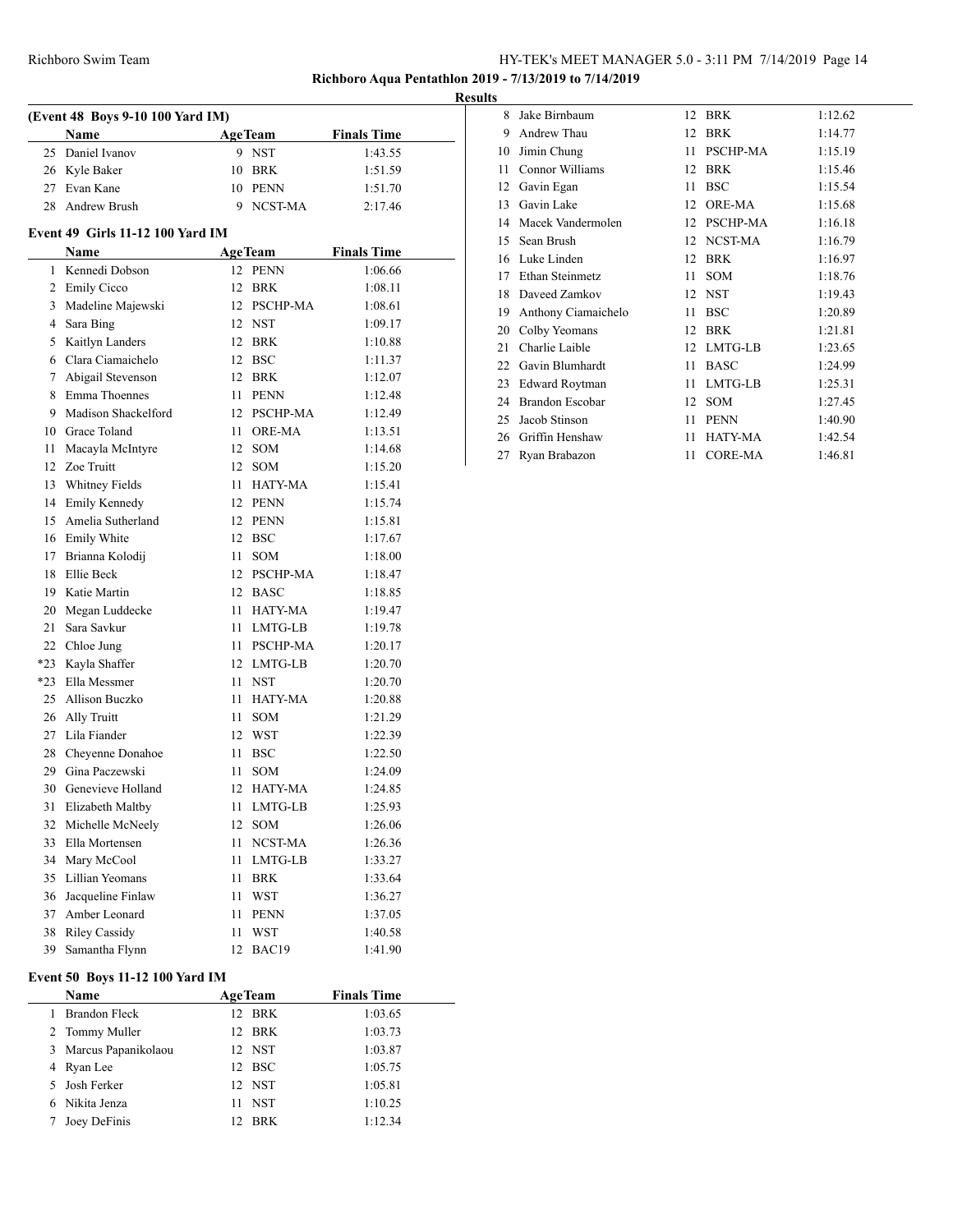**Richboro Aqua Pentathlon 2019 - 7/13/2019 to 7/14/2019**

**Results**

**(Event 48 Boys 9-10 100 Yard IM)**

| | Name | Age | Team | Finals Time |
|---|---|---|---|---|
| 25 | Daniel Ivanov | 9 | NST | 1:43.55 |
| 26 | Kyle Baker | 10 | BRK | 1:51.59 |
| 27 | Evan Kane | 10 | PENN | 1:51.70 |
| 28 | Andrew Brush | 9 | NCST-MA | 2:17.46 |

**Event 49 Girls 11-12 100 Yard IM**

| | Name | Age | Team | Finals Time |
|---|---|---|---|---|
| 1 | Kennedi Dobson | 12 | PENN | 1:06.66 |
| 2 | Emily Cicco | 12 | BRK | 1:08.11 |
| 3 | Madeline Majewski | 12 | PSCHP-MA | 1:08.61 |
| 4 | Sara Bing | 12 | NST | 1:09.17 |
| 5 | Kaitlyn Landers | 12 | BRK | 1:10.88 |
| 6 | Clara Ciamaichelo | 12 | BSC | 1:11.37 |
| 7 | Abigail Stevenson | 12 | BRK | 1:12.07 |
| 8 | Emma Thoennes | 11 | PENN | 1:12.48 |
| 9 | Madison Shackelford | 12 | PSCHP-MA | 1:12.49 |
| 10 | Grace Toland | 11 | ORE-MA | 1:13.51 |
| 11 | Macayla McIntyre | 12 | SOM | 1:14.68 |
| 12 | Zoe Truitt | 12 | SOM | 1:15.20 |
| 13 | Whitney Fields | 11 | HATY-MA | 1:15.41 |
| 14 | Emily Kennedy | 12 | PENN | 1:15.74 |
| 15 | Amelia Sutherland | 12 | PENN | 1:15.81 |
| 16 | Emily White | 12 | BSC | 1:17.67 |
| 17 | Brianna Kolodij | 11 | SOM | 1:18.00 |
| 18 | Ellie Beck | 12 | PSCHP-MA | 1:18.47 |
| 19 | Katie Martin | 12 | BASC | 1:18.85 |
| 20 | Megan Luddecke | 11 | HATY-MA | 1:19.47 |
| 21 | Sara Savkur | 11 | LMTG-LB | 1:19.78 |
| 22 | Chloe Jung | 11 | PSCHP-MA | 1:20.17 |
| *23 | Kayla Shaffer | 12 | LMTG-LB | 1:20.70 |
| *23 | Ella Messmer | 11 | NST | 1:20.70 |
| 25 | Allison Buczko | 11 | HATY-MA | 1:20.88 |
| 26 | Ally Truitt | 11 | SOM | 1:21.29 |
| 27 | Lila Fiander | 12 | WST | 1:22.39 |
| 28 | Cheyenne Donahoe | 11 | BSC | 1:22.50 |
| 29 | Gina Paczewski | 11 | SOM | 1:24.09 |
| 30 | Genevieve Holland | 12 | HATY-MA | 1:24.85 |
| 31 | Elizabeth Maltby | 11 | LMTG-LB | 1:25.93 |
| 32 | Michelle McNeely | 12 | SOM | 1:26.06 |
| 33 | Ella Mortensen | 11 | NCST-MA | 1:26.36 |
| 34 | Mary McCool | 11 | LMTG-LB | 1:33.27 |
| 35 | Lillian Yeomans | 11 | BRK | 1:33.64 |
| 36 | Jacqueline Finlaw | 11 | WST | 1:36.27 |
| 37 | Amber Leonard | 11 | PENN | 1:37.05 |
| 38 | Riley Cassidy | 11 | WST | 1:40.58 |
| 39 | Samantha Flynn | 12 | BAC19 | 1:41.90 |

**Event 50 Boys 11-12 100 Yard IM**

| | Name | Age | Team | Finals Time |
|---|---|---|---|---|
| 1 | Brandon Fleck | 12 | BRK | 1:03.65 |
| 2 | Tommy Muller | 12 | BRK | 1:03.73 |
| 3 | Marcus Papanikolaou | 12 | NST | 1:03.87 |
| 4 | Ryan Lee | 12 | BSC | 1:05.75 |
| 5 | Josh Ferker | 12 | NST | 1:05.81 |
| 6 | Nikita Jenza | 11 | NST | 1:10.25 |
| 7 | Joey DeFinis | 12 | BRK | 1:12.34 |
| 8 | Jake Birnbaum | 12 | BRK | 1:12.62 |
| 9 | Andrew Thau | 12 | BRK | 1:14.77 |
| 10 | Jimin Chung | 11 | PSCHP-MA | 1:15.19 |
| 11 | Connor Williams | 12 | BRK | 1:15.46 |
| 12 | Gavin Egan | 11 | BSC | 1:15.54 |
| 13 | Gavin Lake | 12 | ORE-MA | 1:15.68 |
| 14 | Macek Vandermolen | 12 | PSCHP-MA | 1:16.18 |
| 15 | Sean Brush | 12 | NCST-MA | 1:16.79 |
| 16 | Luke Linden | 12 | BRK | 1:16.97 |
| 17 | Ethan Steinmetz | 11 | SOM | 1:18.76 |
| 18 | Daveed Zamkov | 12 | NST | 1:19.43 |
| 19 | Anthony Ciamaichelo | 11 | BSC | 1:20.89 |
| 20 | Colby Yeomans | 12 | BRK | 1:21.81 |
| 21 | Charlie Laible | 12 | LMTG-LB | 1:23.65 |
| 22 | Gavin Blumhardt | 11 | BASC | 1:24.99 |
| 23 | Edward Roytman | 11 | LMTG-LB | 1:25.31 |
| 24 | Brandon Escobar | 12 | SOM | 1:27.45 |
| 25 | Jacob Stinson | 11 | PENN | 1:40.90 |
| 26 | Griffin Henshaw | 11 | HATY-MA | 1:42.54 |
| 27 | Ryan Brabazon | 11 | CORE-MA | 1:46.81 |